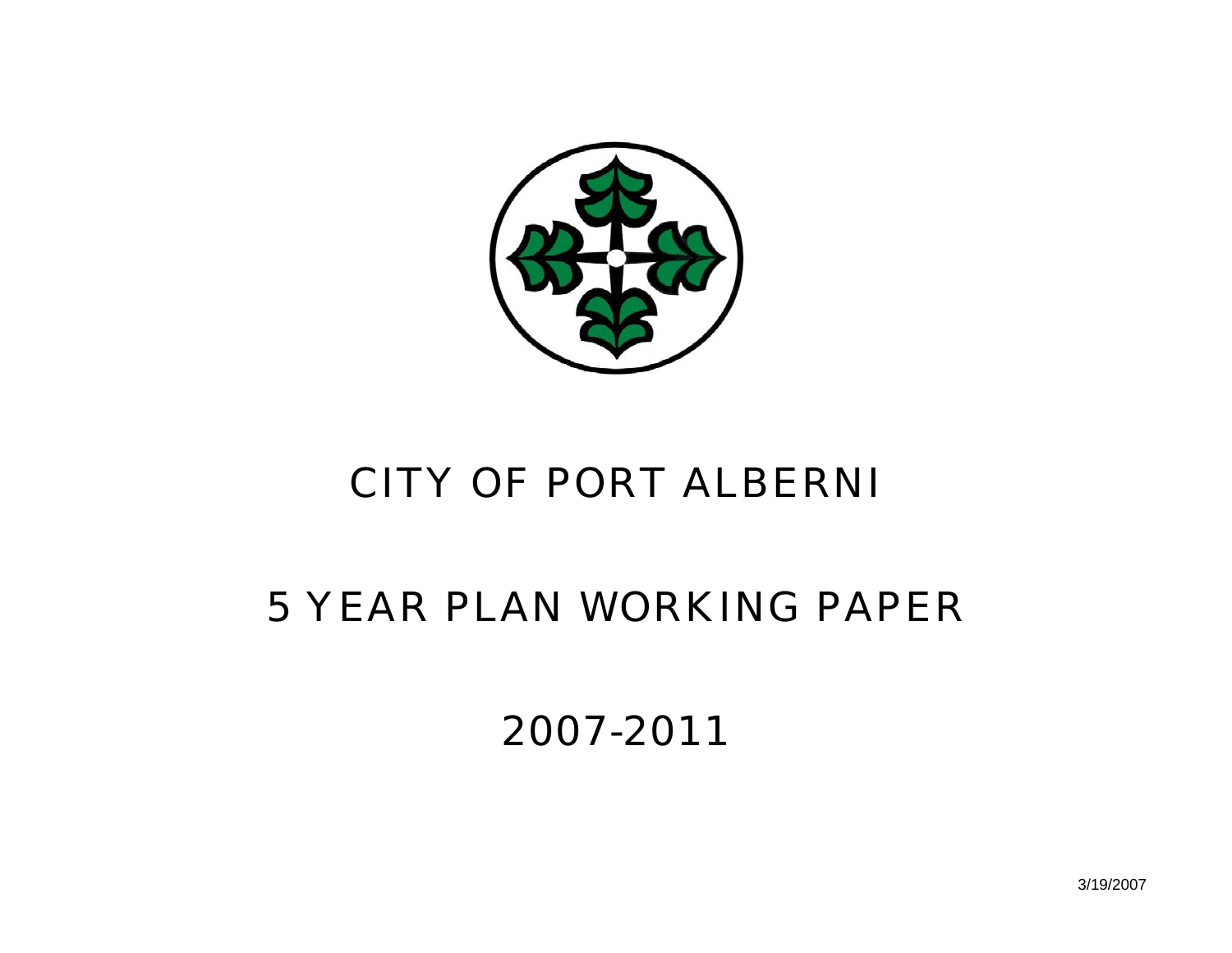# CITY OF PORT ALBERNI

# 5 YEAR PLAN WORKING PAPER

# 2007-2011

3/19/2007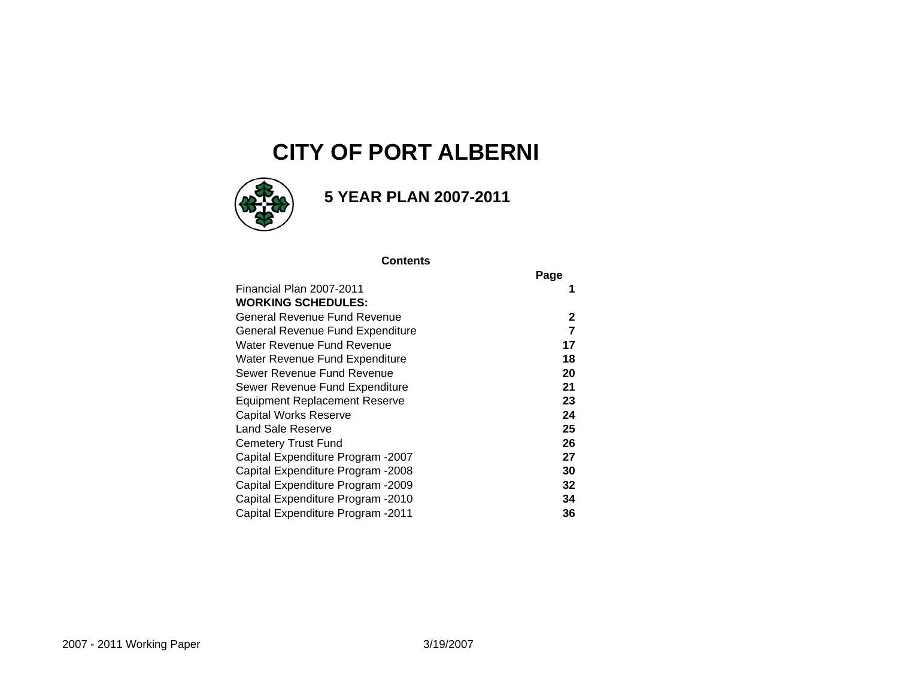# CITY OF PORT ALBERNI

## 5 YEAR PLAN 2007-2011

**Contents**

| | Page |
|---|---|
| Financial Plan 2007-2011 | **1** |
| **WORKING SCHEDULES:** | |
| General Revenue Fund Revenue | **2** |
| General Revenue Fund Expenditure | **7** |
| Water Revenue Fund Revenue | **17** |
| Water Revenue Fund Expenditure | **18** |
| Sewer Revenue Fund Revenue | **20** |
| Sewer Revenue Fund Expenditure | **21** |
| Equipment Replacement Reserve | **23** |
| Capital Works Reserve | **24** |
| Land Sale Reserve | **25** |
| Cemetery Trust Fund | **26** |
| Capital Expenditure Program -2007 | **27** |
| Capital Expenditure Program -2008 | **30** |
| Capital Expenditure Program -2009 | **32** |
| Capital Expenditure Program -2010 | **34** |
| Capital Expenditure Program -2011 | **36** |

2007 - 2011 Working Paper 3/19/2007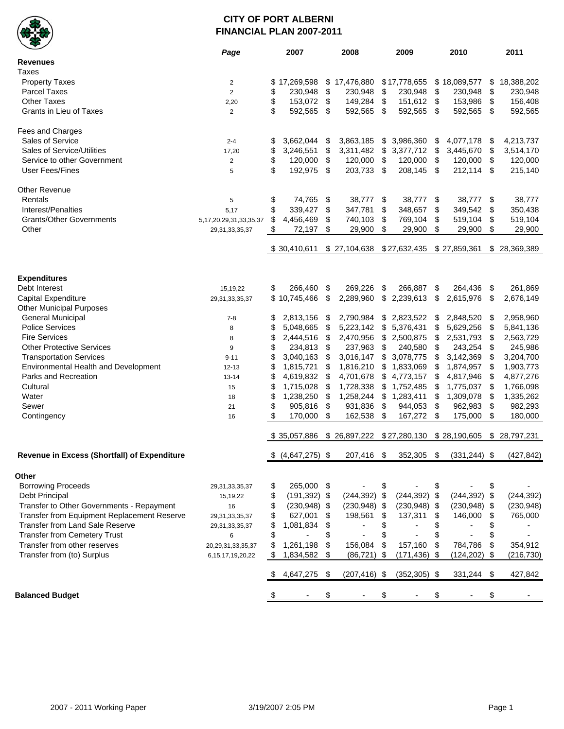# CITY OF PORT ALBERNI
## FINANCIAL PLAN 2007-2011

| | *Page* | 2007 | 2008 | 2009 | 2010 | 2011 |
|---|---|---|---|---|---|---|
| **Revenues** | | | | | | |
| Taxes | | | | | | |
| Property Taxes | 2 | $ 17,269,598 | $ 17,476,880 | $17,778,655 | $ 18,089,577 | $ 18,388,202 |
| Parcel Taxes | 2 | $ 230,948 | $ 230,948 | $ 230,948 | $ 230,948 | $ 230,948 |
| Other Taxes | 2,20 | $ 153,072 | $ 149,284 | $ 151,612 | $ 153,986 | $ 156,408 |
| Grants in Lieu of Taxes | 2 | $ 592,565 | $ 592,565 | $ 592,565 | $ 592,565 | $ 592,565 |
| Fees and Charges | | | | | | |
| Sales of Service | 2-4 | $ 3,662,044 | $ 3,863,185 | $ 3,986,360 | $ 4,077,178 | $ 4,213,737 |
| Sales of Service/Utilities | 17,20 | $ 3,246,551 | $ 3,311,482 | $ 3,377,712 | $ 3,445,670 | $ 3,514,170 |
| Service to other Government | 2 | $ 120,000 | $ 120,000 | $ 120,000 | $ 120,000 | $ 120,000 |
| User Fees/Fines | 5 | $ 192,975 | $ 203,733 | $ 208,145 | $ 212,114 | $ 215,140 |
| Other Revenue | | | | | | |
| Rentals | 5 | $ 74,765 | $ 38,777 | $ 38,777 | $ 38,777 | $ 38,777 |
| Interest/Penalties | 5,17 | $ 339,427 | $ 347,781 | $ 348,657 | $ 349,542 | $ 350,438 |
| Grants/Other Governments | 5,17,20,29,31,33,35,37 | $ 4,456,469 | $ 740,103 | $ 769,104 | $ 519,104 | $ 519,104 |
| Other | 29,31,33,35,37 | $ 72,197 | $ 29,900 | $ 29,900 | $ 29,900 | $ 29,900 |
| | | $ 30,410,611 | $ 27,104,638 | $27,632,435 | $ 27,859,361 | $ 28,369,389 |
| **Expenditures** | | | | | | |
| Debt Interest | 15,19,22 | $ 266,460 | $ 269,226 | $ 266,887 | $ 264,436 | $ 261,869 |
| Capital Expenditure | 29,31,33,35,37 | $ 10,745,466 | $ 2,289,960 | $ 2,239,613 | $ 2,615,976 | $ 2,676,149 |
| Other Municipal Purposes | | | | | | |
| General Municipal | 7-8 | $ 2,813,156 | $ 2,790,984 | $ 2,823,522 | $ 2,848,520 | $ 2,958,960 |
| Police Services | 8 | $ 5,048,665 | $ 5,223,142 | $ 5,376,431 | $ 5,629,256 | $ 5,841,136 |
| Fire Services | 8 | $ 2,444,516 | $ 2,470,956 | $ 2,500,875 | $ 2,531,793 | $ 2,563,729 |
| Other Protective Services | 9 | $ 234,813 | $ 237,963 | $ 240,580 | $ 243,254 | $ 245,986 |
| Transportation Services | 9-11 | $ 3,040,163 | $ 3,016,147 | $ 3,078,775 | $ 3,142,369 | $ 3,204,700 |
| Environmental Health and Development | 12-13 | $ 1,815,721 | $ 1,816,210 | $ 1,833,069 | $ 1,874,957 | $ 1,903,773 |
| Parks and Recreation | 13-14 | $ 4,619,832 | $ 4,701,678 | $ 4,773,157 | $ 4,817,946 | $ 4,877,276 |
| Cultural | 15 | $ 1,715,028 | $ 1,728,338 | $ 1,752,485 | $ 1,775,037 | $ 1,766,098 |
| Water | 18 | $ 1,238,250 | $ 1,258,244 | $ 1,283,411 | $ 1,309,078 | $ 1,335,262 |
| Sewer | 21 | $ 905,816 | $ 931,836 | $ 944,053 | $ 962,983 | $ 982,293 |
| Contingency | 16 | $ 170,000 | $ 162,538 | $ 167,272 | $ 175,000 | $ 180,000 |
| | | $ 35,057,886 | $ 26,897,222 | $27,280,130 | $ 28,190,605 | $ 28,797,231 |
| **Revenue in Excess (Shortfall) of Expenditure** | | $ (4,647,275) | $ 207,416 | $ 352,305 | $ (331,244) | $ (427,842) |
| **Other** | | | | | | |
| Borrowing Proceeds | 29,31,33,35,37 | $ 265,000 | $ - | $ - | $ - | $ - |
| Debt Principal | 15,19,22 | $ (191,392) | $ (244,392) | $ (244,392) | $ (244,392) | $ (244,392) |
| Transfer to Other Governments - Repayment | 16 | $ (230,948) | $ (230,948) | $ (230,948) | $ (230,948) | $ (230,948) |
| Transfer from Equipment Replacement Reserve | 29,31,33,35,37 | $ 627,001 | $ 198,561 | $ 137,311 | $ 146,000 | $ 765,000 |
| Transfer from Land Sale Reserve | 29,31,33,35,37 | $ 1,081,834 | $ - | $ - | $ - | $ - |
| Transfer from Cemetery Trust | 6 | $ - | $ - | $ - | $ - | $ - |
| Transfer from other reserves | 20,29,31,33,35,37 | $ 1,261,198 | $ 156,084 | $ 157,160 | $ 784,786 | $ 354,912 |
| Transfer from (to) Surplus | 6,15,17,19,20,22 | $ 1,834,582 | $ (86,721) | $ (171,436) | $ (124,202) | $ (216,730) |
| | | $ 4,647,275 | $ (207,416) | $ (352,305) | $ 331,244 | $ 427,842 |
| **Balanced Budget** | | $ - | $ - | $ - | $ - | $ - |

2007 - 2011 Working Paper 3/19/2007 2:05 PM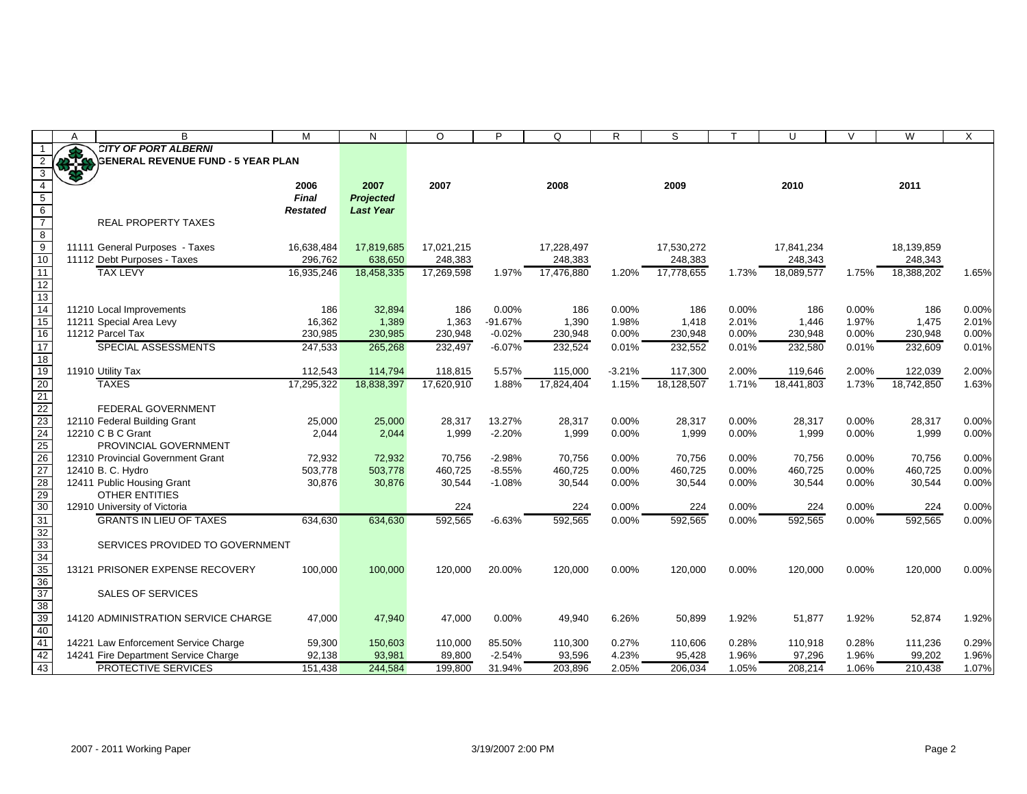**CITY OF PORT ALBERNI**

**GENERAL REVENUE FUND - 5 YEAR PLAN**

| | 2006 *Final Restated* | 2007 *Projected Last Year* | 2007 | | 2008 | | 2009 | | 2010 | | 2011 | |
|---|---|---|---|---|---|---|---|---|---|---|---|---|
| REAL PROPERTY TAXES | | | | | | | | | | | | |
| 11111 General Purposes - Taxes | 16,638,484 | 17,819,685 | 17,021,215 | | 17,228,497 | | 17,530,272 | | 17,841,234 | | 18,139,859 | |
| 11112 Debt Purposes - Taxes | 296,762 | 638,650 | 248,383 | | 248,383 | | 248,383 | | 248,343 | | 248,343 | |
| TAX LEVY | 16,935,246 | 18,458,335 | 17,269,598 | 1.97% | 17,476,880 | 1.20% | 17,778,655 | 1.73% | 18,089,577 | 1.75% | 18,388,202 | 1.65% |
| 11210 Local Improvements | 186 | 32,894 | 186 | 0.00% | 186 | 0.00% | 186 | 0.00% | 186 | 0.00% | 186 | 0.00% |
| 11211 Special Area Levy | 16,362 | 1,389 | 1,363 | -91.67% | 1,390 | 1.98% | 1,418 | 2.01% | 1,446 | 1.97% | 1,475 | 2.01% |
| 11212 Parcel Tax | 230,985 | 230,985 | 230,948 | -0.02% | 230,948 | 0.00% | 230,948 | 0.00% | 230,948 | 0.00% | 230,948 | 0.00% |
| SPECIAL ASSESSMENTS | 247,533 | 265,268 | 232,497 | -6.07% | 232,524 | 0.01% | 232,552 | 0.01% | 232,580 | 0.01% | 232,609 | 0.01% |
| 11910 Utility Tax | 112,543 | 114,794 | 118,815 | 5.57% | 115,000 | -3.21% | 117,300 | 2.00% | 119,646 | 2.00% | 122,039 | 2.00% |
| TAXES | 17,295,322 | 18,838,397 | 17,620,910 | 1.88% | 17,824,404 | 1.15% | 18,128,507 | 1.71% | 18,441,803 | 1.73% | 18,742,850 | 1.63% |
| FEDERAL GOVERNMENT | | | | | | | | | | | | |
| 12110 Federal Building Grant | 25,000 | 25,000 | 28,317 | 13.27% | 28,317 | 0.00% | 28,317 | 0.00% | 28,317 | 0.00% | 28,317 | 0.00% |
| 12210 C B C Grant | 2,044 | 2,044 | 1,999 | -2.20% | 1,999 | 0.00% | 1,999 | 0.00% | 1,999 | 0.00% | 1,999 | 0.00% |
| PROVINCIAL GOVERNMENT | | | | | | | | | | | | |
| 12310 Provincial Government Grant | 72,932 | 72,932 | 70,756 | -2.98% | 70,756 | 0.00% | 70,756 | 0.00% | 70,756 | 0.00% | 70,756 | 0.00% |
| 12410 B. C. Hydro | 503,778 | 503,778 | 460,725 | -8.55% | 460,725 | 0.00% | 460,725 | 0.00% | 460,725 | 0.00% | 460,725 | 0.00% |
| 12411 Public Housing Grant | 30,876 | 30,876 | 30,544 | -1.08% | 30,544 | 0.00% | 30,544 | 0.00% | 30,544 | 0.00% | 30,544 | 0.00% |
| OTHER ENTITIES | | | | | | | | | | | | |
| 12910 University of Victoria | | | 224 | | 224 | 0.00% | 224 | 0.00% | 224 | 0.00% | 224 | 0.00% |
| GRANTS IN LIEU OF TAXES | 634,630 | 634,630 | 592,565 | -6.63% | 592,565 | 0.00% | 592,565 | 0.00% | 592,565 | 0.00% | 592,565 | 0.00% |
| SERVICES PROVIDED TO GOVERNMENT | | | | | | | | | | | | |
| 13121 PRISONER EXPENSE RECOVERY | 100,000 | 100,000 | 120,000 | 20.00% | 120,000 | 0.00% | 120,000 | 0.00% | 120,000 | 0.00% | 120,000 | 0.00% |
| SALES OF SERVICES | | | | | | | | | | | | |
| 14120 ADMINISTRATION SERVICE CHARGE | 47,000 | 47,940 | 47,000 | 0.00% | 49,940 | 6.26% | 50,899 | 1.92% | 51,877 | 1.92% | 52,874 | 1.92% |
| 14221 Law Enforcement Service Charge | 59,300 | 150,603 | 110,000 | 85.50% | 110,300 | 0.27% | 110,606 | 0.28% | 110,918 | 0.28% | 111,236 | 0.29% |
| 14241 Fire Department Service Charge | 92,138 | 93,981 | 89,800 | -2.54% | 93,596 | 4.23% | 95,428 | 1.96% | 97,296 | 1.96% | 99,202 | 1.96% |
| PROTECTIVE SERVICES | 151,438 | 244,584 | 199,800 | 31.94% | 203,896 | 2.05% | 206,034 | 1.05% | 208,214 | 1.06% | 210,438 | 1.07% |

2007 - 2011 Working Paper 3/19/2007 2:00 PM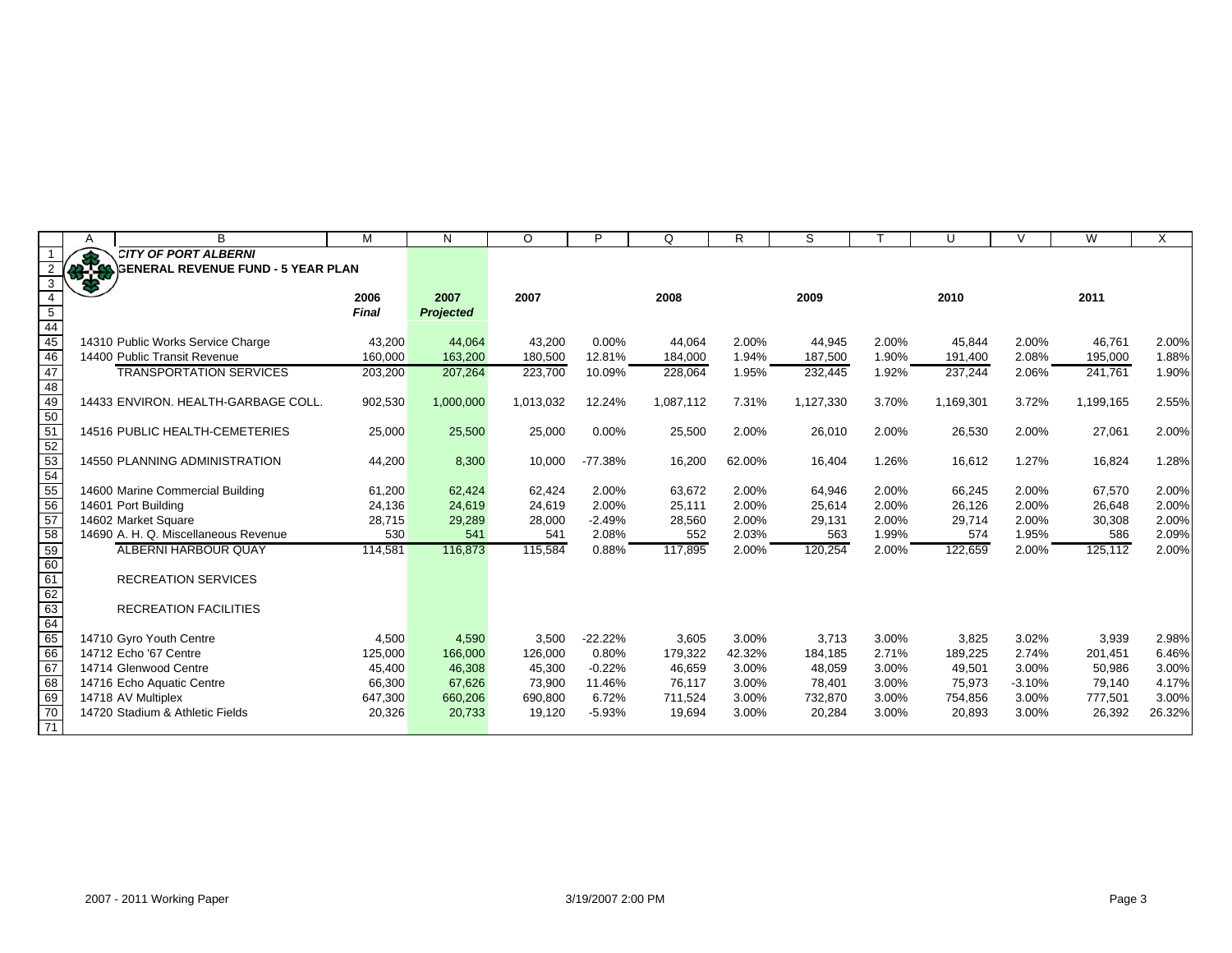**CITY OF PORT ALBERNI**

**GENERAL REVENUE FUND - 5 YEAR PLAN**

| | 2006 *Final* | 2007 *Projected* | 2007 | | 2008 | | 2009 | | 2010 | | 2011 | |
|---|---|---|---|---|---|---|---|---|---|---|---|---|
| 14310 Public Works Service Charge | 43,200 | 44,064 | 43,200 | 0.00% | 44,064 | 2.00% | 44,945 | 2.00% | 45,844 | 2.00% | 46,761 | 2.00% |
| 14400 Public Transit Revenue | 160,000 | 163,200 | 180,500 | 12.81% | 184,000 | 1.94% | 187,500 | 1.90% | 191,400 | 2.08% | 195,000 | 1.88% |
| TRANSPORTATION SERVICES | 203,200 | 207,264 | 223,700 | 10.09% | 228,064 | 1.95% | 232,445 | 1.92% | 237,244 | 2.06% | 241,761 | 1.90% |
| | | | | | | | | | | | | |
| 14433 ENVIRON. HEALTH-GARBAGE COLL. | 902,530 | 1,000,000 | 1,013,032 | 12.24% | 1,087,112 | 7.31% | 1,127,330 | 3.70% | 1,169,301 | 3.72% | 1,199,165 | 2.55% |
| | | | | | | | | | | | | |
| 14516 PUBLIC HEALTH-CEMETERIES | 25,000 | 25,500 | 25,000 | 0.00% | 25,500 | 2.00% | 26,010 | 2.00% | 26,530 | 2.00% | 27,061 | 2.00% |
| | | | | | | | | | | | | |
| 14550 PLANNING ADMINISTRATION | 44,200 | 8,300 | 10,000 | -77.38% | 16,200 | 62.00% | 16,404 | 1.26% | 16,612 | 1.27% | 16,824 | 1.28% |
| | | | | | | | | | | | | |
| 14600 Marine Commercial Building | 61,200 | 62,424 | 62,424 | 2.00% | 63,672 | 2.00% | 64,946 | 2.00% | 66,245 | 2.00% | 67,570 | 2.00% |
| 14601 Port Building | 24,136 | 24,619 | 24,619 | 2.00% | 25,111 | 2.00% | 25,614 | 2.00% | 26,126 | 2.00% | 26,648 | 2.00% |
| 14602 Market Square | 28,715 | 29,289 | 28,000 | -2.49% | 28,560 | 2.00% | 29,131 | 2.00% | 29,714 | 2.00% | 30,308 | 2.00% |
| 14690 A. H. Q. Miscellaneous Revenue | 530 | 541 | 541 | 2.08% | 552 | 2.03% | 563 | 1.99% | 574 | 1.95% | 586 | 2.09% |
| ALBERNI HARBOUR QUAY | 114,581 | 116,873 | 115,584 | 0.88% | 117,895 | 2.00% | 120,254 | 2.00% | 122,659 | 2.00% | 125,112 | 2.00% |
| | | | | | | | | | | | | |
| RECREATION SERVICES | | | | | | | | | | | | |
| | | | | | | | | | | | | |
| RECREATION FACILITIES | | | | | | | | | | | | |
| | | | | | | | | | | | | |
| 14710 Gyro Youth Centre | 4,500 | 4,590 | 3,500 | -22.22% | 3,605 | 3.00% | 3,713 | 3.00% | 3,825 | 3.02% | 3,939 | 2.98% |
| 14712 Echo '67 Centre | 125,000 | 166,000 | 126,000 | 0.80% | 179,322 | 42.32% | 184,185 | 2.71% | 189,225 | 2.74% | 201,451 | 6.46% |
| 14714 Glenwood Centre | 45,400 | 46,308 | 45,300 | -0.22% | 46,659 | 3.00% | 48,059 | 3.00% | 49,501 | 3.00% | 50,986 | 3.00% |
| 14716 Echo Aquatic Centre | 66,300 | 67,626 | 73,900 | 11.46% | 76,117 | 3.00% | 78,401 | 3.00% | 75,973 | -3.10% | 79,140 | 4.17% |
| 14718 AV Multiplex | 647,300 | 660,206 | 690,800 | 6.72% | 711,524 | 3.00% | 732,870 | 3.00% | 754,856 | 3.00% | 777,501 | 3.00% |
| 14720 Stadium & Athletic Fields | 20,326 | 20,733 | 19,120 | -5.93% | 19,694 | 3.00% | 20,284 | 3.00% | 20,893 | 3.00% | 26,392 | 26.32% |

2007 - 2011 Working Paper — 3/19/2007 2:00 PM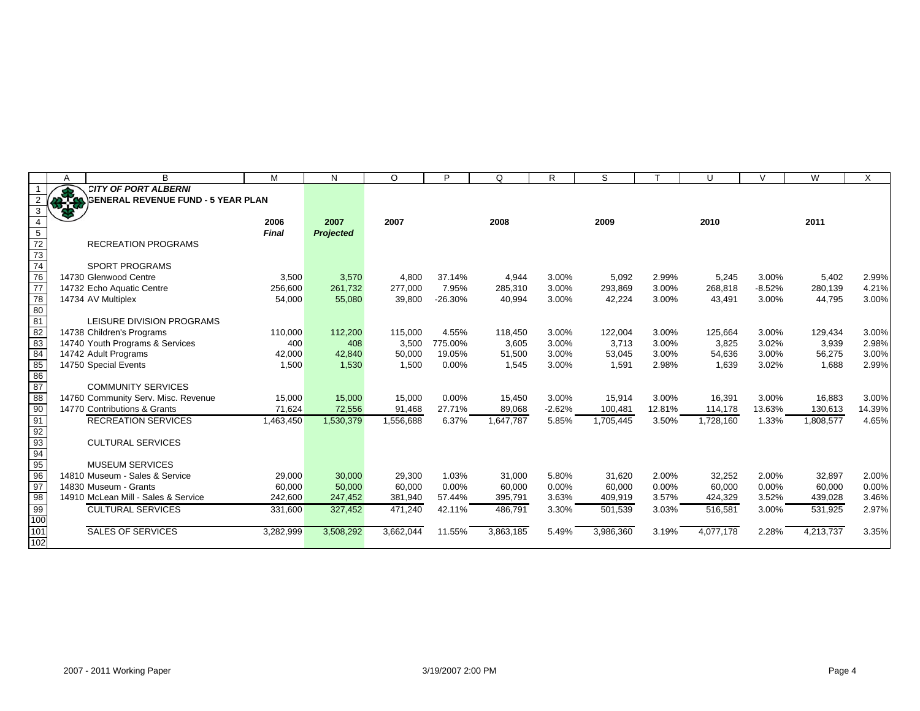**CITY OF PORT ALBERNI**

**GENERAL REVENUE FUND - 5 YEAR PLAN**

| | 2006 *Final* | 2007 *Projected* | 2007 | | 2008 | | 2009 | | 2010 | | 2011 | |
|---|---|---|---|---|---|---|---|---|---|---|---|---|
| RECREATION PROGRAMS | | | | | | | | | | | | |
| SPORT PROGRAMS | | | | | | | | | | | | |
| 14730 Glenwood Centre | 3,500 | 3,570 | 4,800 | 37.14% | 4,944 | 3.00% | 5,092 | 2.99% | 5,245 | 3.00% | 5,402 | 2.99% |
| 14732 Echo Aquatic Centre | 256,600 | 261,732 | 277,000 | 7.95% | 285,310 | 3.00% | 293,869 | 3.00% | 268,818 | -8.52% | 280,139 | 4.21% |
| 14734 AV Multiplex | 54,000 | 55,080 | 39,800 | -26.30% | 40,994 | 3.00% | 42,224 | 3.00% | 43,491 | 3.00% | 44,795 | 3.00% |
| LEISURE DIVISION PROGRAMS | | | | | | | | | | | | |
| 14738 Children's Programs | 110,000 | 112,200 | 115,000 | 4.55% | 118,450 | 3.00% | 122,004 | 3.00% | 125,664 | 3.00% | 129,434 | 3.00% |
| 14740 Youth Programs & Services | 400 | 408 | 3,500 | 775.00% | 3,605 | 3.00% | 3,713 | 3.00% | 3,825 | 3.02% | 3,939 | 2.98% |
| 14742 Adult Programs | 42,000 | 42,840 | 50,000 | 19.05% | 51,500 | 3.00% | 53,045 | 3.00% | 54,636 | 3.00% | 56,275 | 3.00% |
| 14750 Special Events | 1,500 | 1,530 | 1,500 | 0.00% | 1,545 | 3.00% | 1,591 | 2.98% | 1,639 | 3.02% | 1,688 | 2.99% |
| COMMUNITY SERVICES | | | | | | | | | | | | |
| 14760 Community Serv. Misc. Revenue | 15,000 | 15,000 | 15,000 | 0.00% | 15,450 | 3.00% | 15,914 | 3.00% | 16,391 | 3.00% | 16,883 | 3.00% |
| 14770 Contributions & Grants | 71,624 | 72,556 | 91,468 | 27.71% | 89,068 | -2.62% | 100,481 | 12.81% | 114,178 | 13.63% | 130,613 | 14.39% |
| RECREATION SERVICES | 1,463,450 | 1,530,379 | 1,556,688 | 6.37% | 1,647,787 | 5.85% | 1,705,445 | 3.50% | 1,728,160 | 1.33% | 1,808,577 | 4.65% |
| CULTURAL SERVICES | | | | | | | | | | | | |
| MUSEUM SERVICES | | | | | | | | | | | | |
| 14810 Museum - Sales & Service | 29,000 | 30,000 | 29,300 | 1.03% | 31,000 | 5.80% | 31,620 | 2.00% | 32,252 | 2.00% | 32,897 | 2.00% |
| 14830 Museum - Grants | 60,000 | 50,000 | 60,000 | 0.00% | 60,000 | 0.00% | 60,000 | 0.00% | 60,000 | 0.00% | 60,000 | 0.00% |
| 14910 McLean Mill - Sales & Service | 242,600 | 247,452 | 381,940 | 57.44% | 395,791 | 3.63% | 409,919 | 3.57% | 424,329 | 3.52% | 439,028 | 3.46% |
| CULTURAL SERVICES | 331,600 | 327,452 | 471,240 | 42.11% | 486,791 | 3.30% | 501,539 | 3.03% | 516,581 | 3.00% | 531,925 | 2.97% |
| SALES OF SERVICES | 3,282,999 | 3,508,292 | 3,662,044 | 11.55% | 3,863,185 | 5.49% | 3,986,360 | 3.19% | 4,077,178 | 2.28% | 4,213,737 | 3.35% |

2007 - 2011 Working Paper 3/19/2007 2:00 PM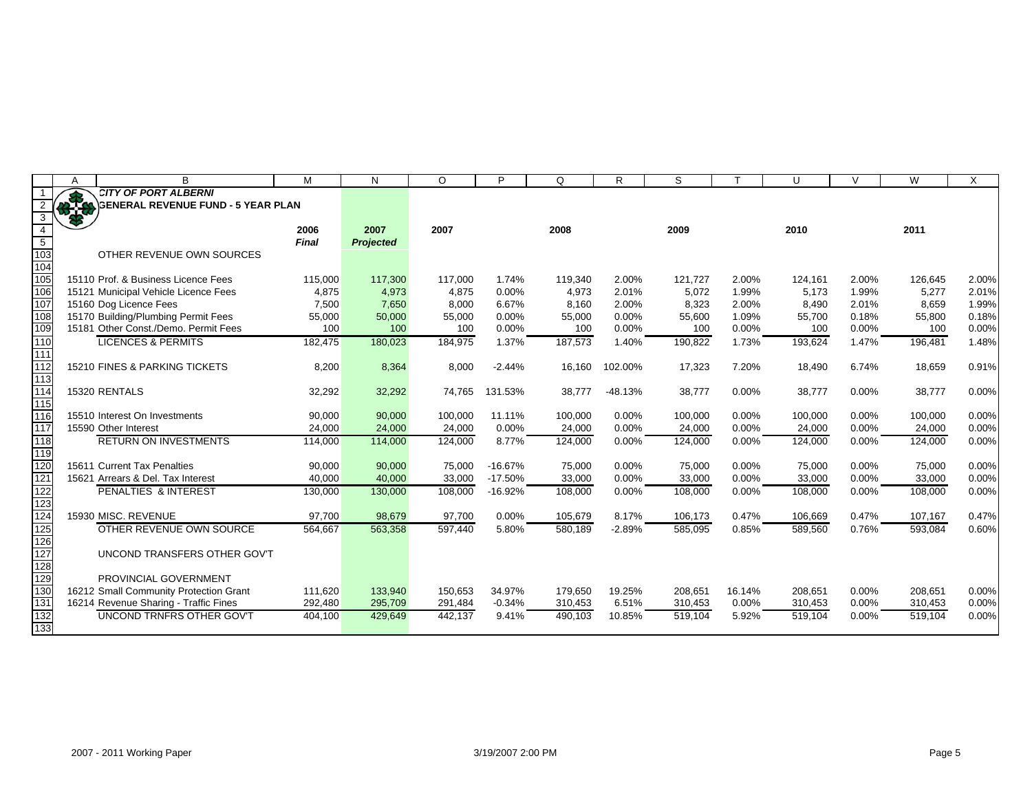**CITY OF PORT ALBERNI**
**GENERAL REVENUE FUND - 5 YEAR PLAN**

| | 2006 Final | 2007 Projected | 2007 | | 2008 | | 2009 | | 2010 | | 2011 | |
|---|---|---|---|---|---|---|---|---|---|---|---|---|
| OTHER REVENUE OWN SOURCES | | | | | | | | | | | | |
| 15110 Prof. & Business Licence Fees | 115,000 | 117,300 | 117,000 | 1.74% | 119,340 | 2.00% | 121,727 | 2.00% | 124,161 | 2.00% | 126,645 | 2.00% |
| 15121 Municipal Vehicle Licence Fees | 4,875 | 4,973 | 4,875 | 0.00% | 4,973 | 2.01% | 5,072 | 1.99% | 5,173 | 1.99% | 5,277 | 2.01% |
| 15160 Dog Licence Fees | 7,500 | 7,650 | 8,000 | 6.67% | 8,160 | 2.00% | 8,323 | 2.00% | 8,490 | 2.01% | 8,659 | 1.99% |
| 15170 Building/Plumbing Permit Fees | 55,000 | 50,000 | 55,000 | 0.00% | 55,000 | 0.00% | 55,600 | 1.09% | 55,700 | 0.18% | 55,800 | 0.18% |
| 15181 Other Const./Demo. Permit Fees | 100 | 100 | 100 | 0.00% | 100 | 0.00% | 100 | 0.00% | 100 | 0.00% | 100 | 0.00% |
| LICENCES & PERMITS | 182,475 | 180,023 | 184,975 | 1.37% | 187,573 | 1.40% | 190,822 | 1.73% | 193,624 | 1.47% | 196,481 | 1.48% |
| 15210 FINES & PARKING TICKETS | 8,200 | 8,364 | 8,000 | -2.44% | 16,160 | 102.00% | 17,323 | 7.20% | 18,490 | 6.74% | 18,659 | 0.91% |
| 15320 RENTALS | 32,292 | 32,292 | 74,765 | 131.53% | 38,777 | -48.13% | 38,777 | 0.00% | 38,777 | 0.00% | 38,777 | 0.00% |
| 15510 Interest On Investments | 90,000 | 90,000 | 100,000 | 11.11% | 100,000 | 0.00% | 100,000 | 0.00% | 100,000 | 0.00% | 100,000 | 0.00% |
| 15590 Other Interest | 24,000 | 24,000 | 24,000 | 0.00% | 24,000 | 0.00% | 24,000 | 0.00% | 24,000 | 0.00% | 24,000 | 0.00% |
| RETURN ON INVESTMENTS | 114,000 | 114,000 | 124,000 | 8.77% | 124,000 | 0.00% | 124,000 | 0.00% | 124,000 | 0.00% | 124,000 | 0.00% |
| 15611 Current Tax Penalties | 90,000 | 90,000 | 75,000 | -16.67% | 75,000 | 0.00% | 75,000 | 0.00% | 75,000 | 0.00% | 75,000 | 0.00% |
| 15621 Arrears & Del. Tax Interest | 40,000 | 40,000 | 33,000 | -17.50% | 33,000 | 0.00% | 33,000 | 0.00% | 33,000 | 0.00% | 33,000 | 0.00% |
| PENALTIES & INTEREST | 130,000 | 130,000 | 108,000 | -16.92% | 108,000 | 0.00% | 108,000 | 0.00% | 108,000 | 0.00% | 108,000 | 0.00% |
| 15930 MISC. REVENUE | 97,700 | 98,679 | 97,700 | 0.00% | 105,679 | 8.17% | 106,173 | 0.47% | 106,669 | 0.47% | 107,167 | 0.47% |
| OTHER REVENUE OWN SOURCE | 564,667 | 563,358 | 597,440 | 5.80% | 580,189 | -2.89% | 585,095 | 0.85% | 589,560 | 0.76% | 593,084 | 0.60% |
| UNCOND TRANSFERS OTHER GOV'T | | | | | | | | | | | | |
| PROVINCIAL GOVERNMENT | | | | | | | | | | | | |
| 16212 Small Community Protection Grant | 111,620 | 133,940 | 150,653 | 34.97% | 179,650 | 19.25% | 208,651 | 16.14% | 208,651 | 0.00% | 208,651 | 0.00% |
| 16214 Revenue Sharing - Traffic Fines | 292,480 | 295,709 | 291,484 | -0.34% | 310,453 | 6.51% | 310,453 | 0.00% | 310,453 | 0.00% | 310,453 | 0.00% |
| UNCOND TRNFRS OTHER GOV'T | 404,100 | 429,649 | 442,137 | 9.41% | 490,103 | 10.85% | 519,104 | 5.92% | 519,104 | 0.00% | 519,104 | 0.00% |

2007 - 2011 Working Paper 3/19/2007 2:00 PM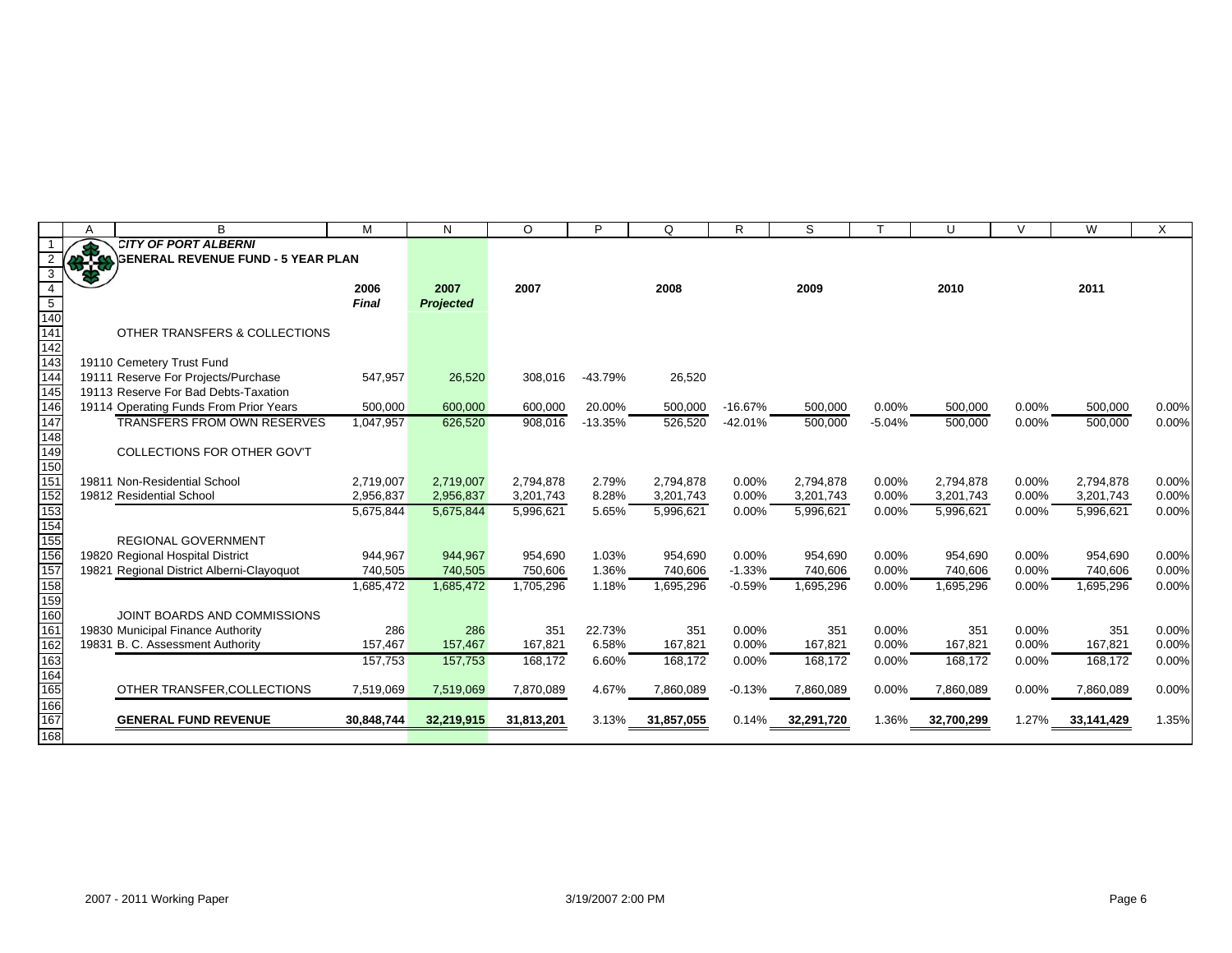# CITY OF PORT ALBERNI

## GENERAL REVENUE FUND - 5 YEAR PLAN

| | 2006 Final | 2007 Projected | 2007 | | 2008 | | 2009 | | 2010 | | 2011 | |
|---|---|---|---|---|---|---|---|---|---|---|---|---|
| **OTHER TRANSFERS & COLLECTIONS** | | | | | | | | | | | | |
| 19110 Cemetery Trust Fund | | | | | | | | | | | | |
| 19111 Reserve For Projects/Purchase | 547,957 | 26,520 | 308,016 | -43.79% | 26,520 | | | | | | | |
| 19113 Reserve For Bad Debts-Taxation | | | | | | | | | | | | |
| 19114 Operating Funds From Prior Years | 500,000 | 600,000 | 600,000 | 20.00% | 500,000 | -16.67% | 500,000 | 0.00% | 500,000 | 0.00% | 500,000 | 0.00% |
| TRANSFERS FROM OWN RESERVES | 1,047,957 | 626,520 | 908,016 | -13.35% | 526,520 | -42.01% | 500,000 | -5.04% | 500,000 | 0.00% | 500,000 | 0.00% |
| **COLLECTIONS FOR OTHER GOV'T** | | | | | | | | | | | | |
| 19811 Non-Residential School | 2,719,007 | 2,719,007 | 2,794,878 | 2.79% | 2,794,878 | 0.00% | 2,794,878 | 0.00% | 2,794,878 | 0.00% | 2,794,878 | 0.00% |
| 19812 Residential School | 2,956,837 | 2,956,837 | 3,201,743 | 8.28% | 3,201,743 | 0.00% | 3,201,743 | 0.00% | 3,201,743 | 0.00% | 3,201,743 | 0.00% |
| | 5,675,844 | 5,675,844 | 5,996,621 | 5.65% | 5,996,621 | 0.00% | 5,996,621 | 0.00% | 5,996,621 | 0.00% | 5,996,621 | 0.00% |
| **REGIONAL GOVERNMENT** | | | | | | | | | | | | |
| 19820 Regional Hospital District | 944,967 | 944,967 | 954,690 | 1.03% | 954,690 | 0.00% | 954,690 | 0.00% | 954,690 | 0.00% | 954,690 | 0.00% |
| 19821 Regional District Alberni-Clayoquot | 740,505 | 740,505 | 750,606 | 1.36% | 740,606 | -1.33% | 740,606 | 0.00% | 740,606 | 0.00% | 740,606 | 0.00% |
| | 1,685,472 | 1,685,472 | 1,705,296 | 1.18% | 1,695,296 | -0.59% | 1,695,296 | 0.00% | 1,695,296 | 0.00% | 1,695,296 | 0.00% |
| **JOINT BOARDS AND COMMISSIONS** | | | | | | | | | | | | |
| 19830 Municipal Finance Authority | 286 | 286 | 351 | 22.73% | 351 | 0.00% | 351 | 0.00% | 351 | 0.00% | 351 | 0.00% |
| 19831 B. C. Assessment Authority | 157,467 | 157,467 | 167,821 | 6.58% | 167,821 | 0.00% | 167,821 | 0.00% | 167,821 | 0.00% | 167,821 | 0.00% |
| | 157,753 | 157,753 | 168,172 | 6.60% | 168,172 | 0.00% | 168,172 | 0.00% | 168,172 | 0.00% | 168,172 | 0.00% |
| OTHER TRANSFER,COLLECTIONS | 7,519,069 | 7,519,069 | 7,870,089 | 4.67% | 7,860,089 | -0.13% | 7,860,089 | 0.00% | 7,860,089 | 0.00% | 7,860,089 | 0.00% |
| **GENERAL FUND REVENUE** | **30,848,744** | **32,219,915** | **31,813,201** | 3.13% | **31,857,055** | 0.14% | **32,291,720** | 1.36% | **32,700,299** | 1.27% | **33,141,429** | 1.35% |

2007 - 2011 Working Paper 3/19/2007 2:00 PM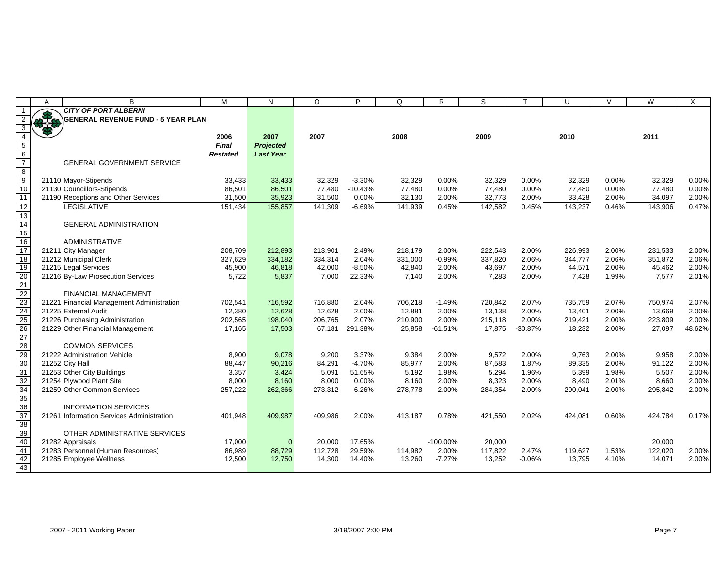**CITY OF PORT ALBERNI**

**GENERAL REVENUE FUND - 5 YEAR PLAN**

| | 2006 *Final Restated* | 2007 *Projected Last Year* | 2007 | | 2008 | | 2009 | | 2010 | | 2011 | |
|---|---|---|---|---|---|---|---|---|---|---|---|---|
| GENERAL GOVERNMENT SERVICE | | | | | | | | | | | | |
| 21110 Mayor-Stipends | 33,433 | 33,433 | 32,329 | -3.30% | 32,329 | 0.00% | 32,329 | 0.00% | 32,329 | 0.00% | 32,329 | 0.00% |
| 21130 Councillors-Stipends | 86,501 | 86,501 | 77,480 | -10.43% | 77,480 | 0.00% | 77,480 | 0.00% | 77,480 | 0.00% | 77,480 | 0.00% |
| 21190 Receptions and Other Services | 31,500 | 35,923 | 31,500 | 0.00% | 32,130 | 2.00% | 32,773 | 2.00% | 33,428 | 2.00% | 34,097 | 2.00% |
| LEGISLATIVE | 151,434 | 155,857 | 141,309 | -6.69% | 141,939 | 0.45% | 142,582 | 0.45% | 143,237 | 0.46% | 143,906 | 0.47% |
| GENERAL ADMINISTRATION | | | | | | | | | | | | |
| ADMINISTRATIVE | | | | | | | | | | | | |
| 21211 City Manager | 208,709 | 212,893 | 213,901 | 2.49% | 218,179 | 2.00% | 222,543 | 2.00% | 226,993 | 2.00% | 231,533 | 2.00% |
| 21212 Municipal Clerk | 327,629 | 334,182 | 334,314 | 2.04% | 331,000 | -0.99% | 337,820 | 2.06% | 344,777 | 2.06% | 351,872 | 2.06% |
| 21215 Legal Services | 45,900 | 46,818 | 42,000 | -8.50% | 42,840 | 2.00% | 43,697 | 2.00% | 44,571 | 2.00% | 45,462 | 2.00% |
| 21216 By-Law Prosecution Services | 5,722 | 5,837 | 7,000 | 22.33% | 7,140 | 2.00% | 7,283 | 2.00% | 7,428 | 1.99% | 7,577 | 2.01% |
| FINANCIAL MANAGEMENT | | | | | | | | | | | | |
| 21221 Financial Management Administration | 702,541 | 716,592 | 716,880 | 2.04% | 706,218 | -1.49% | 720,842 | 2.07% | 735,759 | 2.07% | 750,974 | 2.07% |
| 21225 External Audit | 12,380 | 12,628 | 12,628 | 2.00% | 12,881 | 2.00% | 13,138 | 2.00% | 13,401 | 2.00% | 13,669 | 2.00% |
| 21226 Purchasing Administration | 202,565 | 198,040 | 206,765 | 2.07% | 210,900 | 2.00% | 215,118 | 2.00% | 219,421 | 2.00% | 223,809 | 2.00% |
| 21229 Other Financial Management | 17,165 | 17,503 | 67,181 | 291.38% | 25,858 | -61.51% | 17,875 | -30.87% | 18,232 | 2.00% | 27,097 | 48.62% |
| COMMON SERVICES | | | | | | | | | | | | |
| 21222 Administration Vehicle | 8,900 | 9,078 | 9,200 | 3.37% | 9,384 | 2.00% | 9,572 | 2.00% | 9,763 | 2.00% | 9,958 | 2.00% |
| 21252 City Hall | 88,447 | 90,216 | 84,291 | -4.70% | 85,977 | 2.00% | 87,583 | 1.87% | 89,335 | 2.00% | 91,122 | 2.00% |
| 21253 Other City Buildings | 3,357 | 3,424 | 5,091 | 51.65% | 5,192 | 1.98% | 5,294 | 1.96% | 5,399 | 1.98% | 5,507 | 2.00% |
| 21254 Plywood Plant Site | 8,000 | 8,160 | 8,000 | 0.00% | 8,160 | 2.00% | 8,323 | 2.00% | 8,490 | 2.01% | 8,660 | 2.00% |
| 21259 Other Common Services | 257,222 | 262,366 | 273,312 | 6.26% | 278,778 | 2.00% | 284,354 | 2.00% | 290,041 | 2.00% | 295,842 | 2.00% |
| INFORMATION SERVICES | | | | | | | | | | | | |
| 21261 Information Services Administration | 401,948 | 409,987 | 409,986 | 2.00% | 413,187 | 0.78% | 421,550 | 2.02% | 424,081 | 0.60% | 424,784 | 0.17% |
| OTHER ADMINISTRATIVE SERVICES | | | | | | | | | | | | |
| 21282 Appraisals | 17,000 | 0 | 20,000 | 17.65% | | -100.00% | 20,000 | | | | 20,000 | |
| 21283 Personnel (Human Resources) | 86,989 | 88,729 | 112,728 | 29.59% | 114,982 | 2.00% | 117,822 | 2.47% | 119,627 | 1.53% | 122,020 | 2.00% |
| 21285 Employee Wellness | 12,500 | 12,750 | 14,300 | 14.40% | 13,260 | -7.27% | 13,252 | -0.06% | 13,795 | 4.10% | 14,071 | 2.00% |

2007 - 2011 Working Paper 3/19/2007 2:00 PM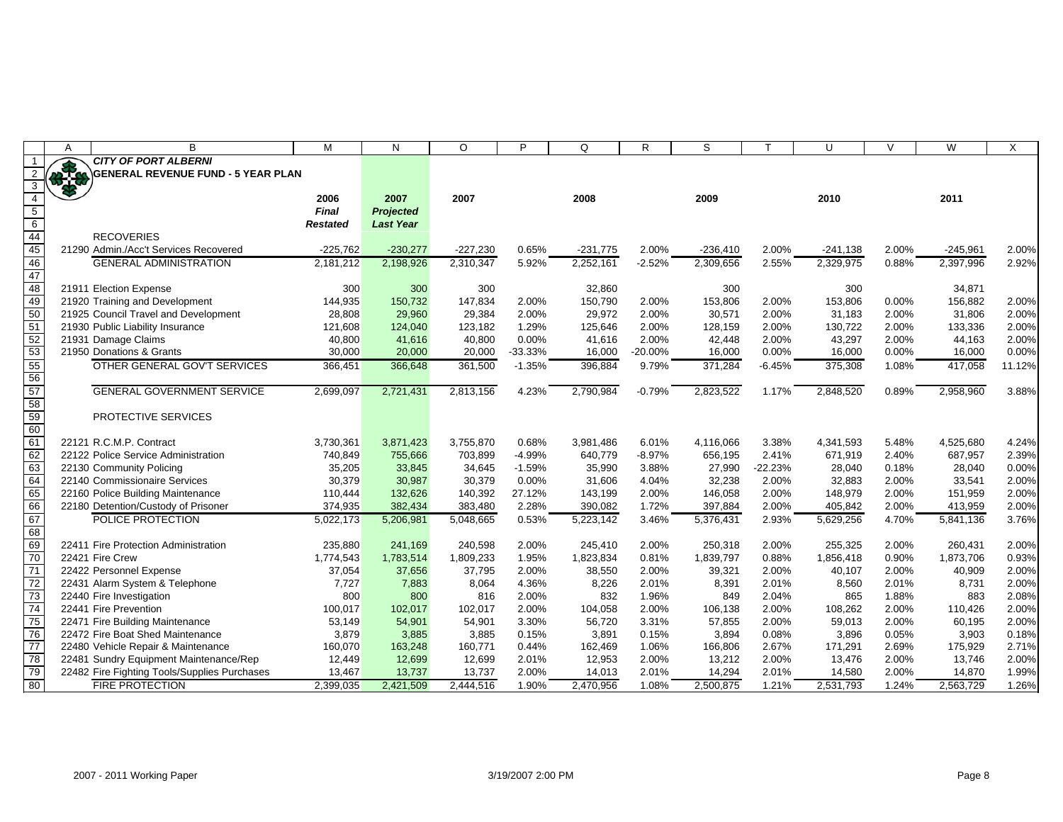| | A | B | M | N | O | P | Q | R | S | T | U | V | W | X |
|---|---|---|---|---|---|---|---|---|---|---|---|---|---|---|
| 1 | | ***CITY OF PORT ALBERNI*** | | | | | | | | | | | | |
| 2 | | **GENERAL REVENUE FUND - 5 YEAR PLAN** | | | | | | | | | | | | |
| 3 | | | | | | | | | | | | | | |
| 4 | | | **2006** | **2007** | **2007** | | **2008** | | **2009** | | **2010** | | **2011** | |
| 5 | | | ***Final*** | ***Projected*** | | | | | | | | | | |
| 6 | | | ***Restated*** | ***Last Year*** | | | | | | | | | | |
| 44 | | RECOVERIES | | | | | | | | | | | | |
| 45 | | 21290 Admin./Acc't Services Recovered | -225,762 | -230,277 | -227,230 | 0.65% | -231,775 | 2.00% | -236,410 | 2.00% | -241,138 | 2.00% | -245,961 | 2.00% |
| 46 | | GENERAL ADMINISTRATION | 2,181,212 | 2,198,926 | 2,310,347 | 5.92% | 2,252,161 | -2.52% | 2,309,656 | 2.55% | 2,329,975 | 0.88% | 2,397,996 | 2.92% |
| 47 | | | | | | | | | | | | | | |
| 48 | | 21911 Election Expense | 300 | 300 | 300 | | 32,860 | | 300 | | 300 | | 34,871 | |
| 49 | | 21920 Training and Development | 144,935 | 150,732 | 147,834 | 2.00% | 150,790 | 2.00% | 153,806 | 2.00% | 153,806 | 0.00% | 156,882 | 2.00% |
| 50 | | 21925 Council Travel and Development | 28,808 | 29,960 | 29,384 | 2.00% | 29,972 | 2.00% | 30,571 | 2.00% | 31,183 | 2.00% | 31,806 | 2.00% |
| 51 | | 21930 Public Liability Insurance | 121,608 | 124,040 | 123,182 | 1.29% | 125,646 | 2.00% | 128,159 | 2.00% | 130,722 | 2.00% | 133,336 | 2.00% |
| 52 | | 21931 Damage Claims | 40,800 | 41,616 | 40,800 | 0.00% | 41,616 | 2.00% | 42,448 | 2.00% | 43,297 | 2.00% | 44,163 | 2.00% |
| 53 | | 21950 Donations & Grants | 30,000 | 20,000 | 20,000 | -33.33% | 16,000 | -20.00% | 16,000 | 0.00% | 16,000 | 0.00% | 16,000 | 0.00% |
| 55 | | OTHER GENERAL GOV'T SERVICES | 366,451 | 366,648 | 361,500 | -1.35% | 396,884 | 9.79% | 371,284 | -6.45% | 375,308 | 1.08% | 417,058 | 11.12% |
| 56 | | | | | | | | | | | | | | |
| 57 | | GENERAL GOVERNMENT SERVICE | 2,699,097 | 2,721,431 | 2,813,156 | 4.23% | 2,790,984 | -0.79% | 2,823,522 | 1.17% | 2,848,520 | 0.89% | 2,958,960 | 3.88% |
| 58 | | | | | | | | | | | | | | |
| 59 | | PROTECTIVE SERVICES | | | | | | | | | | | | |
| 60 | | | | | | | | | | | | | | |
| 61 | | 22121 R.C.M.P. Contract | 3,730,361 | 3,871,423 | 3,755,870 | 0.68% | 3,981,486 | 6.01% | 4,116,066 | 3.38% | 4,341,593 | 5.48% | 4,525,680 | 4.24% |
| 62 | | 22122 Police Service Administration | 740,849 | 755,666 | 703,899 | -4.99% | 640,779 | -8.97% | 656,195 | 2.41% | 671,919 | 2.40% | 687,957 | 2.39% |
| 63 | | 22130 Community Policing | 35,205 | 33,845 | 34,645 | -1.59% | 35,990 | 3.88% | 27,990 | -22.23% | 28,040 | 0.18% | 28,040 | 0.00% |
| 64 | | 22140 Commissionaire Services | 30,379 | 30,987 | 30,379 | 0.00% | 31,606 | 4.04% | 32,238 | 2.00% | 32,883 | 2.00% | 33,541 | 2.00% |
| 65 | | 22160 Police Building Maintenance | 110,444 | 132,626 | 140,392 | 27.12% | 143,199 | 2.00% | 146,058 | 2.00% | 148,979 | 2.00% | 151,959 | 2.00% |
| 66 | | 22180 Detention/Custody of Prisoner | 374,935 | 382,434 | 383,480 | 2.28% | 390,082 | 1.72% | 397,884 | 2.00% | 405,842 | 2.00% | 413,959 | 2.00% |
| 67 | | POLICE PROTECTION | 5,022,173 | 5,206,981 | 5,048,665 | 0.53% | 5,223,142 | 3.46% | 5,376,431 | 2.93% | 5,629,256 | 4.70% | 5,841,136 | 3.76% |
| 68 | | | | | | | | | | | | | | |
| 69 | | 22411 Fire Protection Administration | 235,880 | 241,169 | 240,598 | 2.00% | 245,410 | 2.00% | 250,318 | 2.00% | 255,325 | 2.00% | 260,431 | 2.00% |
| 70 | | 22421 Fire Crew | 1,774,543 | 1,783,514 | 1,809,233 | 1.95% | 1,823,834 | 0.81% | 1,839,797 | 0.88% | 1,856,418 | 0.90% | 1,873,706 | 0.93% |
| 71 | | 22422 Personnel Expense | 37,054 | 37,656 | 37,795 | 2.00% | 38,550 | 2.00% | 39,321 | 2.00% | 40,107 | 2.00% | 40,909 | 2.00% |
| 72 | | 22431 Alarm System & Telephone | 7,727 | 7,883 | 8,064 | 4.36% | 8,226 | 2.01% | 8,391 | 2.01% | 8,560 | 2.01% | 8,731 | 2.00% |
| 73 | | 22440 Fire Investigation | 800 | 800 | 816 | 2.00% | 832 | 1.96% | 849 | 2.04% | 865 | 1.88% | 883 | 2.08% |
| 74 | | 22441 Fire Prevention | 100,017 | 102,017 | 102,017 | 2.00% | 104,058 | 2.00% | 106,138 | 2.00% | 108,262 | 2.00% | 110,426 | 2.00% |
| 75 | | 22471 Fire Building Maintenance | 53,149 | 54,901 | 54,901 | 3.30% | 56,720 | 3.31% | 57,855 | 2.00% | 59,013 | 2.00% | 60,195 | 2.00% |
| 76 | | 22472 Fire Boat Shed Maintenance | 3,879 | 3,885 | 3,885 | 0.15% | 3,891 | 0.15% | 3,894 | 0.08% | 3,896 | 0.05% | 3,903 | 0.18% |
| 77 | | 22480 Vehicle Repair & Maintenance | 160,070 | 163,248 | 160,771 | 0.44% | 162,469 | 1.06% | 166,806 | 2.67% | 171,291 | 2.69% | 175,929 | 2.71% |
| 78 | | 22481 Sundry Equipment Maintenance/Rep | 12,449 | 12,699 | 12,699 | 2.01% | 12,953 | 2.00% | 13,212 | 2.00% | 13,476 | 2.00% | 13,746 | 2.00% |
| 79 | | 22482 Fire Fighting Tools/Supplies Purchases | 13,467 | 13,737 | 13,737 | 2.00% | 14,013 | 2.01% | 14,294 | 2.01% | 14,580 | 2.00% | 14,870 | 1.99% |
| 80 | | FIRE PROTECTION | 2,399,035 | 2,421,509 | 2,444,516 | 1.90% | 2,470,956 | 1.08% | 2,500,875 | 1.21% | 2,531,793 | 1.24% | 2,563,729 | 1.26% |

2007 - 2011 Working Paper | 3/19/2007 2:00 PM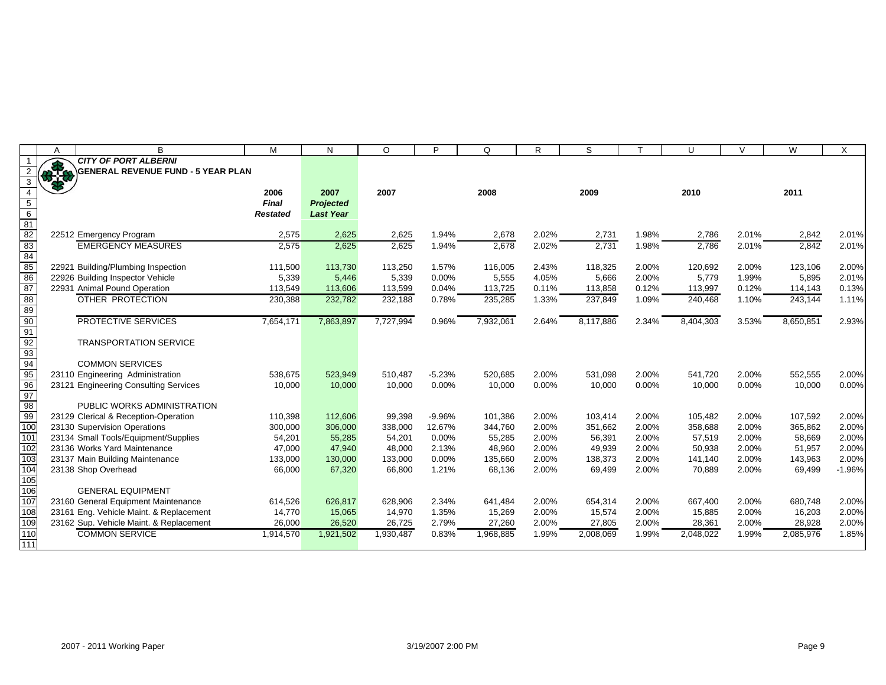**CITY OF PORT ALBERNI**
**GENERAL REVENUE FUND - 5 YEAR PLAN**

| | 2006 *Final Restated* | 2007 *Projected Last Year* | 2007 | | 2008 | | 2009 | | 2010 | | 2011 | |
|---|---|---|---|---|---|---|---|---|---|---|---|---|
| 22512 Emergency Program | 2,575 | 2,625 | 2,625 | 1.94% | 2,678 | 2.02% | 2,731 | 1.98% | 2,786 | 2.01% | 2,842 | 2.01% |
| EMERGENCY MEASURES | 2,575 | 2,625 | 2,625 | 1.94% | 2,678 | 2.02% | 2,731 | 1.98% | 2,786 | 2.01% | 2,842 | 2.01% |
| | | | | | | | | | | | | |
| 22921 Building/Plumbing Inspection | 111,500 | 113,730 | 113,250 | 1.57% | 116,005 | 2.43% | 118,325 | 2.00% | 120,692 | 2.00% | 123,106 | 2.00% |
| 22926 Building Inspector Vehicle | 5,339 | 5,446 | 5,339 | 0.00% | 5,555 | 4.05% | 5,666 | 2.00% | 5,779 | 1.99% | 5,895 | 2.01% |
| 22931 Animal Pound Operation | 113,549 | 113,606 | 113,599 | 0.04% | 113,725 | 0.11% | 113,858 | 0.12% | 113,997 | 0.12% | 114,143 | 0.13% |
| OTHER PROTECTION | 230,388 | 232,782 | 232,188 | 0.78% | 235,285 | 1.33% | 237,849 | 1.09% | 240,468 | 1.10% | 243,144 | 1.11% |
| | | | | | | | | | | | | |
| PROTECTIVE SERVICES | 7,654,171 | 7,863,897 | 7,727,994 | 0.96% | 7,932,061 | 2.64% | 8,117,886 | 2.34% | 8,404,303 | 3.53% | 8,650,851 | 2.93% |
| | | | | | | | | | | | | |
| TRANSPORTATION SERVICE | | | | | | | | | | | | |
| | | | | | | | | | | | | |
| COMMON SERVICES | | | | | | | | | | | | |
| 23110 Engineering Administration | 538,675 | 523,949 | 510,487 | -5.23% | 520,685 | 2.00% | 531,098 | 2.00% | 541,720 | 2.00% | 552,555 | 2.00% |
| 23121 Engineering Consulting Services | 10,000 | 10,000 | 10,000 | 0.00% | 10,000 | 0.00% | 10,000 | 0.00% | 10,000 | 0.00% | 10,000 | 0.00% |
| | | | | | | | | | | | | |
| PUBLIC WORKS ADMINISTRATION | | | | | | | | | | | | |
| 23129 Clerical & Reception-Operation | 110,398 | 112,606 | 99,398 | -9.96% | 101,386 | 2.00% | 103,414 | 2.00% | 105,482 | 2.00% | 107,592 | 2.00% |
| 23130 Supervision Operations | 300,000 | 306,000 | 338,000 | 12.67% | 344,760 | 2.00% | 351,662 | 2.00% | 358,688 | 2.00% | 365,862 | 2.00% |
| 23134 Small Tools/Equipment/Supplies | 54,201 | 55,285 | 54,201 | 0.00% | 55,285 | 2.00% | 56,391 | 2.00% | 57,519 | 2.00% | 58,669 | 2.00% |
| 23136 Works Yard Maintenance | 47,000 | 47,940 | 48,000 | 2.13% | 48,960 | 2.00% | 49,939 | 2.00% | 50,938 | 2.00% | 51,957 | 2.00% |
| 23137 Main Building Maintenance | 133,000 | 130,000 | 133,000 | 0.00% | 135,660 | 2.00% | 138,373 | 2.00% | 141,140 | 2.00% | 143,963 | 2.00% |
| 23138 Shop Overhead | 66,000 | 67,320 | 66,800 | 1.21% | 68,136 | 2.00% | 69,499 | 2.00% | 70,889 | 2.00% | 69,499 | -1.96% |
| | | | | | | | | | | | | |
| GENERAL EQUIPMENT | | | | | | | | | | | | |
| 23160 General Equipment Maintenance | 614,526 | 626,817 | 628,906 | 2.34% | 641,484 | 2.00% | 654,314 | 2.00% | 667,400 | 2.00% | 680,748 | 2.00% |
| 23161 Eng. Vehicle Maint. & Replacement | 14,770 | 15,065 | 14,970 | 1.35% | 15,269 | 2.00% | 15,574 | 2.00% | 15,885 | 2.00% | 16,203 | 2.00% |
| 23162 Sup. Vehicle Maint. & Replacement | 26,000 | 26,520 | 26,725 | 2.79% | 27,260 | 2.00% | 27,805 | 2.00% | 28,361 | 2.00% | 28,928 | 2.00% |
| COMMON SERVICE | 1,914,570 | 1,921,502 | 1,930,487 | 0.83% | 1,968,885 | 1.99% | 2,008,069 | 1.99% | 2,048,022 | 1.99% | 2,085,976 | 1.85% |

2007 - 2011 Working Paper 3/19/2007 2:00 PM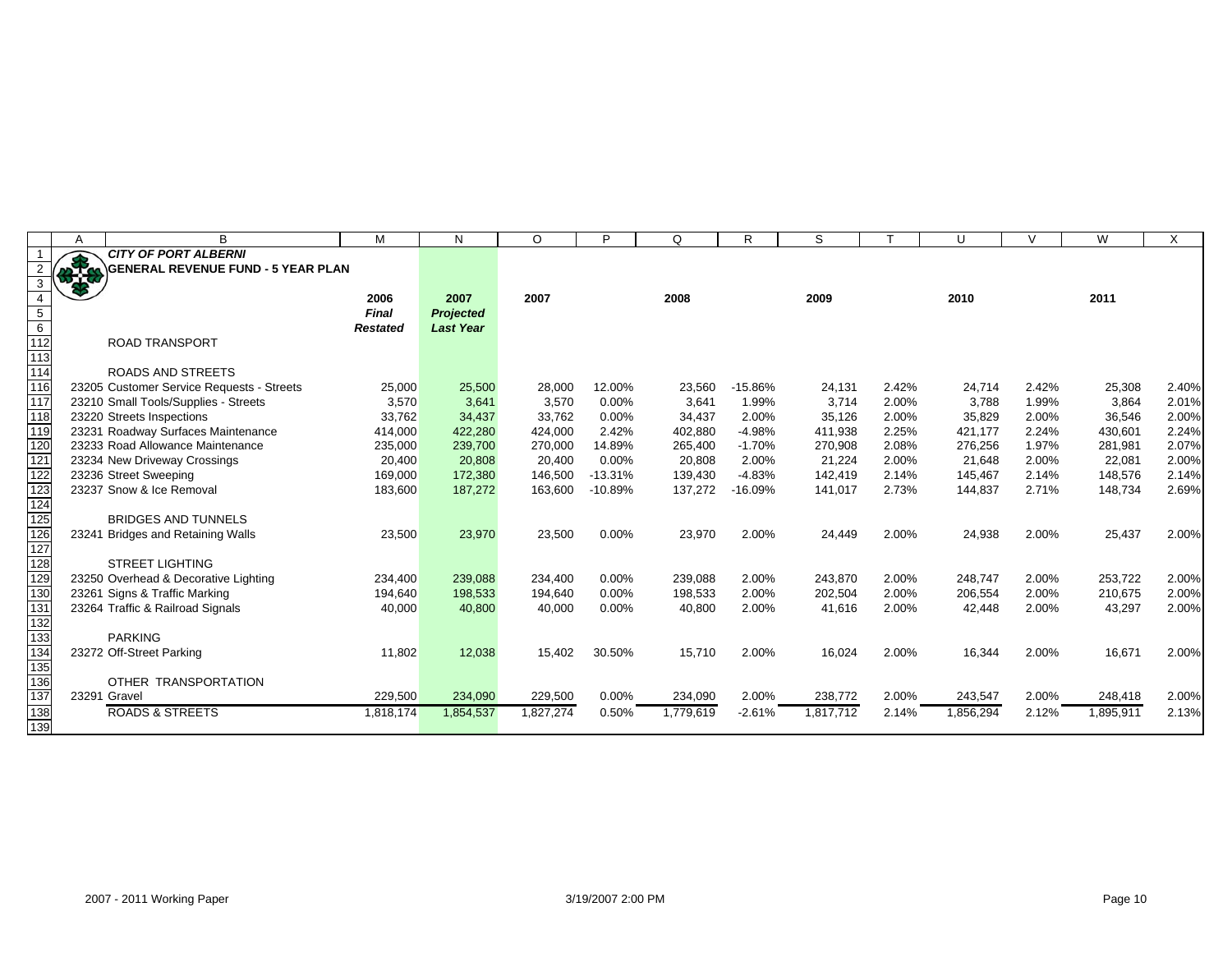**CITY OF PORT ALBERNI**
**GENERAL REVENUE FUND - 5 YEAR PLAN**

| | 2006 *Final Restated* | 2007 *Projected Last Year* | 2007 | | 2008 | | 2009 | | 2010 | | 2011 | |
|---|---|---|---|---|---|---|---|---|---|---|---|---|
| ROAD TRANSPORT | | | | | | | | | | | | |
| ROADS AND STREETS | | | | | | | | | | | | |
| 23205 Customer Service Requests - Streets | 25,000 | 25,500 | 28,000 | 12.00% | 23,560 | -15.86% | 24,131 | 2.42% | 24,714 | 2.42% | 25,308 | 2.40% |
| 23210 Small Tools/Supplies - Streets | 3,570 | 3,641 | 3,570 | 0.00% | 3,641 | 1.99% | 3,714 | 2.00% | 3,788 | 1.99% | 3,864 | 2.01% |
| 23220 Streets Inspections | 33,762 | 34,437 | 33,762 | 0.00% | 34,437 | 2.00% | 35,126 | 2.00% | 35,829 | 2.00% | 36,546 | 2.00% |
| 23231 Roadway Surfaces Maintenance | 414,000 | 422,280 | 424,000 | 2.42% | 402,880 | -4.98% | 411,938 | 2.25% | 421,177 | 2.24% | 430,601 | 2.24% |
| 23233 Road Allowance Maintenance | 235,000 | 239,700 | 270,000 | 14.89% | 265,400 | -1.70% | 270,908 | 2.08% | 276,256 | 1.97% | 281,981 | 2.07% |
| 23234 New Driveway Crossings | 20,400 | 20,808 | 20,400 | 0.00% | 20,808 | 2.00% | 21,224 | 2.00% | 21,648 | 2.00% | 22,081 | 2.00% |
| 23236 Street Sweeping | 169,000 | 172,380 | 146,500 | -13.31% | 139,430 | -4.83% | 142,419 | 2.14% | 145,467 | 2.14% | 148,576 | 2.14% |
| 23237 Snow & Ice Removal | 183,600 | 187,272 | 163,600 | -10.89% | 137,272 | -16.09% | 141,017 | 2.73% | 144,837 | 2.71% | 148,734 | 2.69% |
| BRIDGES AND TUNNELS | | | | | | | | | | | | |
| 23241 Bridges and Retaining Walls | 23,500 | 23,970 | 23,500 | 0.00% | 23,970 | 2.00% | 24,449 | 2.00% | 24,938 | 2.00% | 25,437 | 2.00% |
| STREET LIGHTING | | | | | | | | | | | | |
| 23250 Overhead & Decorative Lighting | 234,400 | 239,088 | 234,400 | 0.00% | 239,088 | 2.00% | 243,870 | 2.00% | 248,747 | 2.00% | 253,722 | 2.00% |
| 23261 Signs & Traffic Marking | 194,640 | 198,533 | 194,640 | 0.00% | 198,533 | 2.00% | 202,504 | 2.00% | 206,554 | 2.00% | 210,675 | 2.00% |
| 23264 Traffic & Railroad Signals | 40,000 | 40,800 | 40,000 | 0.00% | 40,800 | 2.00% | 41,616 | 2.00% | 42,448 | 2.00% | 43,297 | 2.00% |
| PARKING | | | | | | | | | | | | |
| 23272 Off-Street Parking | 11,802 | 12,038 | 15,402 | 30.50% | 15,710 | 2.00% | 16,024 | 2.00% | 16,344 | 2.00% | 16,671 | 2.00% |
| OTHER TRANSPORTATION | | | | | | | | | | | | |
| 23291 Gravel | 229,500 | 234,090 | 229,500 | 0.00% | 234,090 | 2.00% | 238,772 | 2.00% | 243,547 | 2.00% | 248,418 | 2.00% |
| ROADS & STREETS | 1,818,174 | 1,854,537 | 1,827,274 | 0.50% | 1,779,619 | -2.61% | 1,817,712 | 2.14% | 1,856,294 | 2.12% | 1,895,911 | 2.13% |

2007 - 2011 Working Paper 3/19/2007 2:00 PM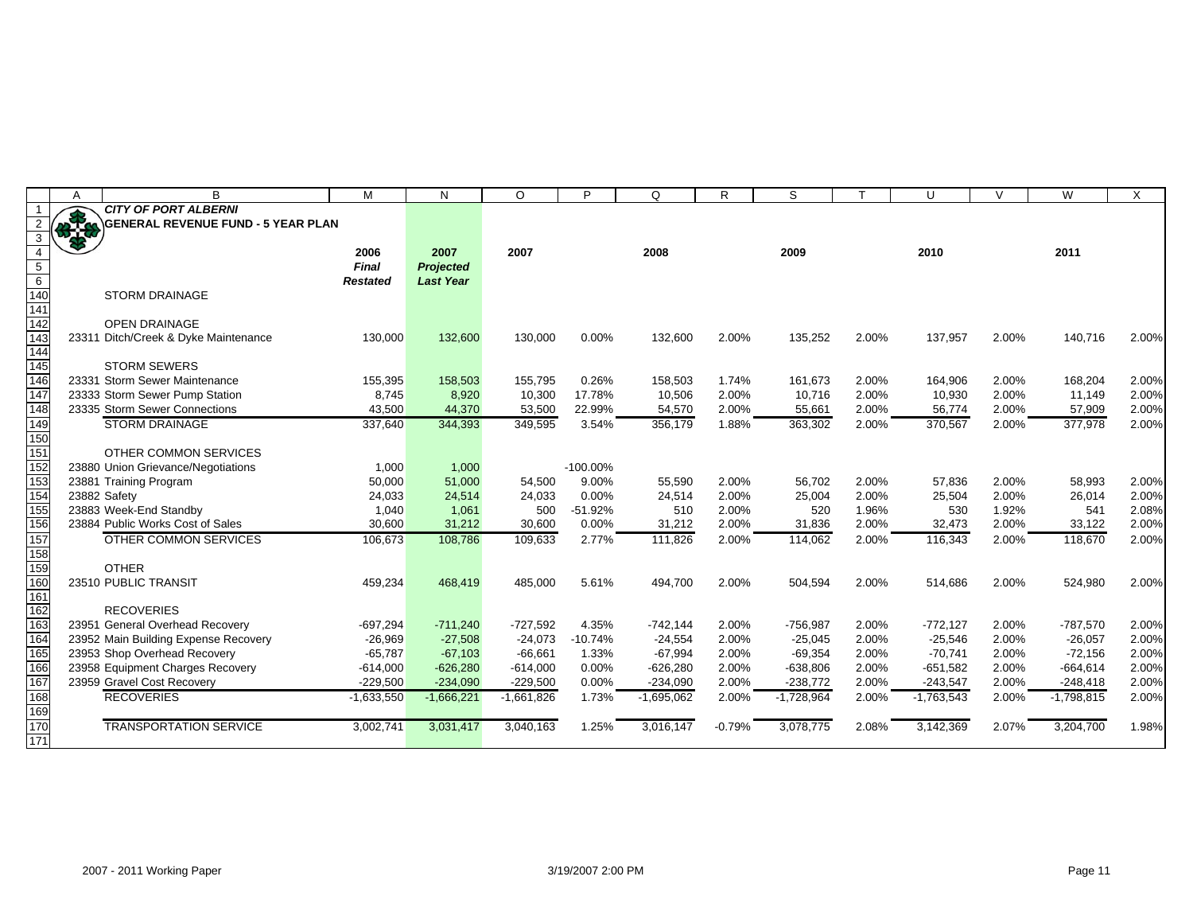**CITY OF PORT ALBERNI**

**GENERAL REVENUE FUND - 5 YEAR PLAN**

| | 2006 *Final Restated* | 2007 *Projected Last Year* | 2007 | | 2008 | | 2009 | | 2010 | | 2011 | |
|---|---|---|---|---|---|---|---|---|---|---|---|---|
| STORM DRAINAGE | | | | | | | | | | | | |
| | | | | | | | | | | | | |
| OPEN DRAINAGE | | | | | | | | | | | | |
| 23311 Ditch/Creek & Dyke Maintenance | 130,000 | 132,600 | 130,000 | 0.00% | 132,600 | 2.00% | 135,252 | 2.00% | 137,957 | 2.00% | 140,716 | 2.00% |
| | | | | | | | | | | | | |
| STORM SEWERS | | | | | | | | | | | | |
| 23331 Storm Sewer Maintenance | 155,395 | 158,503 | 155,795 | 0.26% | 158,503 | 1.74% | 161,673 | 2.00% | 164,906 | 2.00% | 168,204 | 2.00% |
| 23333 Storm Sewer Pump Station | 8,745 | 8,920 | 10,300 | 17.78% | 10,506 | 2.00% | 10,716 | 2.00% | 10,930 | 2.00% | 11,149 | 2.00% |
| 23335 Storm Sewer Connections | 43,500 | 44,370 | 53,500 | 22.99% | 54,570 | 2.00% | 55,661 | 2.00% | 56,774 | 2.00% | 57,909 | 2.00% |
| STORM DRAINAGE | 337,640 | 344,393 | 349,595 | 3.54% | 356,179 | 1.88% | 363,302 | 2.00% | 370,567 | 2.00% | 377,978 | 2.00% |
| | | | | | | | | | | | | |
| OTHER COMMON SERVICES | | | | | | | | | | | | |
| 23880 Union Grievance/Negotiations | 1,000 | 1,000 | | -100.00% | | | | | | | | |
| 23881 Training Program | 50,000 | 51,000 | 54,500 | 9.00% | 55,590 | 2.00% | 56,702 | 2.00% | 57,836 | 2.00% | 58,993 | 2.00% |
| 23882 Safety | 24,033 | 24,514 | 24,033 | 0.00% | 24,514 | 2.00% | 25,004 | 2.00% | 25,504 | 2.00% | 26,014 | 2.00% |
| 23883 Week-End Standby | 1,040 | 1,061 | 500 | -51.92% | 510 | 2.00% | 520 | 1.96% | 530 | 1.92% | 541 | 2.08% |
| 23884 Public Works Cost of Sales | 30,600 | 31,212 | 30,600 | 0.00% | 31,212 | 2.00% | 31,836 | 2.00% | 32,473 | 2.00% | 33,122 | 2.00% |
| OTHER COMMON SERVICES | 106,673 | 108,786 | 109,633 | 2.77% | 111,826 | 2.00% | 114,062 | 2.00% | 116,343 | 2.00% | 118,670 | 2.00% |
| | | | | | | | | | | | | |
| OTHER | | | | | | | | | | | | |
| 23510 PUBLIC TRANSIT | 459,234 | 468,419 | 485,000 | 5.61% | 494,700 | 2.00% | 504,594 | 2.00% | 514,686 | 2.00% | 524,980 | 2.00% |
| | | | | | | | | | | | | |
| RECOVERIES | | | | | | | | | | | | |
| 23951 General Overhead Recovery | -697,294 | -711,240 | -727,592 | 4.35% | -742,144 | 2.00% | -756,987 | 2.00% | -772,127 | 2.00% | -787,570 | 2.00% |
| 23952 Main Building Expense Recovery | -26,969 | -27,508 | -24,073 | -10.74% | -24,554 | 2.00% | -25,045 | 2.00% | -25,546 | 2.00% | -26,057 | 2.00% |
| 23953 Shop Overhead Recovery | -65,787 | -67,103 | -66,661 | 1.33% | -67,994 | 2.00% | -69,354 | 2.00% | -70,741 | 2.00% | -72,156 | 2.00% |
| 23958 Equipment Charges Recovery | -614,000 | -626,280 | -614,000 | 0.00% | -626,280 | 2.00% | -638,806 | 2.00% | -651,582 | 2.00% | -664,614 | 2.00% |
| 23959 Gravel Cost Recovery | -229,500 | -234,090 | -229,500 | 0.00% | -234,090 | 2.00% | -238,772 | 2.00% | -243,547 | 2.00% | -248,418 | 2.00% |
| RECOVERIES | -1,633,550 | -1,666,221 | -1,661,826 | 1.73% | -1,695,062 | 2.00% | -1,728,964 | 2.00% | -1,763,543 | 2.00% | -1,798,815 | 2.00% |
| | | | | | | | | | | | | |
| TRANSPORTATION SERVICE | 3,002,741 | 3,031,417 | 3,040,163 | 1.25% | 3,016,147 | -0.79% | 3,078,775 | 2.08% | 3,142,369 | 2.07% | 3,204,700 | 1.98% |

2007 - 2011 Working Paper    3/19/2007 2:00 PM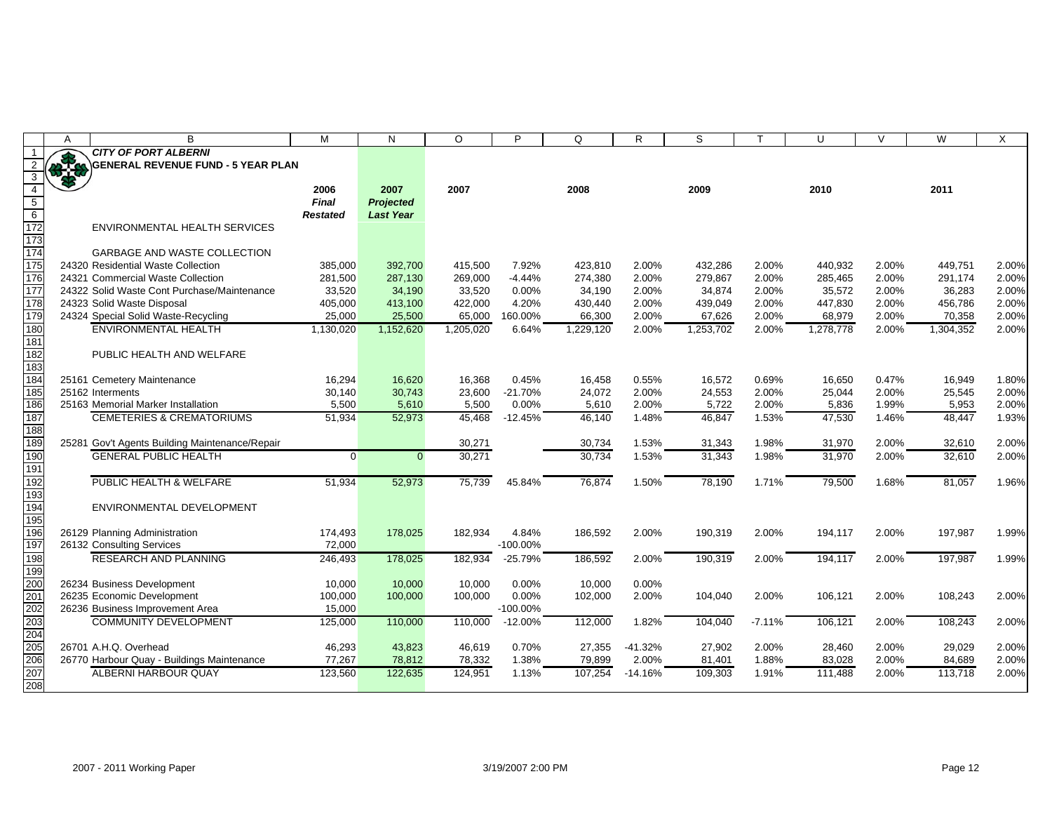**CITY OF PORT ALBERNI**

**GENERAL REVENUE FUND - 5 YEAR PLAN**

| | 2006 *Final Restated* | 2007 *Projected Last Year* | 2007 | | 2008 | | 2009 | | 2010 | | 2011 | |
|---|---|---|---|---|---|---|---|---|---|---|---|---|
| ENVIRONMENTAL HEALTH SERVICES | | | | | | | | | | | | |
| | | | | | | | | | | | | |
| GARBAGE AND WASTE COLLECTION | | | | | | | | | | | | |
| 24320 Residential Waste Collection | 385,000 | 392,700 | 415,500 | 7.92% | 423,810 | 2.00% | 432,286 | 2.00% | 440,932 | 2.00% | 449,751 | 2.00% |
| 24321 Commercial Waste Collection | 281,500 | 287,130 | 269,000 | -4.44% | 274,380 | 2.00% | 279,867 | 2.00% | 285,465 | 2.00% | 291,174 | 2.00% |
| 24322 Solid Waste Cont Purchase/Maintenance | 33,520 | 34,190 | 33,520 | 0.00% | 34,190 | 2.00% | 34,874 | 2.00% | 35,572 | 2.00% | 36,283 | 2.00% |
| 24323 Solid Waste Disposal | 405,000 | 413,100 | 422,000 | 4.20% | 430,440 | 2.00% | 439,049 | 2.00% | 447,830 | 2.00% | 456,786 | 2.00% |
| 24324 Special Solid Waste-Recycling | 25,000 | 25,500 | 65,000 | 160.00% | 66,300 | 2.00% | 67,626 | 2.00% | 68,979 | 2.00% | 70,358 | 2.00% |
| ENVIRONMENTAL HEALTH | 1,130,020 | 1,152,620 | 1,205,020 | 6.64% | 1,229,120 | 2.00% | 1,253,702 | 2.00% | 1,278,778 | 2.00% | 1,304,352 | 2.00% |
| | | | | | | | | | | | | |
| PUBLIC HEALTH AND WELFARE | | | | | | | | | | | | |
| | | | | | | | | | | | | |
| 25161 Cemetery Maintenance | 16,294 | 16,620 | 16,368 | 0.45% | 16,458 | 0.55% | 16,572 | 0.69% | 16,650 | 0.47% | 16,949 | 1.80% |
| 25162 Interments | 30,140 | 30,743 | 23,600 | -21.70% | 24,072 | 2.00% | 24,553 | 2.00% | 25,044 | 2.00% | 25,545 | 2.00% |
| 25163 Memorial Marker Installation | 5,500 | 5,610 | 5,500 | 0.00% | 5,610 | 2.00% | 5,722 | 2.00% | 5,836 | 1.99% | 5,953 | 2.00% |
| CEMETERIES & CREMATORIUMS | 51,934 | 52,973 | 45,468 | -12.45% | 46,140 | 1.48% | 46,847 | 1.53% | 47,530 | 1.46% | 48,447 | 1.93% |
| | | | | | | | | | | | | |
| 25281 Gov't Agents Building Maintenance/Repair | | | 30,271 | | 30,734 | 1.53% | 31,343 | 1.98% | 31,970 | 2.00% | 32,610 | 2.00% |
| GENERAL PUBLIC HEALTH | 0 | 0 | 30,271 | | 30,734 | 1.53% | 31,343 | 1.98% | 31,970 | 2.00% | 32,610 | 2.00% |
| | | | | | | | | | | | | |
| PUBLIC HEALTH & WELFARE | 51,934 | 52,973 | 75,739 | 45.84% | 76,874 | 1.50% | 78,190 | 1.71% | 79,500 | 1.68% | 81,057 | 1.96% |
| | | | | | | | | | | | | |
| ENVIRONMENTAL DEVELOPMENT | | | | | | | | | | | | |
| | | | | | | | | | | | | |
| 26129 Planning Administration | 174,493 | 178,025 | 182,934 | 4.84% | 186,592 | 2.00% | 190,319 | 2.00% | 194,117 | 2.00% | 197,987 | 1.99% |
| 26132 Consulting Services | 72,000 | | | -100.00% | | | | | | | | |
| RESEARCH AND PLANNING | 246,493 | 178,025 | 182,934 | -25.79% | 186,592 | 2.00% | 190,319 | 2.00% | 194,117 | 2.00% | 197,987 | 1.99% |
| | | | | | | | | | | | | |
| 26234 Business Development | 10,000 | 10,000 | 10,000 | 0.00% | 10,000 | 0.00% | | | | | | |
| 26235 Economic Development | 100,000 | 100,000 | 100,000 | 0.00% | 102,000 | 2.00% | 104,040 | 2.00% | 106,121 | 2.00% | 108,243 | 2.00% |
| 26236 Business Improvement Area | 15,000 | | | -100.00% | | | | | | | | |
| COMMUNITY DEVELOPMENT | 125,000 | 110,000 | 110,000 | -12.00% | 112,000 | 1.82% | 104,040 | -7.11% | 106,121 | 2.00% | 108,243 | 2.00% |
| | | | | | | | | | | | | |
| 26701 A.H.Q. Overhead | 46,293 | 43,823 | 46,619 | 0.70% | 27,355 | -41.32% | 27,902 | 2.00% | 28,460 | 2.00% | 29,029 | 2.00% |
| 26770 Harbour Quay - Buildings Maintenance | 77,267 | 78,812 | 78,332 | 1.38% | 79,899 | 2.00% | 81,401 | 1.88% | 83,028 | 2.00% | 84,689 | 2.00% |
| ALBERNI HARBOUR QUAY | 123,560 | 122,635 | 124,951 | 1.13% | 107,254 | -14.16% | 109,303 | 1.91% | 111,488 | 2.00% | 113,718 | 2.00% |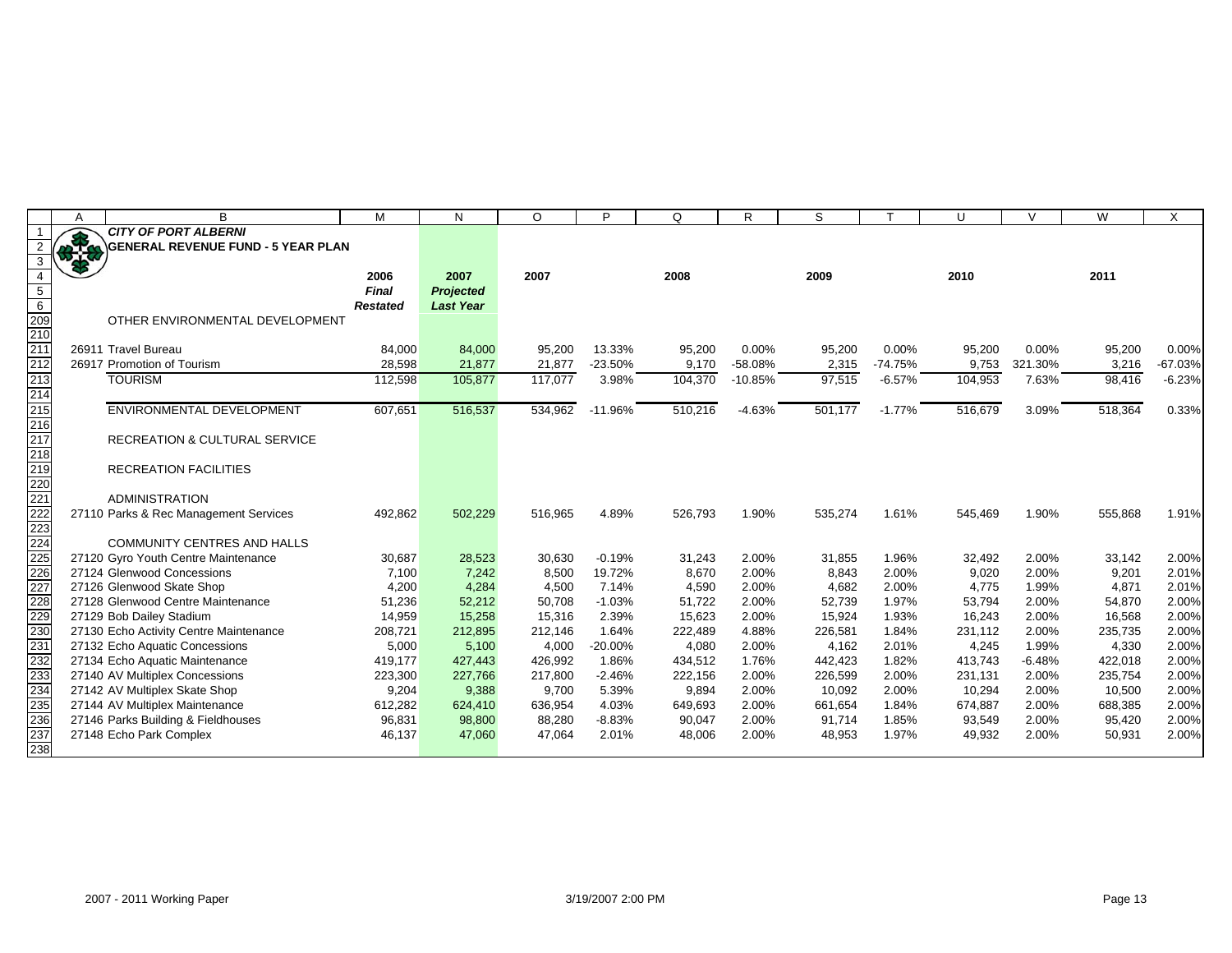| | A | B | M | N | O | P | Q | R | S | T | U | V | W | X |
|---|---|---|---|---|---|---|---|---|---|---|---|---|---|---|
| 1 | | ***CITY OF PORT ALBERNI*** | | | | | | | | | | | | |
| 2 | | **GENERAL REVENUE FUND - 5 YEAR PLAN** | | | | | | | | | | | | |
| 3 | | | | | | | | | | | | | | |
| 4 | | | **2006** | **2007** | **2007** | | **2008** | | **2009** | | **2010** | | **2011** | |
| 5 | | | ***Final*** | ***Projected*** | | | | | | | | | | |
| 6 | | | ***Restated*** | ***Last Year*** | | | | | | | | | | |
| 209 | | OTHER ENVIRONMENTAL DEVELOPMENT | | | | | | | | | | | | |
| 210 | | | | | | | | | | | | | | |
| 211 | | 26911 Travel Bureau | 84,000 | 84,000 | 95,200 | 13.33% | 95,200 | 0.00% | 95,200 | 0.00% | 95,200 | 0.00% | 95,200 | 0.00% |
| 212 | | 26917 Promotion of Tourism | 28,598 | 21,877 | 21,877 | -23.50% | 9,170 | -58.08% | 2,315 | -74.75% | 9,753 | 321.30% | 3,216 | -67.03% |
| 213 | | TOURISM | 112,598 | 105,877 | 117,077 | 3.98% | 104,370 | -10.85% | 97,515 | -6.57% | 104,953 | 7.63% | 98,416 | -6.23% |
| 214 | | | | | | | | | | | | | | |
| 215 | | ENVIRONMENTAL DEVELOPMENT | 607,651 | 516,537 | 534,962 | -11.96% | 510,216 | -4.63% | 501,177 | -1.77% | 516,679 | 3.09% | 518,364 | 0.33% |
| 216 | | | | | | | | | | | | | | |
| 217 | | RECREATION & CULTURAL SERVICE | | | | | | | | | | | | |
| 218 | | | | | | | | | | | | | | |
| 219 | | RECREATION FACILITIES | | | | | | | | | | | | |
| 220 | | | | | | | | | | | | | | |
| 221 | | ADMINISTRATION | | | | | | | | | | | | |
| 222 | | 27110 Parks & Rec Management Services | 492,862 | 502,229 | 516,965 | 4.89% | 526,793 | 1.90% | 535,274 | 1.61% | 545,469 | 1.90% | 555,868 | 1.91% |
| 223 | | | | | | | | | | | | | | |
| 224 | | COMMUNITY CENTRES AND HALLS | | | | | | | | | | | | |
| 225 | | 27120 Gyro Youth Centre Maintenance | 30,687 | 28,523 | 30,630 | -0.19% | 31,243 | 2.00% | 31,855 | 1.96% | 32,492 | 2.00% | 33,142 | 2.00% |
| 226 | | 27124 Glenwood Concessions | 7,100 | 7,242 | 8,500 | 19.72% | 8,670 | 2.00% | 8,843 | 2.00% | 9,020 | 2.00% | 9,201 | 2.01% |
| 227 | | 27126 Glenwood Skate Shop | 4,200 | 4,284 | 4,500 | 7.14% | 4,590 | 2.00% | 4,682 | 2.00% | 4,775 | 1.99% | 4,871 | 2.01% |
| 228 | | 27128 Glenwood Centre Maintenance | 51,236 | 52,212 | 50,708 | -1.03% | 51,722 | 2.00% | 52,739 | 1.97% | 53,794 | 2.00% | 54,870 | 2.00% |
| 229 | | 27129 Bob Dailey Stadium | 14,959 | 15,258 | 15,316 | 2.39% | 15,623 | 2.00% | 15,924 | 1.93% | 16,243 | 2.00% | 16,568 | 2.00% |
| 230 | | 27130 Echo Activity Centre Maintenance | 208,721 | 212,895 | 212,146 | 1.64% | 222,489 | 4.88% | 226,581 | 1.84% | 231,112 | 2.00% | 235,735 | 2.00% |
| 231 | | 27132 Echo Aquatic Concessions | 5,000 | 5,100 | 4,000 | -20.00% | 4,080 | 2.00% | 4,162 | 2.01% | 4,245 | 1.99% | 4,330 | 2.00% |
| 232 | | 27134 Echo Aquatic Maintenance | 419,177 | 427,443 | 426,992 | 1.86% | 434,512 | 1.76% | 442,423 | 1.82% | 413,743 | -6.48% | 422,018 | 2.00% |
| 233 | | 27140 AV Multiplex Concessions | 223,300 | 227,766 | 217,800 | -2.46% | 222,156 | 2.00% | 226,599 | 2.00% | 231,131 | 2.00% | 235,754 | 2.00% |
| 234 | | 27142 AV Multiplex Skate Shop | 9,204 | 9,388 | 9,700 | 5.39% | 9,894 | 2.00% | 10,092 | 2.00% | 10,294 | 2.00% | 10,500 | 2.00% |
| 235 | | 27144 AV Multiplex Maintenance | 612,282 | 624,410 | 636,954 | 4.03% | 649,693 | 2.00% | 661,654 | 1.84% | 674,887 | 2.00% | 688,385 | 2.00% |
| 236 | | 27146 Parks Building & Fieldhouses | 96,831 | 98,800 | 88,280 | -8.83% | 90,047 | 2.00% | 91,714 | 1.85% | 93,549 | 2.00% | 95,420 | 2.00% |
| 237 | | 27148 Echo Park Complex | 46,137 | 47,060 | 47,064 | 2.01% | 48,006 | 2.00% | 48,953 | 1.97% | 49,932 | 2.00% | 50,931 | 2.00% |
| 238 | | | | | | | | | | | | | | |

2007 - 2011 Working Paper &nbsp;&nbsp;&nbsp;&nbsp;&nbsp;&nbsp;&nbsp;&nbsp; 3/19/2007 2:00 PM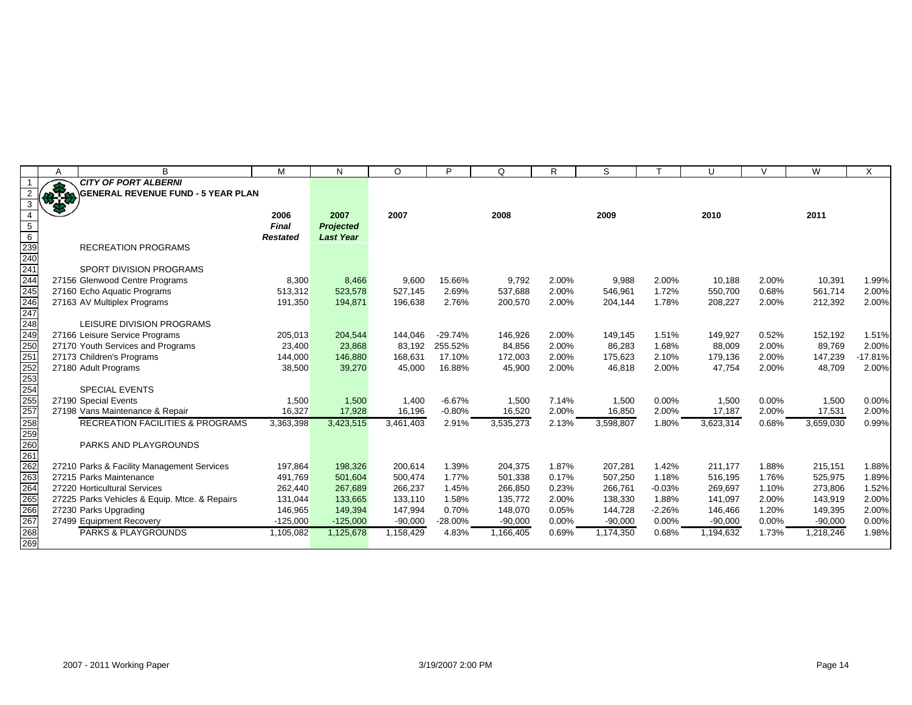**CITY OF PORT ALBERNI**
**GENERAL REVENUE FUND - 5 YEAR PLAN**

| | 2006 Final Restated | 2007 Projected Last Year | 2007 | | 2008 | | 2009 | | 2010 | | 2011 | |
|---|---|---|---|---|---|---|---|---|---|---|---|---|
| RECREATION PROGRAMS | | | | | | | | | | | | |
| | | | | | | | | | | | | |
| SPORT DIVISION PROGRAMS | | | | | | | | | | | | |
| 27156 Glenwood Centre Programs | 8,300 | 8,466 | 9,600 | 15.66% | 9,792 | 2.00% | 9,988 | 2.00% | 10,188 | 2.00% | 10,391 | 1.99% |
| 27160 Echo Aquatic Programs | 513,312 | 523,578 | 527,145 | 2.69% | 537,688 | 2.00% | 546,961 | 1.72% | 550,700 | 0.68% | 561,714 | 2.00% |
| 27163 AV Multiplex Programs | 191,350 | 194,871 | 196,638 | 2.76% | 200,570 | 2.00% | 204,144 | 1.78% | 208,227 | 2.00% | 212,392 | 2.00% |
| | | | | | | | | | | | | |
| LEISURE DIVISION PROGRAMS | | | | | | | | | | | | |
| 27166 Leisure Service Programs | 205,013 | 204,544 | 144,046 | -29.74% | 146,926 | 2.00% | 149,145 | 1.51% | 149,927 | 0.52% | 152,192 | 1.51% |
| 27170 Youth Services and Programs | 23,400 | 23,868 | 83,192 | 255.52% | 84,856 | 2.00% | 86,283 | 1.68% | 88,009 | 2.00% | 89,769 | 2.00% |
| 27173 Children's Programs | 144,000 | 146,880 | 168,631 | 17.10% | 172,003 | 2.00% | 175,623 | 2.10% | 179,136 | 2.00% | 147,239 | -17.81% |
| 27180 Adult Programs | 38,500 | 39,270 | 45,000 | 16.88% | 45,900 | 2.00% | 46,818 | 2.00% | 47,754 | 2.00% | 48,709 | 2.00% |
| | | | | | | | | | | | | |
| SPECIAL EVENTS | | | | | | | | | | | | |
| 27190 Special Events | 1,500 | 1,500 | 1,400 | -6.67% | 1,500 | 7.14% | 1,500 | 0.00% | 1,500 | 0.00% | 1,500 | 0.00% |
| 27198 Vans Maintenance & Repair | 16,327 | 17,928 | 16,196 | -0.80% | 16,520 | 2.00% | 16,850 | 2.00% | 17,187 | 2.00% | 17,531 | 2.00% |
| RECREATION FACILITIES & PROGRAMS | 3,363,398 | 3,423,515 | 3,461,403 | 2.91% | 3,535,273 | 2.13% | 3,598,807 | 1.80% | 3,623,314 | 0.68% | 3,659,030 | 0.99% |
| | | | | | | | | | | | | |
| PARKS AND PLAYGROUNDS | | | | | | | | | | | | |
| | | | | | | | | | | | | |
| 27210 Parks & Facility Management Services | 197,864 | 198,326 | 200,614 | 1.39% | 204,375 | 1.87% | 207,281 | 1.42% | 211,177 | 1.88% | 215,151 | 1.88% |
| 27215 Parks Maintenance | 491,769 | 501,604 | 500,474 | 1.77% | 501,338 | 0.17% | 507,250 | 1.18% | 516,195 | 1.76% | 525,975 | 1.89% |
| 27220 Horticultural Services | 262,440 | 267,689 | 266,237 | 1.45% | 266,850 | 0.23% | 266,761 | -0.03% | 269,697 | 1.10% | 273,806 | 1.52% |
| 27225 Parks Vehicles & Equip. Mtce. & Repairs | 131,044 | 133,665 | 133,110 | 1.58% | 135,772 | 2.00% | 138,330 | 1.88% | 141,097 | 2.00% | 143,919 | 2.00% |
| 27230 Parks Upgrading | 146,965 | 149,394 | 147,994 | 0.70% | 148,070 | 0.05% | 144,728 | -2.26% | 146,466 | 1.20% | 149,395 | 2.00% |
| 27499 Equipment Recovery | -125,000 | -125,000 | -90,000 | -28.00% | -90,000 | 0.00% | -90,000 | 0.00% | -90,000 | 0.00% | -90,000 | 0.00% |
| PARKS & PLAYGROUNDS | 1,105,082 | 1,125,678 | 1,158,429 | 4.83% | 1,166,405 | 0.69% | 1,174,350 | 0.68% | 1,194,632 | 1.73% | 1,218,246 | 1.98% |

2007 - 2011 Working Paper 3/19/2007 2:00 PM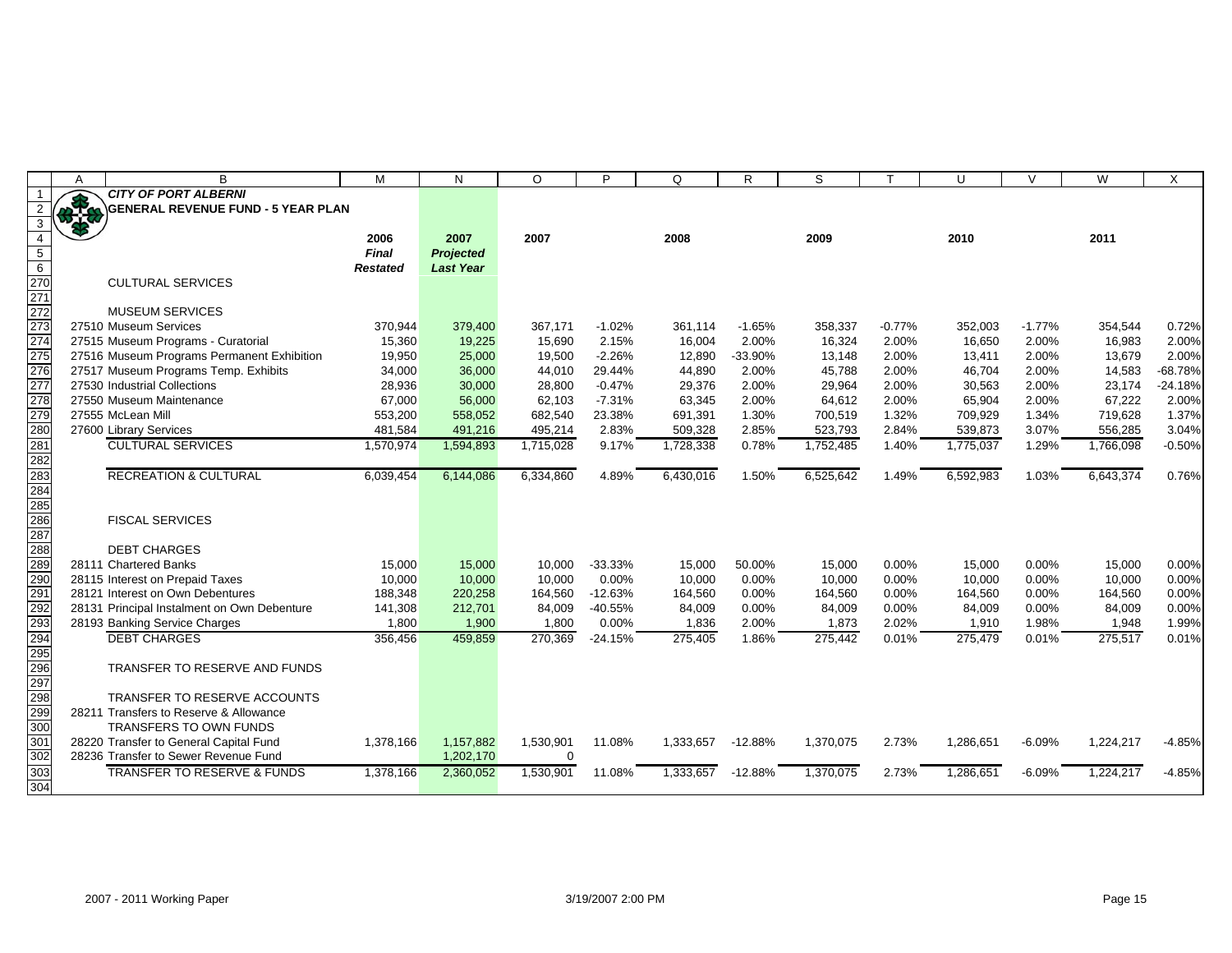**CITY OF PORT ALBERNI**

**GENERAL REVENUE FUND - 5 YEAR PLAN**

| | 2006 *Final Restated* | 2007 *Projected Last Year* | 2007 | | 2008 | | 2009 | | 2010 | | 2011 | |
|---|---|---|---|---|---|---|---|---|---|---|---|---|
| CULTURAL SERVICES | | | | | | | | | | | | |
| | | | | | | | | | | | | |
| MUSEUM SERVICES | | | | | | | | | | | | |
| 27510 Museum Services | 370,944 | 379,400 | 367,171 | -1.02% | 361,114 | -1.65% | 358,337 | -0.77% | 352,003 | -1.77% | 354,544 | 0.72% |
| 27515 Museum Programs - Curatorial | 15,360 | 19,225 | 15,690 | 2.15% | 16,004 | 2.00% | 16,324 | 2.00% | 16,650 | 2.00% | 16,983 | 2.00% |
| 27516 Museum Programs Permanent Exhibition | 19,950 | 25,000 | 19,500 | -2.26% | 12,890 | -33.90% | 13,148 | 2.00% | 13,411 | 2.00% | 13,679 | 2.00% |
| 27517 Museum Programs Temp. Exhibits | 34,000 | 36,000 | 44,010 | 29.44% | 44,890 | 2.00% | 45,788 | 2.00% | 46,704 | 2.00% | 14,583 | -68.78% |
| 27530 Industrial Collections | 28,936 | 30,000 | 28,800 | -0.47% | 29,376 | 2.00% | 29,964 | 2.00% | 30,563 | 2.00% | 23,174 | -24.18% |
| 27550 Museum Maintenance | 67,000 | 56,000 | 62,103 | -7.31% | 63,345 | 2.00% | 64,612 | 2.00% | 65,904 | 2.00% | 67,222 | 2.00% |
| 27555 McLean Mill | 553,200 | 558,052 | 682,540 | 23.38% | 691,391 | 1.30% | 700,519 | 1.32% | 709,929 | 1.34% | 719,628 | 1.37% |
| 27600 Library Services | 481,584 | 491,216 | 495,214 | 2.83% | 509,328 | 2.85% | 523,793 | 2.84% | 539,873 | 3.07% | 556,285 | 3.04% |
| CULTURAL SERVICES | 1,570,974 | 1,594,893 | 1,715,028 | 9.17% | 1,728,338 | 0.78% | 1,752,485 | 1.40% | 1,775,037 | 1.29% | 1,766,098 | -0.50% |
| | | | | | | | | | | | | |
| RECREATION & CULTURAL | 6,039,454 | 6,144,086 | 6,334,860 | 4.89% | 6,430,016 | 1.50% | 6,525,642 | 1.49% | 6,592,983 | 1.03% | 6,643,374 | 0.76% |
| | | | | | | | | | | | | |
| FISCAL SERVICES | | | | | | | | | | | | |
| | | | | | | | | | | | | |
| DEBT CHARGES | | | | | | | | | | | | |
| 28111 Chartered Banks | 15,000 | 15,000 | 10,000 | -33.33% | 15,000 | 50.00% | 15,000 | 0.00% | 15,000 | 0.00% | 15,000 | 0.00% |
| 28115 Interest on Prepaid Taxes | 10,000 | 10,000 | 10,000 | 0.00% | 10,000 | 0.00% | 10,000 | 0.00% | 10,000 | 0.00% | 10,000 | 0.00% |
| 28121 Interest on Own Debentures | 188,348 | 220,258 | 164,560 | -12.63% | 164,560 | 0.00% | 164,560 | 0.00% | 164,560 | 0.00% | 164,560 | 0.00% |
| 28131 Principal Instalment on Own Debenture | 141,308 | 212,701 | 84,009 | -40.55% | 84,009 | 0.00% | 84,009 | 0.00% | 84,009 | 0.00% | 84,009 | 0.00% |
| 28193 Banking Service Charges | 1,800 | 1,900 | 1,800 | 0.00% | 1,836 | 2.00% | 1,873 | 2.02% | 1,910 | 1.98% | 1,948 | 1.99% |
| DEBT CHARGES | 356,456 | 459,859 | 270,369 | -24.15% | 275,405 | 1.86% | 275,442 | 0.01% | 275,479 | 0.01% | 275,517 | 0.01% |
| | | | | | | | | | | | | |
| TRANSFER TO RESERVE AND FUNDS | | | | | | | | | | | | |
| | | | | | | | | | | | | |
| TRANSFER TO RESERVE ACCOUNTS | | | | | | | | | | | | |
| 28211 Transfers to Reserve & Allowance | | | | | | | | | | | | |
| TRANSFERS TO OWN FUNDS | | | | | | | | | | | | |
| 28220 Transfer to General Capital Fund | 1,378,166 | 1,157,882 | 1,530,901 | 11.08% | 1,333,657 | -12.88% | 1,370,075 | 2.73% | 1,286,651 | -6.09% | 1,224,217 | -4.85% |
| 28236 Transfer to Sewer Revenue Fund | | 1,202,170 | 0 | | | | | | | | | |
| TRANSFER TO RESERVE & FUNDS | 1,378,166 | 2,360,052 | 1,530,901 | 11.08% | 1,333,657 | -12.88% | 1,370,075 | 2.73% | 1,286,651 | -6.09% | 1,224,217 | -4.85% |

2007 - 2011 Working Paper 3/19/2007 2:00 PM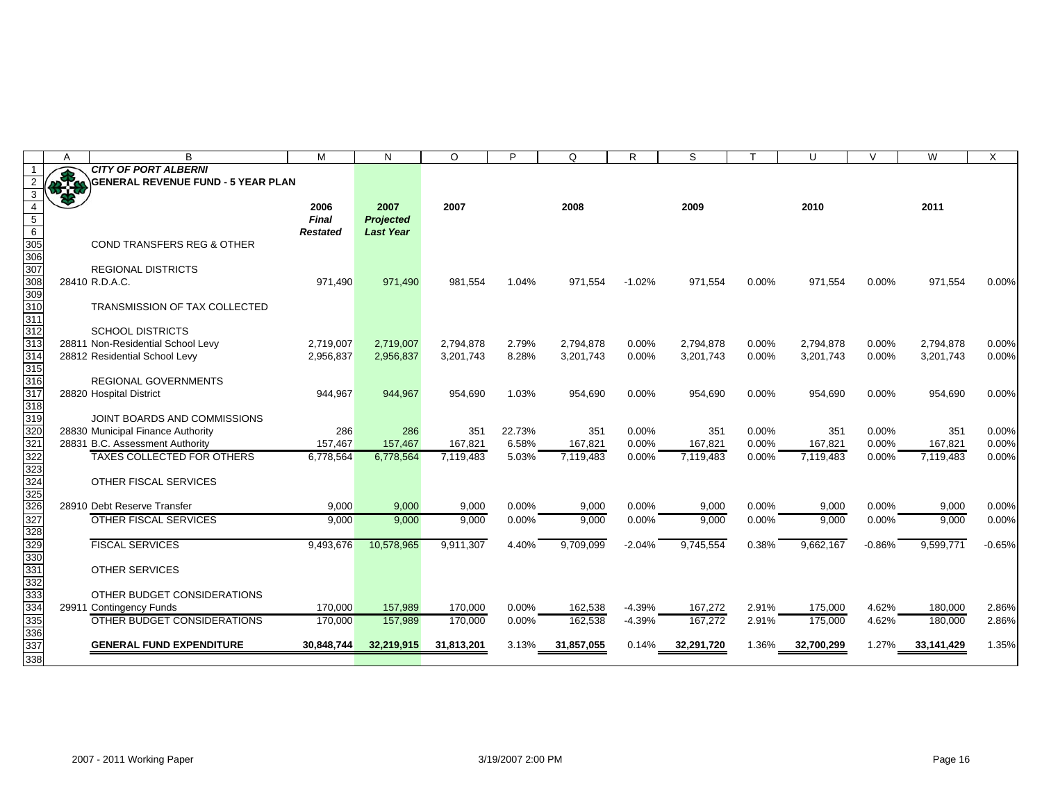**CITY OF PORT ALBERNI**
**GENERAL REVENUE FUND - 5 YEAR PLAN**

| | 2006 *Final Restated* | 2007 *Projected Last Year* | 2007 | | 2008 | | 2009 | | 2010 | | 2011 | |
|---|---|---|---|---|---|---|---|---|---|---|---|---|
| COND TRANSFERS REG & OTHER | | | | | | | | | | | | |
| | | | | | | | | | | | | |
| REGIONAL DISTRICTS | | | | | | | | | | | | |
| 28410 R.D.A.C. | 971,490 | 971,490 | 981,554 | 1.04% | 971,554 | -1.02% | 971,554 | 0.00% | 971,554 | 0.00% | 971,554 | 0.00% |
| | | | | | | | | | | | | |
| TRANSMISSION OF TAX COLLECTED | | | | | | | | | | | | |
| | | | | | | | | | | | | |
| SCHOOL DISTRICTS | | | | | | | | | | | | |
| 28811 Non-Residential School Levy | 2,719,007 | 2,719,007 | 2,794,878 | 2.79% | 2,794,878 | 0.00% | 2,794,878 | 0.00% | 2,794,878 | 0.00% | 2,794,878 | 0.00% |
| 28812 Residential School Levy | 2,956,837 | 2,956,837 | 3,201,743 | 8.28% | 3,201,743 | 0.00% | 3,201,743 | 0.00% | 3,201,743 | 0.00% | 3,201,743 | 0.00% |
| | | | | | | | | | | | | |
| REGIONAL GOVERNMENTS | | | | | | | | | | | | |
| 28820 Hospital District | 944,967 | 944,967 | 954,690 | 1.03% | 954,690 | 0.00% | 954,690 | 0.00% | 954,690 | 0.00% | 954,690 | 0.00% |
| | | | | | | | | | | | | |
| JOINT BOARDS AND COMMISSIONS | | | | | | | | | | | | |
| 28830 Municipal Finance Authority | 286 | 286 | 351 | 22.73% | 351 | 0.00% | 351 | 0.00% | 351 | 0.00% | 351 | 0.00% |
| 28831 B.C. Assessment Authority | 157,467 | 157,467 | 167,821 | 6.58% | 167,821 | 0.00% | 167,821 | 0.00% | 167,821 | 0.00% | 167,821 | 0.00% |
| TAXES COLLECTED FOR OTHERS | 6,778,564 | 6,778,564 | 7,119,483 | 5.03% | 7,119,483 | 0.00% | 7,119,483 | 0.00% | 7,119,483 | 0.00% | 7,119,483 | 0.00% |
| | | | | | | | | | | | | |
| OTHER FISCAL SERVICES | | | | | | | | | | | | |
| | | | | | | | | | | | | |
| 28910 Debt Reserve Transfer | 9,000 | 9,000 | 9,000 | 0.00% | 9,000 | 0.00% | 9,000 | 0.00% | 9,000 | 0.00% | 9,000 | 0.00% |
| OTHER FISCAL SERVICES | 9,000 | 9,000 | 9,000 | 0.00% | 9,000 | 0.00% | 9,000 | 0.00% | 9,000 | 0.00% | 9,000 | 0.00% |
| | | | | | | | | | | | | |
| FISCAL SERVICES | 9,493,676 | 10,578,965 | 9,911,307 | 4.40% | 9,709,099 | -2.04% | 9,745,554 | 0.38% | 9,662,167 | -0.86% | 9,599,771 | -0.65% |
| | | | | | | | | | | | | |
| OTHER SERVICES | | | | | | | | | | | | |
| | | | | | | | | | | | | |
| OTHER BUDGET CONSIDERATIONS | | | | | | | | | | | | |
| 29911 Contingency Funds | 170,000 | 157,989 | 170,000 | 0.00% | 162,538 | -4.39% | 167,272 | 2.91% | 175,000 | 4.62% | 180,000 | 2.86% |
| OTHER BUDGET CONSIDERATIONS | 170,000 | 157,989 | 170,000 | 0.00% | 162,538 | -4.39% | 167,272 | 2.91% | 175,000 | 4.62% | 180,000 | 2.86% |
| | | | | | | | | | | | | |
| **GENERAL FUND EXPENDITURE** | **30,848,744** | **32,219,915** | **31,813,201** | 3.13% | **31,857,055** | 0.14% | **32,291,720** | 1.36% | **32,700,299** | 1.27% | **33,141,429** | 1.35% |

2007 - 2011 Working Paper 3/19/2007 2:00 PM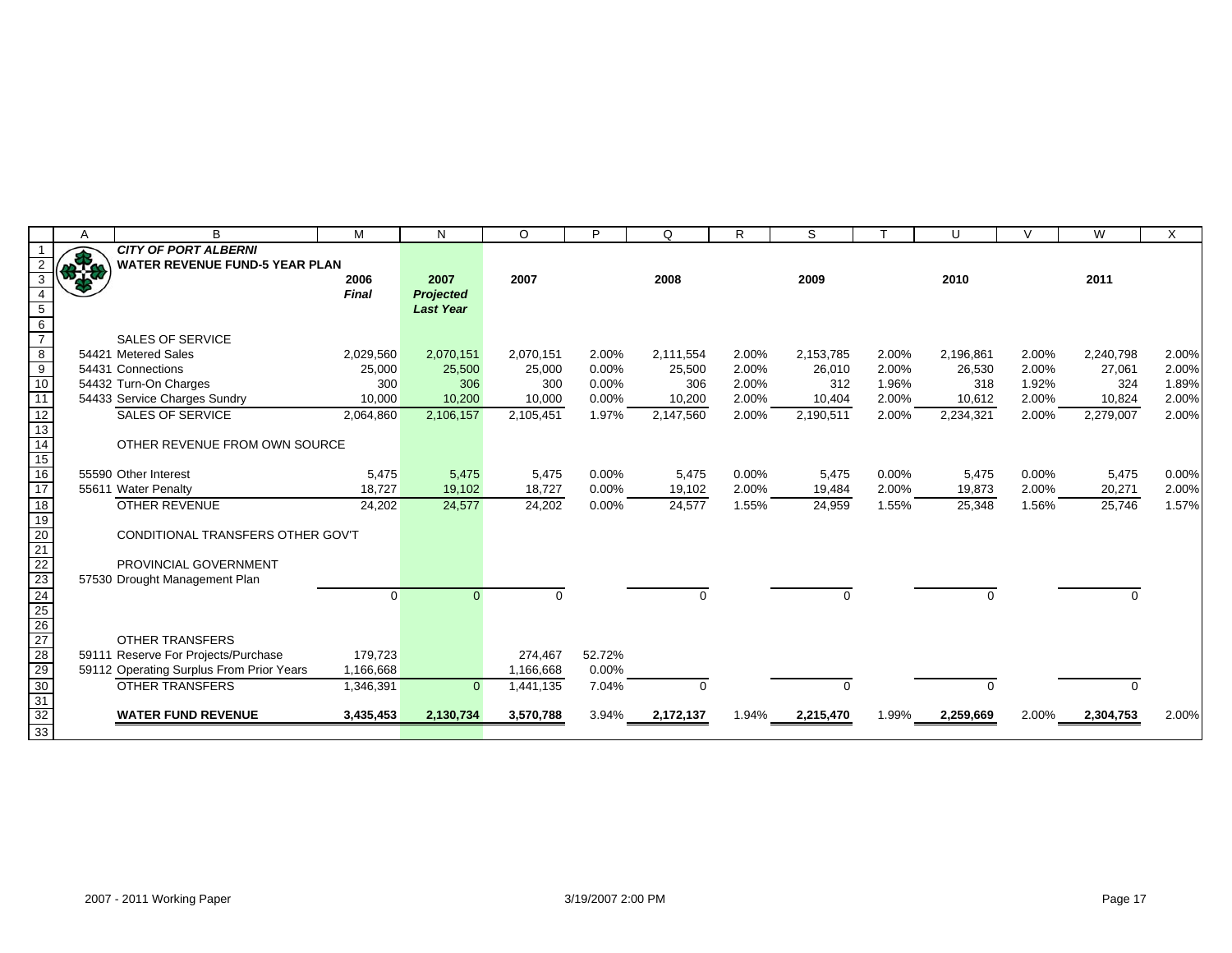**CITY OF PORT ALBERNI**

**WATER REVENUE FUND-5 YEAR PLAN**

| | | 2006 *Final* | 2007 *Projected Last Year* | 2007 | | 2008 | | 2009 | | 2010 | | 2011 | |
|---|---|---|---|---|---|---|---|---|---|---|---|---|---|
| | SALES OF SERVICE | | | | | | | | | | | | |
| 54421 | Metered Sales | 2,029,560 | 2,070,151 | 2,070,151 | 2.00% | 2,111,554 | 2.00% | 2,153,785 | 2.00% | 2,196,861 | 2.00% | 2,240,798 | 2.00% |
| 54431 | Connections | 25,000 | 25,500 | 25,000 | 0.00% | 25,500 | 2.00% | 26,010 | 2.00% | 26,530 | 2.00% | 27,061 | 2.00% |
| 54432 | Turn-On Charges | 300 | 306 | 300 | 0.00% | 306 | 2.00% | 312 | 1.96% | 318 | 1.92% | 324 | 1.89% |
| 54433 | Service Charges Sundry | 10,000 | 10,200 | 10,000 | 0.00% | 10,200 | 2.00% | 10,404 | 2.00% | 10,612 | 2.00% | 10,824 | 2.00% |
| | SALES OF SERVICE | 2,064,860 | 2,106,157 | 2,105,451 | 1.97% | 2,147,560 | 2.00% | 2,190,511 | 2.00% | 2,234,321 | 2.00% | 2,279,007 | 2.00% |
| | OTHER REVENUE FROM OWN SOURCE | | | | | | | | | | | | |
| 55590 | Other Interest | 5,475 | 5,475 | 5,475 | 0.00% | 5,475 | 0.00% | 5,475 | 0.00% | 5,475 | 0.00% | 5,475 | 0.00% |
| 55611 | Water Penalty | 18,727 | 19,102 | 18,727 | 0.00% | 19,102 | 2.00% | 19,484 | 2.00% | 19,873 | 2.00% | 20,271 | 2.00% |
| | OTHER REVENUE | 24,202 | 24,577 | 24,202 | 0.00% | 24,577 | 1.55% | 24,959 | 1.55% | 25,348 | 1.56% | 25,746 | 1.57% |
| | CONDITIONAL TRANSFERS OTHER GOV'T | | | | | | | | | | | | |
| | PROVINCIAL GOVERNMENT | | | | | | | | | | | | |
| 57530 | Drought Management Plan | | | | | | | | | | | | |
| | | 0 | 0 | 0 | | 0 | | 0 | | 0 | | 0 | |
| | OTHER TRANSFERS | | | | | | | | | | | | |
| 59111 | Reserve For Projects/Purchase | 179,723 | | 274,467 | 52.72% | | | | | | | | |
| 59112 | Operating Surplus From Prior Years | 1,166,668 | | 1,166,668 | 0.00% | | | | | | | | |
| | OTHER TRANSFERS | 1,346,391 | 0 | 1,441,135 | 7.04% | 0 | | 0 | | 0 | | 0 | |
| | **WATER FUND REVENUE** | **3,435,453** | **2,130,734** | **3,570,788** | 3.94% | **2,172,137** | 1.94% | **2,215,470** | 1.99% | **2,259,669** | 2.00% | **2,304,753** | 2.00% |

2007 - 2011 Working Paper　　3/19/2007 2:00 PM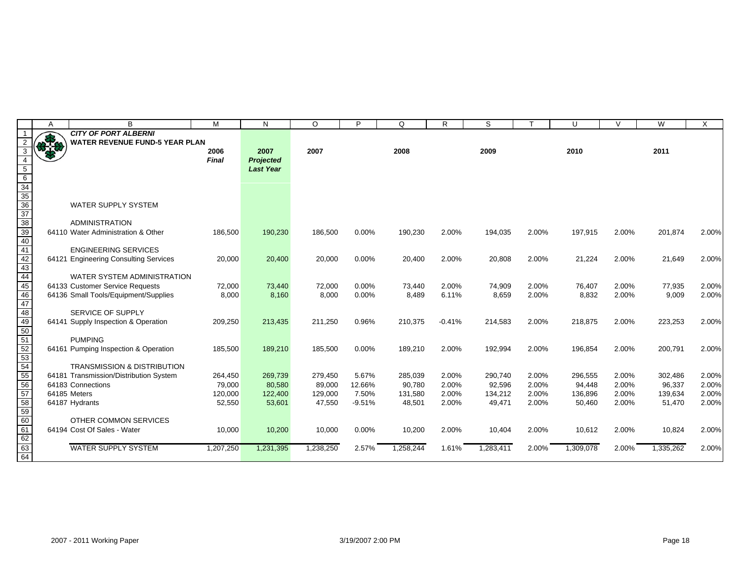**CITY OF PORT ALBERNI**

**WATER REVENUE FUND-5 YEAR PLAN**

| | 2006 *Final* | 2007 *Projected Last Year* | 2007 | | 2008 | | 2009 | | 2010 | | 2011 | |
|---|---|---|---|---|---|---|---|---|---|---|---|---|
| WATER SUPPLY SYSTEM | | | | | | | | | | | | |
| ADMINISTRATION | | | | | | | | | | | | |
| 64110 Water Administration & Other | 186,500 | 190,230 | 186,500 | 0.00% | 190,230 | 2.00% | 194,035 | 2.00% | 197,915 | 2.00% | 201,874 | 2.00% |
| ENGINEERING SERVICES | | | | | | | | | | | | |
| 64121 Engineering Consulting Services | 20,000 | 20,400 | 20,000 | 0.00% | 20,400 | 2.00% | 20,808 | 2.00% | 21,224 | 2.00% | 21,649 | 2.00% |
| WATER SYSTEM ADMINISTRATION | | | | | | | | | | | | |
| 64133 Customer Service Requests | 72,000 | 73,440 | 72,000 | 0.00% | 73,440 | 2.00% | 74,909 | 2.00% | 76,407 | 2.00% | 77,935 | 2.00% |
| 64136 Small Tools/Equipment/Supplies | 8,000 | 8,160 | 8,000 | 0.00% | 8,489 | 6.11% | 8,659 | 2.00% | 8,832 | 2.00% | 9,009 | 2.00% |
| SERVICE OF SUPPLY | | | | | | | | | | | | |
| 64141 Supply Inspection & Operation | 209,250 | 213,435 | 211,250 | 0.96% | 210,375 | -0.41% | 214,583 | 2.00% | 218,875 | 2.00% | 223,253 | 2.00% |
| PUMPING | | | | | | | | | | | | |
| 64161 Pumping Inspection & Operation | 185,500 | 189,210 | 185,500 | 0.00% | 189,210 | 2.00% | 192,994 | 2.00% | 196,854 | 2.00% | 200,791 | 2.00% |
| TRANSMISSION & DISTRIBUTION | | | | | | | | | | | | |
| 64181 Transmission/Distribution System | 264,450 | 269,739 | 279,450 | 5.67% | 285,039 | 2.00% | 290,740 | 2.00% | 296,555 | 2.00% | 302,486 | 2.00% |
| 64183 Connections | 79,000 | 80,580 | 89,000 | 12.66% | 90,780 | 2.00% | 92,596 | 2.00% | 94,448 | 2.00% | 96,337 | 2.00% |
| 64185 Meters | 120,000 | 122,400 | 129,000 | 7.50% | 131,580 | 2.00% | 134,212 | 2.00% | 136,896 | 2.00% | 139,634 | 2.00% |
| 64187 Hydrants | 52,550 | 53,601 | 47,550 | -9.51% | 48,501 | 2.00% | 49,471 | 2.00% | 50,460 | 2.00% | 51,470 | 2.00% |
| OTHER COMMON SERVICES | | | | | | | | | | | | |
| 64194 Cost Of Sales - Water | 10,000 | 10,200 | 10,000 | 0.00% | 10,200 | 2.00% | 10,404 | 2.00% | 10,612 | 2.00% | 10,824 | 2.00% |
| WATER SUPPLY SYSTEM | 1,207,250 | 1,231,395 | 1,238,250 | 2.57% | 1,258,244 | 1.61% | 1,283,411 | 2.00% | 1,309,078 | 2.00% | 1,335,262 | 2.00% |

2007 - 2011 Working Paper 3/19/2007 2:00 PM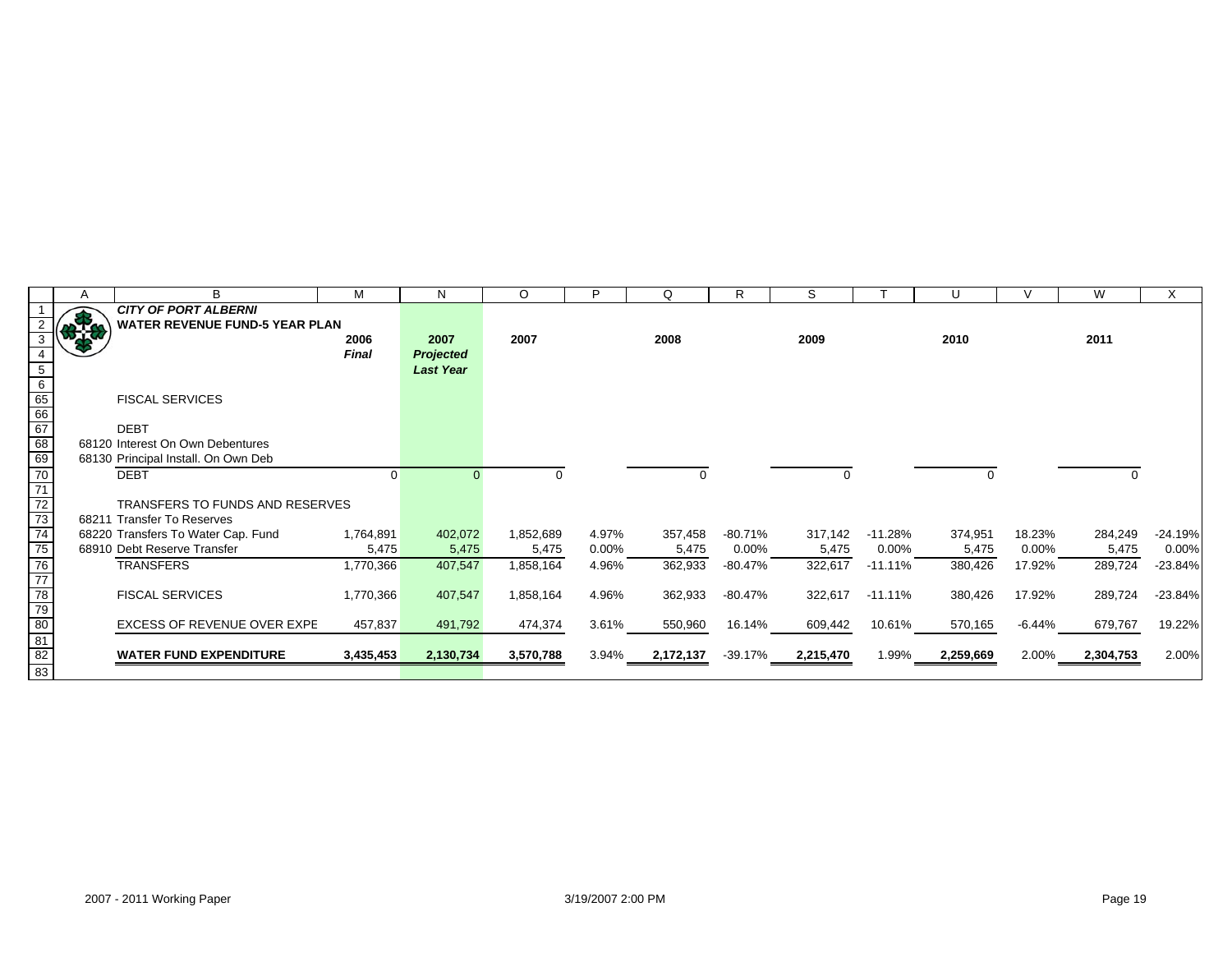**CITY OF PORT ALBERNI**

**WATER REVENUE FUND-5 YEAR PLAN**

| | 2006 *Final* | 2007 *Projected Last Year* | 2007 | | 2008 | | 2009 | | 2010 | | 2011 | |
|---|---|---|---|---|---|---|---|---|---|---|---|---|
| FISCAL SERVICES | | | | | | | | | | | | |
| DEBT | | | | | | | | | | | | |
| 68120 Interest On Own Debentures | | | | | | | | | | | | |
| 68130 Principal Install. On Own Deb | | | | | | | | | | | | |
| DEBT | 0 | 0 | 0 | | 0 | | 0 | | 0 | | 0 | |
| TRANSFERS TO FUNDS AND RESERVES | | | | | | | | | | | | |
| 68211 Transfer To Reserves | | | | | | | | | | | | |
| 68220 Transfers To Water Cap. Fund | 1,764,891 | 402,072 | 1,852,689 | 4.97% | 357,458 | -80.71% | 317,142 | -11.28% | 374,951 | 18.23% | 284,249 | -24.19% |
| 68910 Debt Reserve Transfer | 5,475 | 5,475 | 5,475 | 0.00% | 5,475 | 0.00% | 5,475 | 0.00% | 5,475 | 0.00% | 5,475 | 0.00% |
| TRANSFERS | 1,770,366 | 407,547 | 1,858,164 | 4.96% | 362,933 | -80.47% | 322,617 | -11.11% | 380,426 | 17.92% | 289,724 | -23.84% |
| FISCAL SERVICES | 1,770,366 | 407,547 | 1,858,164 | 4.96% | 362,933 | -80.47% | 322,617 | -11.11% | 380,426 | 17.92% | 289,724 | -23.84% |
| EXCESS OF REVENUE OVER EXPE | 457,837 | 491,792 | 474,374 | 3.61% | 550,960 | 16.14% | 609,442 | 10.61% | 570,165 | -6.44% | 679,767 | 19.22% |
| **WATER FUND EXPENDITURE** | **3,435,453** | **2,130,734** | **3,570,788** | 3.94% | **2,172,137** | -39.17% | **2,215,470** | 1.99% | **2,259,669** | 2.00% | **2,304,753** | 2.00% |

2007 - 2011 Working Paper    3/19/2007 2:00 PM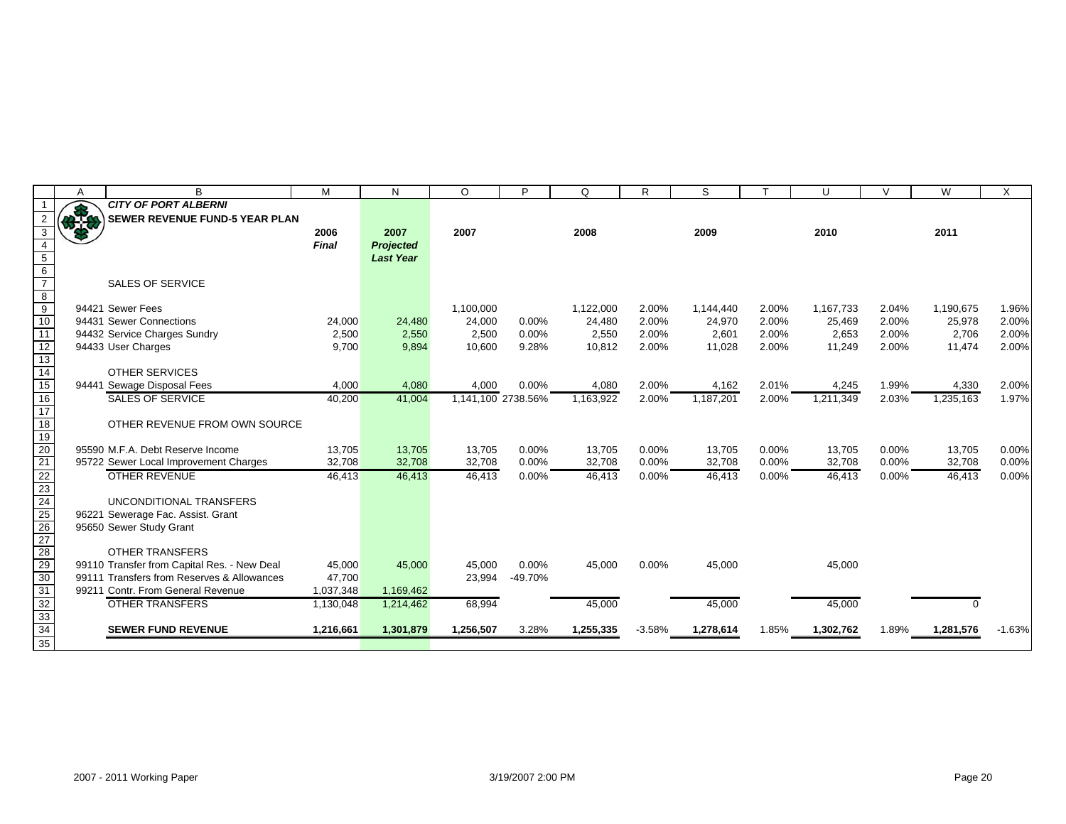**CITY OF PORT ALBERNI**

**SEWER REVENUE FUND-5 YEAR PLAN**

| | 2006 *Final* | 2007 *Projected Last Year* | 2007 | | 2008 | | 2009 | | 2010 | | 2011 | |
|---|---|---|---|---|---|---|---|---|---|---|---|---|
| SALES OF SERVICE | | | | | | | | | | | | |
| 94421 Sewer Fees | | | 1,100,000 | | 1,122,000 | 2.00% | 1,144,440 | 2.00% | 1,167,733 | 2.04% | 1,190,675 | 1.96% |
| 94431 Sewer Connections | 24,000 | 24,480 | 24,000 | 0.00% | 24,480 | 2.00% | 24,970 | 2.00% | 25,469 | 2.00% | 25,978 | 2.00% |
| 94432 Service Charges Sundry | 2,500 | 2,550 | 2,500 | 0.00% | 2,550 | 2.00% | 2,601 | 2.00% | 2,653 | 2.00% | 2,706 | 2.00% |
| 94433 User Charges | 9,700 | 9,894 | 10,600 | 9.28% | 10,812 | 2.00% | 11,028 | 2.00% | 11,249 | 2.00% | 11,474 | 2.00% |
| OTHER SERVICES | | | | | | | | | | | | |
| 94441 Sewage Disposal Fees | 4,000 | 4,080 | 4,000 | 0.00% | 4,080 | 2.00% | 4,162 | 2.01% | 4,245 | 1.99% | 4,330 | 2.00% |
| SALES OF SERVICE | 40,200 | 41,004 | 1,141,100 | 2738.56% | 1,163,922 | 2.00% | 1,187,201 | 2.00% | 1,211,349 | 2.03% | 1,235,163 | 1.97% |
| OTHER REVENUE FROM OWN SOURCE | | | | | | | | | | | | |
| 95590 M.F.A. Debt Reserve Income | 13,705 | 13,705 | 13,705 | 0.00% | 13,705 | 0.00% | 13,705 | 0.00% | 13,705 | 0.00% | 13,705 | 0.00% |
| 95722 Sewer Local Improvement Charges | 32,708 | 32,708 | 32,708 | 0.00% | 32,708 | 0.00% | 32,708 | 0.00% | 32,708 | 0.00% | 32,708 | 0.00% |
| OTHER REVENUE | 46,413 | 46,413 | 46,413 | 0.00% | 46,413 | 0.00% | 46,413 | 0.00% | 46,413 | 0.00% | 46,413 | 0.00% |
| UNCONDITIONAL TRANSFERS | | | | | | | | | | | | |
| 96221 Sewerage Fac. Assist. Grant | | | | | | | | | | | | |
| 95650 Sewer Study Grant | | | | | | | | | | | | |
| OTHER TRANSFERS | | | | | | | | | | | | |
| 99110 Transfer from Capital Res. - New Deal | 45,000 | 45,000 | 45,000 | 0.00% | 45,000 | 0.00% | 45,000 | | 45,000 | | | |
| 99111 Transfers from Reserves & Allowances | 47,700 | | 23,994 | -49.70% | | | | | | | | |
| 99211 Contr. From General Revenue | 1,037,348 | 1,169,462 | | | | | | | | | | |
| OTHER TRANSFERS | 1,130,048 | 1,214,462 | 68,994 | | 45,000 | | 45,000 | | 45,000 | | 0 | |
| **SEWER FUND REVENUE** | **1,216,661** | **1,301,879** | **1,256,507** | 3.28% | **1,255,335** | -3.58% | **1,278,614** | 1.85% | **1,302,762** | 1.89% | **1,281,576** | -1.63% |

2007 - 2011 Working Paper 3/19/2007 2:00 PM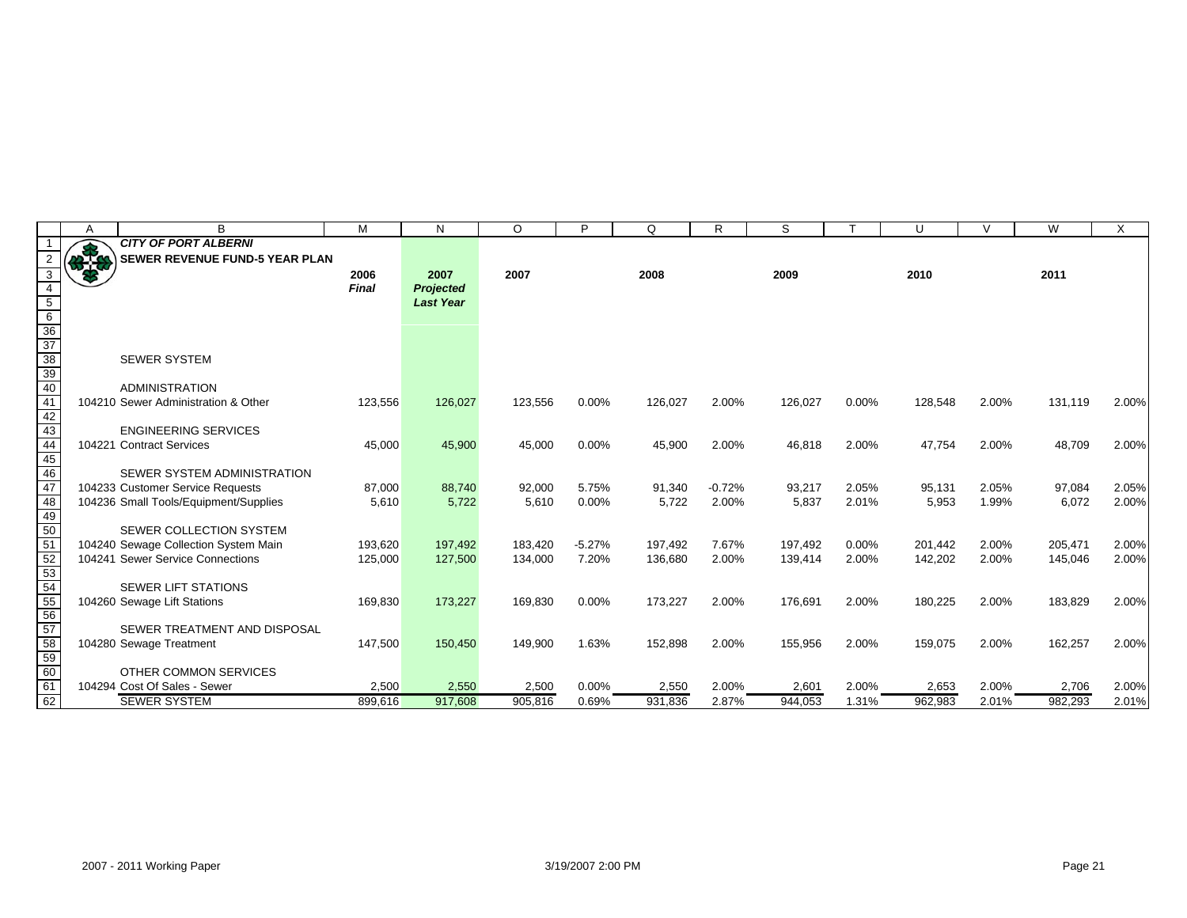**CITY OF PORT ALBERNI**

**SEWER REVENUE FUND-5 YEAR PLAN**

| | 2006 *Final* | 2007 *Projected Last Year* | 2007 | | 2008 | | 2009 | | 2010 | | 2011 | |
|---|---|---|---|---|---|---|---|---|---|---|---|---|
| SEWER SYSTEM | | | | | | | | | | | | |
| ADMINISTRATION | | | | | | | | | | | | |
| 104210 Sewer Administration & Other | 123,556 | 126,027 | 123,556 | 0.00% | 126,027 | 2.00% | 126,027 | 0.00% | 128,548 | 2.00% | 131,119 | 2.00% |
| ENGINEERING SERVICES | | | | | | | | | | | | |
| 104221 Contract Services | 45,000 | 45,900 | 45,000 | 0.00% | 45,900 | 2.00% | 46,818 | 2.00% | 47,754 | 2.00% | 48,709 | 2.00% |
| SEWER SYSTEM ADMINISTRATION | | | | | | | | | | | | |
| 104233 Customer Service Requests | 87,000 | 88,740 | 92,000 | 5.75% | 91,340 | -0.72% | 93,217 | 2.05% | 95,131 | 2.05% | 97,084 | 2.05% |
| 104236 Small Tools/Equipment/Supplies | 5,610 | 5,722 | 5,610 | 0.00% | 5,722 | 2.00% | 5,837 | 2.01% | 5,953 | 1.99% | 6,072 | 2.00% |
| SEWER COLLECTION SYSTEM | | | | | | | | | | | | |
| 104240 Sewage Collection System Main | 193,620 | 197,492 | 183,420 | -5.27% | 197,492 | 7.67% | 197,492 | 0.00% | 201,442 | 2.00% | 205,471 | 2.00% |
| 104241 Sewer Service Connections | 125,000 | 127,500 | 134,000 | 7.20% | 136,680 | 2.00% | 139,414 | 2.00% | 142,202 | 2.00% | 145,046 | 2.00% |
| SEWER LIFT STATIONS | | | | | | | | | | | | |
| 104260 Sewage Lift Stations | 169,830 | 173,227 | 169,830 | 0.00% | 173,227 | 2.00% | 176,691 | 2.00% | 180,225 | 2.00% | 183,829 | 2.00% |
| SEWER TREATMENT AND DISPOSAL | | | | | | | | | | | | |
| 104280 Sewage Treatment | 147,500 | 150,450 | 149,900 | 1.63% | 152,898 | 2.00% | 155,956 | 2.00% | 159,075 | 2.00% | 162,257 | 2.00% |
| OTHER COMMON SERVICES | | | | | | | | | | | | |
| 104294 Cost Of Sales - Sewer | 2,500 | 2,550 | 2,500 | 0.00% | 2,550 | 2.00% | 2,601 | 2.00% | 2,653 | 2.00% | 2,706 | 2.00% |
| SEWER SYSTEM | 899,616 | 917,608 | 905,816 | 0.69% | 931,836 | 2.87% | 944,053 | 1.31% | 962,983 | 2.01% | 982,293 | 2.01% |

2007 - 2011 Working Paper — 3/19/2007 2:00 PM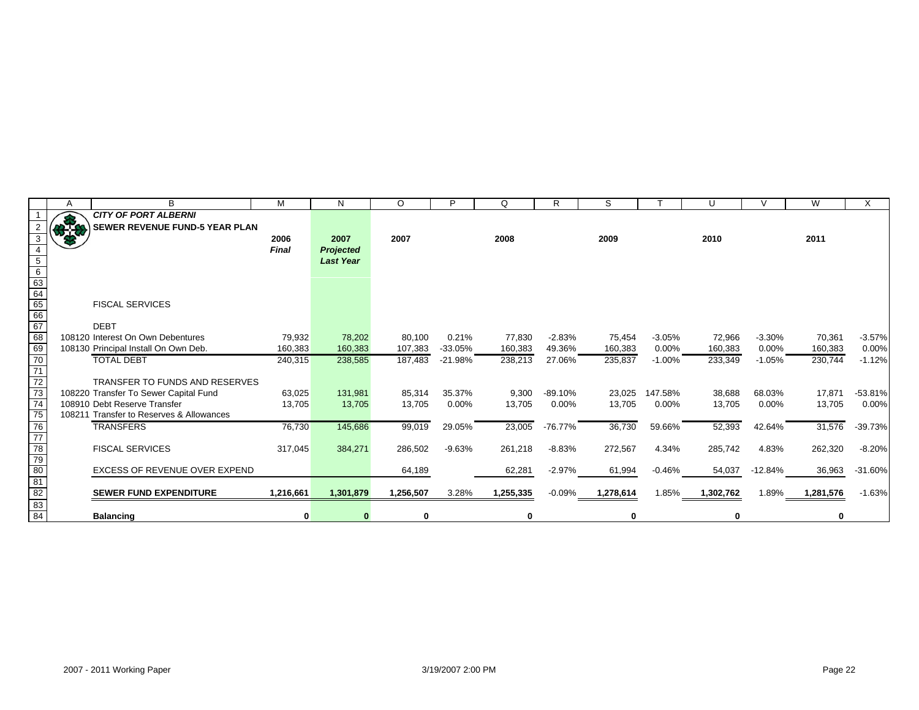**CITY OF PORT ALBERNI**

**SEWER REVENUE FUND-5 YEAR PLAN**

| | 2006 *Final* | 2007 *Projected Last Year* | 2007 | | 2008 | | 2009 | | 2010 | | 2011 | |
|---|---|---|---|---|---|---|---|---|---|---|---|---|
| FISCAL SERVICES | | | | | | | | | | | | |
| DEBT | | | | | | | | | | | | |
| 108120 Interest On Own Debentures | 79,932 | 78,202 | 80,100 | 0.21% | 77,830 | -2.83% | 75,454 | -3.05% | 72,966 | -3.30% | 70,361 | -3.57% |
| 108130 Principal Install On Own Deb. | 160,383 | 160,383 | 107,383 | -33.05% | 160,383 | 49.36% | 160,383 | 0.00% | 160,383 | 0.00% | 160,383 | 0.00% |
| TOTAL DEBT | 240,315 | 238,585 | 187,483 | -21.98% | 238,213 | 27.06% | 235,837 | -1.00% | 233,349 | -1.05% | 230,744 | -1.12% |
| TRANSFER TO FUNDS AND RESERVES | | | | | | | | | | | | |
| 108220 Transfer To Sewer Capital Fund | 63,025 | 131,981 | 85,314 | 35.37% | 9,300 | -89.10% | 23,025 | 147.58% | 38,688 | 68.03% | 17,871 | -53.81% |
| 108910 Debt Reserve Transfer | 13,705 | 13,705 | 13,705 | 0.00% | 13,705 | 0.00% | 13,705 | 0.00% | 13,705 | 0.00% | 13,705 | 0.00% |
| 108211 Transfer to Reserves & Allowances | | | | | | | | | | | | |
| TRANSFERS | 76,730 | 145,686 | 99,019 | 29.05% | 23,005 | -76.77% | 36,730 | 59.66% | 52,393 | 42.64% | 31,576 | -39.73% |
| FISCAL SERVICES | 317,045 | 384,271 | 286,502 | -9.63% | 261,218 | -8.83% | 272,567 | 4.34% | 285,742 | 4.83% | 262,320 | -8.20% |
| EXCESS OF REVENUE OVER EXPEND | | | 64,189 | | 62,281 | -2.97% | 61,994 | -0.46% | 54,037 | -12.84% | 36,963 | -31.60% |
| **SEWER FUND EXPENDITURE** | **1,216,661** | **1,301,879** | **1,256,507** | 3.28% | **1,255,335** | -0.09% | **1,278,614** | 1.85% | **1,302,762** | 1.89% | **1,281,576** | -1.63% |
| **Balancing** | **0** | **0** | **0** | | **0** | | **0** | | **0** | | **0** | |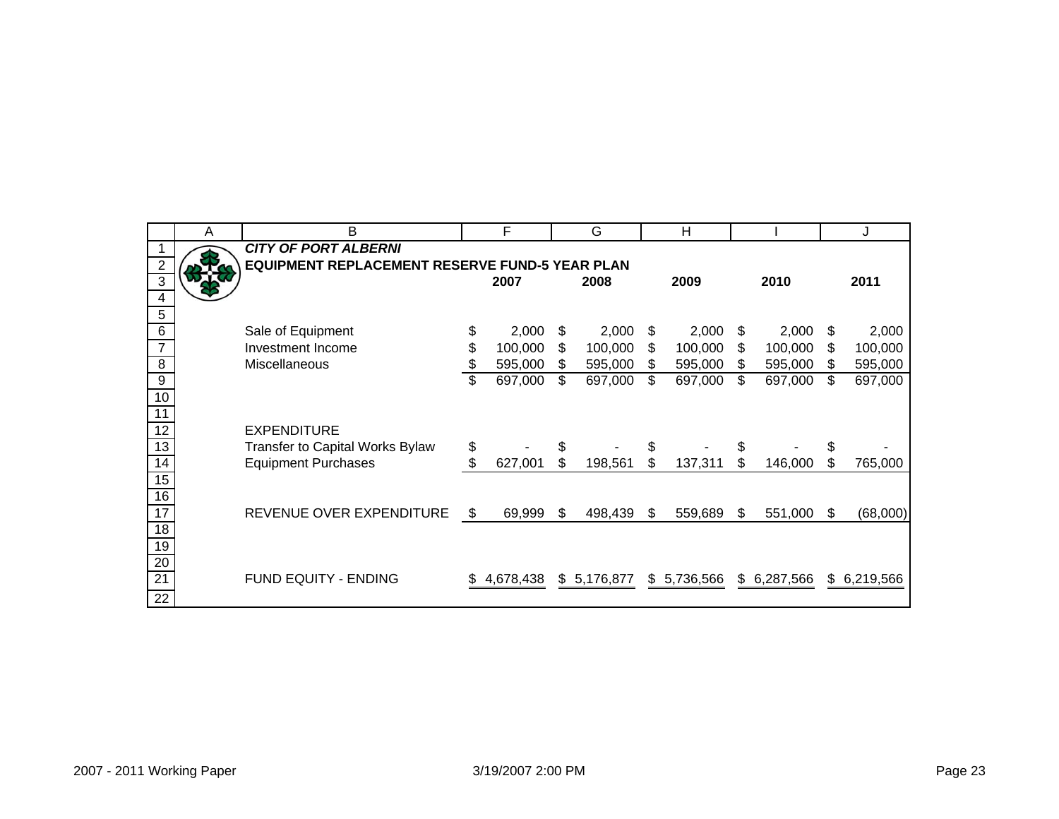***CITY OF PORT ALBERNI***

**EQUIPMENT REPLACEMENT RESERVE FUND-5 YEAR PLAN**

| | 2007 | 2008 | 2009 | 2010 | 2011 |
|---|---|---|---|---|---|
| Sale of Equipment | $ 2,000 | $ 2,000 | $ 2,000 | $ 2,000 | $ 2,000 |
| Investment Income | $ 100,000 | $ 100,000 | $ 100,000 | $ 100,000 | $ 100,000 |
| Miscellaneous | $ 595,000 | $ 595,000 | $ 595,000 | $ 595,000 | $ 595,000 |
| | $ 697,000 | $ 697,000 | $ 697,000 | $ 697,000 | $ 697,000 |
| EXPENDITURE | | | | | |
| Transfer to Capital Works Bylaw | $ - | $ - | $ - | $ - | $ - |
| Equipment Purchases | $ 627,001 | $ 198,561 | $ 137,311 | $ 146,000 | $ 765,000 |
| REVENUE OVER EXPENDITURE | $ 69,999 | $ 498,439 | $ 559,689 | $ 551,000 | $ (68,000) |
| FUND EQUITY - ENDING | $ 4,678,438 | $ 5,176,877 | $ 5,736,566 | $ 6,287,566 | $ 6,219,566 |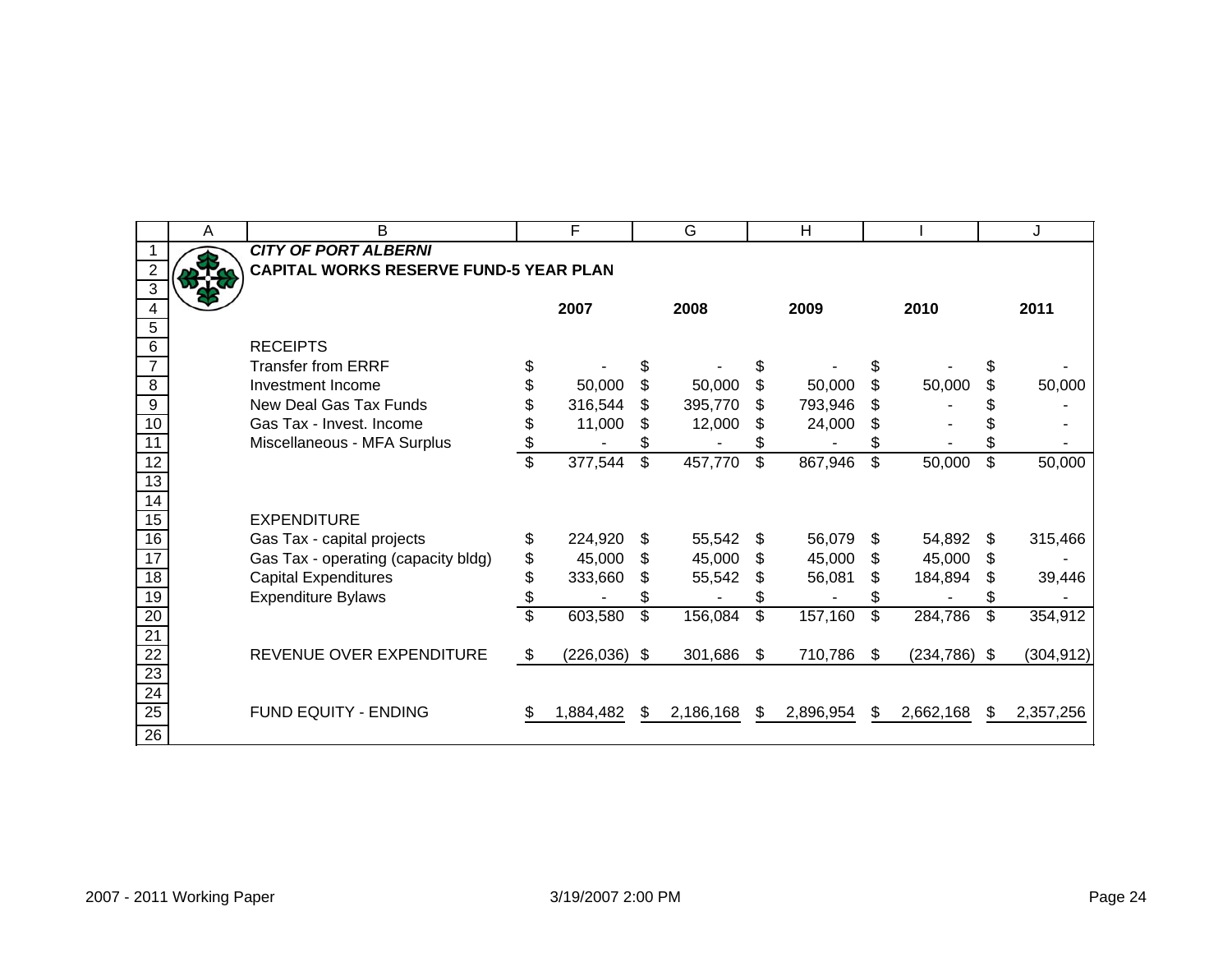***CITY OF PORT ALBERNI***

**CAPITAL WORKS RESERVE FUND-5 YEAR PLAN**

| | 2007 | 2008 | 2009 | 2010 | 2011 |
|---|---|---|---|---|---|
| RECEIPTS | | | | | |
| Transfer from ERRF | $ - | $ - | $ - | $ - | $ - |
| Investment Income | $ 50,000 | $ 50,000 | $ 50,000 | $ 50,000 | $ 50,000 |
| New Deal Gas Tax Funds | $ 316,544 | $ 395,770 | $ 793,946 | $ - | $ - |
| Gas Tax - Invest. Income | $ 11,000 | $ 12,000 | $ 24,000 | $ - | $ - |
| Miscellaneous - MFA Surplus | $ - | $ - | $ - | $ - | $ - |
| | $ 377,544 | $ 457,770 | $ 867,946 | $ 50,000 | $ 50,000 |
| | | | | | |
| EXPENDITURE | | | | | |
| Gas Tax - capital projects | $ 224,920 | $ 55,542 | $ 56,079 | $ 54,892 | $ 315,466 |
| Gas Tax - operating (capacity bldg) | $ 45,000 | $ 45,000 | $ 45,000 | $ 45,000 | $ - |
| Capital Expenditures | $ 333,660 | $ 55,542 | $ 56,081 | $ 184,894 | $ 39,446 |
| Expenditure Bylaws | $ - | $ - | $ - | $ - | $ - |
| | $ 603,580 | $ 156,084 | $ 157,160 | $ 284,786 | $ 354,912 |
| | | | | | |
| REVENUE OVER EXPENDITURE | $ (226,036) | $ 301,686 | $ 710,786 | $ (234,786) | $ (304,912) |
| | | | | | |
| FUND EQUITY - ENDING | $ 1,884,482 | $ 2,186,168 | $ 2,896,954 | $ 2,662,168 | $ 2,357,256 |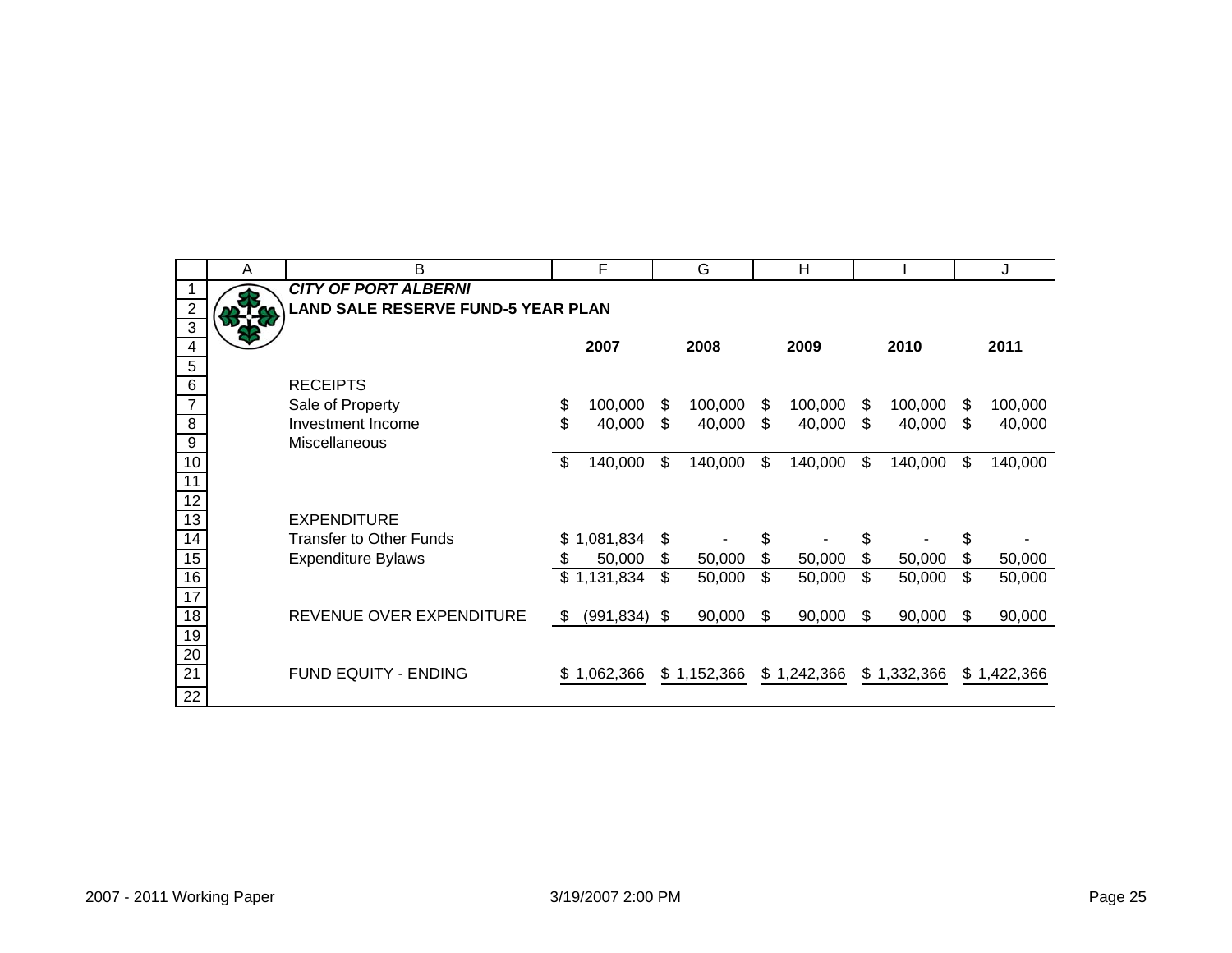# CITY OF PORT ALBERNI

## LAND SALE RESERVE FUND-5 YEAR PLAN

| | 2007 | 2008 | 2009 | 2010 | 2011 |
|---|---|---|---|---|---|
| RECEIPTS | | | | | |
| Sale of Property | $ 100,000 | $ 100,000 | $ 100,000 | $ 100,000 | $ 100,000 |
| Investment Income | $ 40,000 | $ 40,000 | $ 40,000 | $ 40,000 | $ 40,000 |
| Miscellaneous | | | | | |
| | $ 140,000 | $ 140,000 | $ 140,000 | $ 140,000 | $ 140,000 |
| | | | | | |
| EXPENDITURE | | | | | |
| Transfer to Other Funds | $ 1,081,834 | $ - | $ - | $ - | $ - |
| Expenditure Bylaws | $ 50,000 | $ 50,000 | $ 50,000 | $ 50,000 | $ 50,000 |
| | $ 1,131,834 | $ 50,000 | $ 50,000 | $ 50,000 | $ 50,000 |
| | | | | | |
| REVENUE OVER EXPENDITURE | $ (991,834) | $ 90,000 | $ 90,000 | $ 90,000 | $ 90,000 |
| | | | | | |
| FUND EQUITY - ENDING | $ 1,062,366 | $ 1,152,366 | $ 1,242,366 | $ 1,332,366 | $ 1,422,366 |

2007 - 2011 Working Paper 3/19/2007 2:00 PM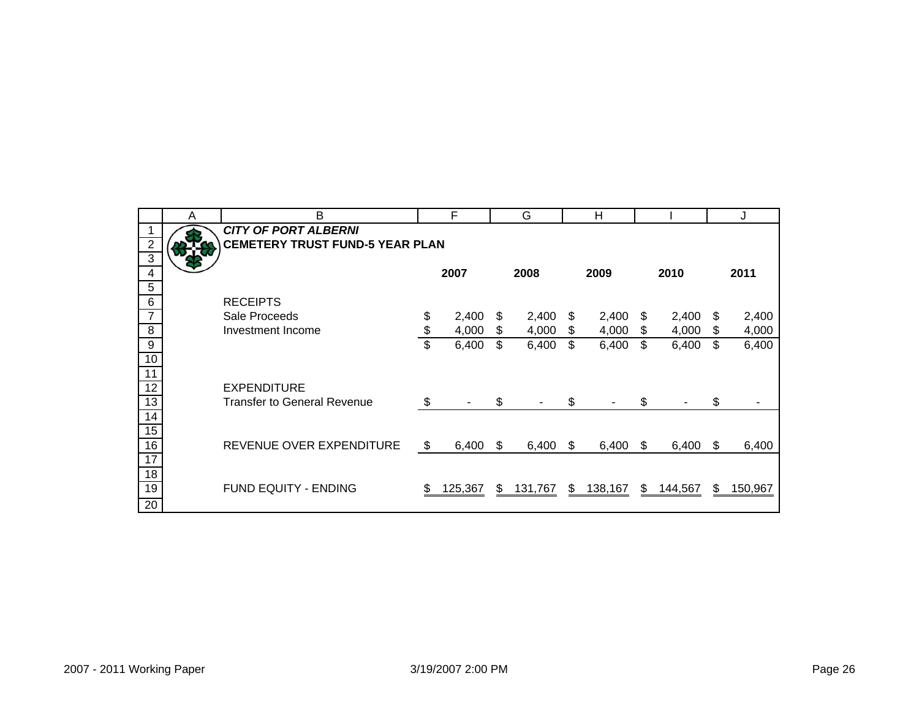***CITY OF PORT ALBERNI***

**CEMETERY TRUST FUND-5 YEAR PLAN**

| | **2007** | **2008** | **2009** | **2010** | **2011** |
|---|---|---|---|---|---|
| RECEIPTS | | | | | |
| Sale Proceeds | $ 2,400 | $ 2,400 | $ 2,400 | $ 2,400 | $ 2,400 |
| Investment Income | $ 4,000 | $ 4,000 | $ 4,000 | $ 4,000 | $ 4,000 |
| | $ 6,400 | $ 6,400 | $ 6,400 | $ 6,400 | $ 6,400 |
| EXPENDITURE | | | | | |
| Transfer to General Revenue | $ - | $ - | $ - | $ - | $ - |
| REVENUE OVER EXPENDITURE | $ 6,400 | $ 6,400 | $ 6,400 | $ 6,400 | $ 6,400 |
| FUND EQUITY - ENDING | $ 125,367 | $ 131,767 | $ 138,167 | $ 144,567 | $ 150,967 |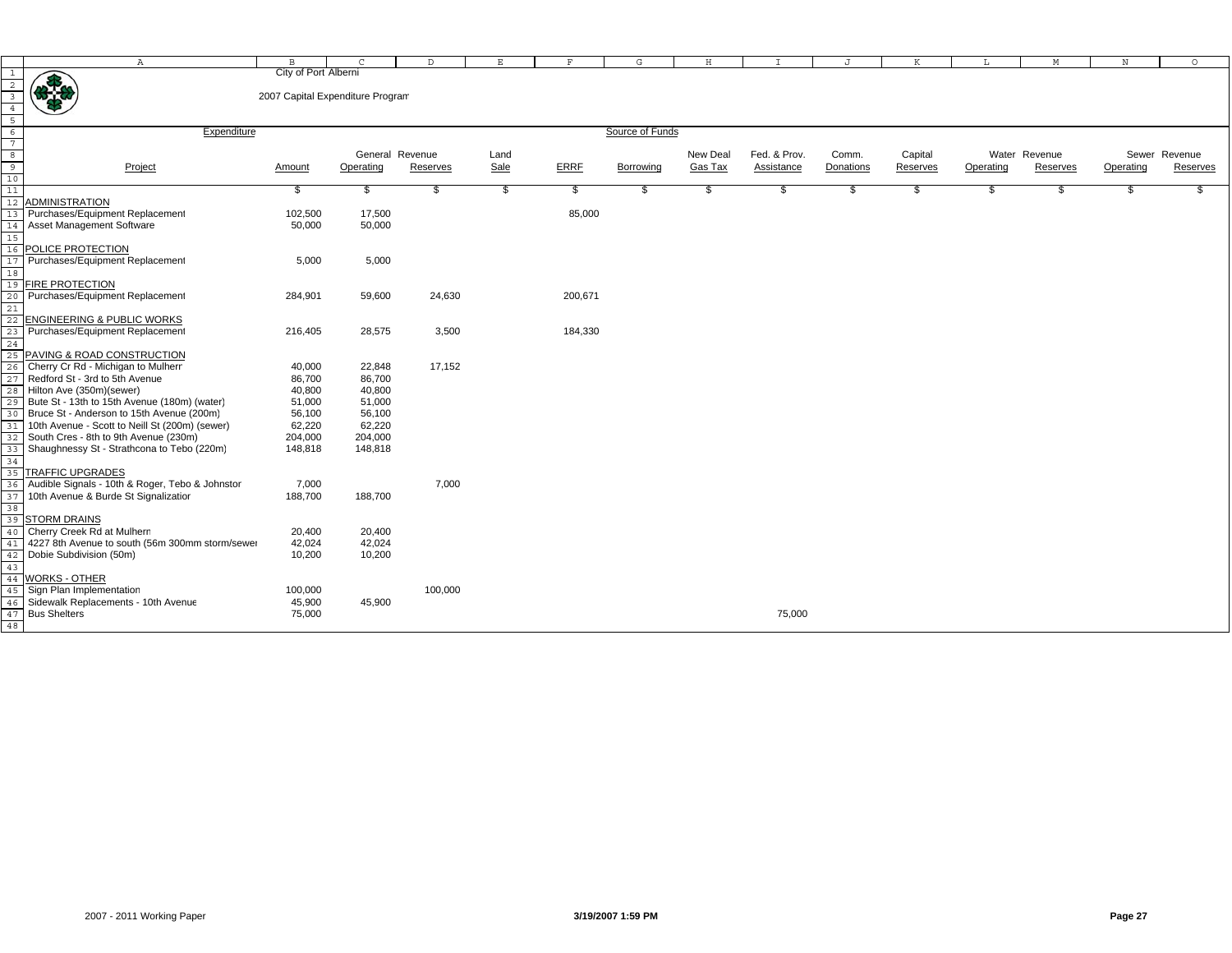City of Port Alberni

2007 Capital Expenditure Program

| Project | Amount | General Revenue Operating | General Revenue Reserves | Land Sale | ERRF | Borrowing | New Deal Gas Tax | Fed. & Prov. Assistance | Comm. Donations | Capital Reserves | Water Revenue Operating | Water Revenue Reserves | Sewer Revenue Operating | Sewer Revenue Reserves |
|---|---|---|---|---|---|---|---|---|---|---|---|---|---|---|
| | $ | $ | $ | $ | $ | $ | $ | $ | $ | $ | $ | $ | $ | $ |
| **ADMINISTRATION** | | | | | | | | | | | | | | |
| Purchases/Equipment Replacement | 102,500 | 17,500 | | | 85,000 | | | | | | | | | |
| Asset Management Software | 50,000 | 50,000 | | | | | | | | | | | | |
| **POLICE PROTECTION** | | | | | | | | | | | | | | |
| Purchases/Equipment Replacement | 5,000 | 5,000 | | | | | | | | | | | | |
| **FIRE PROTECTION** | | | | | | | | | | | | | | |
| Purchases/Equipment Replacement | 284,901 | 59,600 | 24,630 | | 200,671 | | | | | | | | | |
| **ENGINEERING & PUBLIC WORKS** | | | | | | | | | | | | | | |
| Purchases/Equipment Replacement | 216,405 | 28,575 | 3,500 | | 184,330 | | | | | | | | | |
| **PAVING & ROAD CONSTRUCTION** | | | | | | | | | | | | | | |
| Cherry Cr Rd - Michigan to Mulhern | 40,000 | 22,848 | 17,152 | | | | | | | | | | | |
| Redford St - 3rd to 5th Avenue | 86,700 | 86,700 | | | | | | | | | | | | |
| Hilton Ave (350m)(sewer) | 40,800 | 40,800 | | | | | | | | | | | | |
| Bute St - 13th to 15th Avenue (180m) (water) | 51,000 | 51,000 | | | | | | | | | | | | |
| Bruce St - Anderson to 15th Avenue (200m) | 56,100 | 56,100 | | | | | | | | | | | | |
| 10th Avenue - Scott to Neill St (200m) (sewer) | 62,220 | 62,220 | | | | | | | | | | | | |
| South Cres - 8th to 9th Avenue (230m) | 204,000 | 204,000 | | | | | | | | | | | | |
| Shaughnessy St - Strathcona to Tebo (220m) | 148,818 | 148,818 | | | | | | | | | | | | |
| **TRAFFIC UPGRADES** | | | | | | | | | | | | | | |
| Audible Signals - 10th & Roger, Tebo & Johnston | 7,000 | | 7,000 | | | | | | | | | | | |
| 10th Avenue & Burde St Signalization | 188,700 | 188,700 | | | | | | | | | | | | |
| **STORM DRAINS** | | | | | | | | | | | | | | |
| Cherry Creek Rd at Mulhern | 20,400 | 20,400 | | | | | | | | | | | | |
| 4227 8th Avenue to south (56m 300mm storm/sewer | 42,024 | 42,024 | | | | | | | | | | | | |
| Dobie Subdivision (50m) | 10,200 | 10,200 | | | | | | | | | | | | |
| **WORKS - OTHER** | | | | | | | | | | | | | | |
| Sign Plan Implementation | 100,000 | | 100,000 | | | | | | | | | | | |
| Sidewalk Replacements - 10th Avenue | 45,900 | 45,900 | | | | | | | | | | | | |
| Bus Shelters | 75,000 | | | | | | | 75,000 | | | | | | |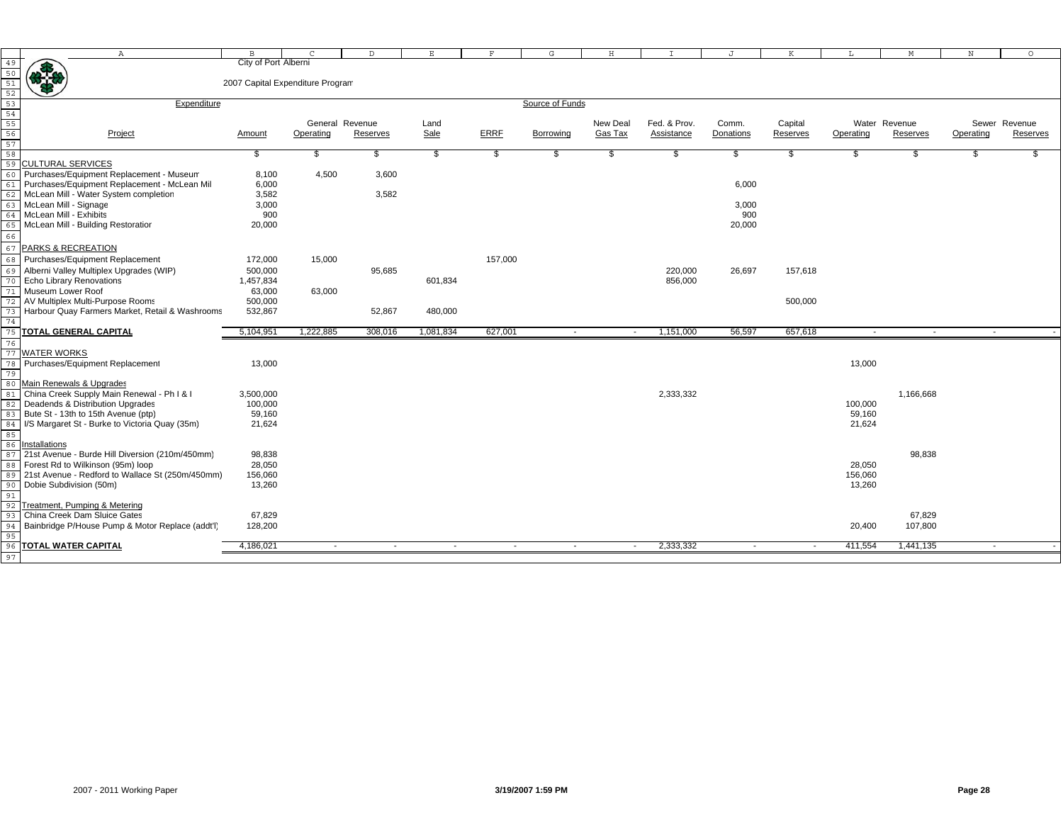City of Port Alberni

2007 Capital Expenditure Program

| Expenditure | | Source of Funds | | | | | | | | | | | | |
|---|---|---|---|---|---|---|---|---|---|---|---|---|---|---|
| Project | Amount | General Revenue Operating | General Revenue Reserves | Land Sale | ERRF | Borrowing | New Deal Gas Tax | Fed. & Prov. Assistance | Comm. Donations | Capital Reserves | Water Revenue Operating | Water Revenue Reserves | Sewer Revenue Operating | Sewer Revenue Reserves |
| | $ | $ | $ | $ | $ | $ | $ | $ | $ | $ | $ | $ | $ | $ |
| **CULTURAL SERVICES** | | | | | | | | | | | | | | |
| Purchases/Equipment Replacement - Museum | 8,100 | 4,500 | 3,600 | | | | | | | | | | | |
| Purchases/Equipment Replacement - McLean Mill | 6,000 | | | | | | | | 6,000 | | | | | |
| McLean Mill - Water System completion | 3,582 | | 3,582 | | | | | | | | | | | |
| McLean Mill - Signage | 3,000 | | | | | | | | 3,000 | | | | | |
| McLean Mill - Exhibits | 900 | | | | | | | | 900 | | | | | |
| McLean Mill - Building Restoration | 20,000 | | | | | | | | 20,000 | | | | | |
| **PARKS & RECREATION** | | | | | | | | | | | | | | |
| Purchases/Equipment Replacement | 172,000 | 15,000 | | | 157,000 | | | | | | | | | |
| Alberni Valley Multiplex Upgrades (WIP) | 500,000 | | 95,685 | | | | | 220,000 | 26,697 | 157,618 | | | | |
| Echo Library Renovations | 1,457,834 | | | 601,834 | | | | 856,000 | | | | | | |
| Museum Lower Roof | 63,000 | 63,000 | | | | | | | | | | | | |
| AV Multiplex Multi-Purpose Rooms | 500,000 | | | | | | | | | 500,000 | | | | |
| Harbour Quay Farmers Market, Retail & Washrooms | 532,867 | | 52,867 | 480,000 | | | | | | | | | | |
| **TOTAL GENERAL CAPITAL** | 5,104,951 | 1,222,885 | 308,016 | 1,081,834 | 627,001 | - | - | 1,151,000 | 56,597 | 657,618 | - | - | - | - |
| **WATER WORKS** | | | | | | | | | | | | | | |
| Purchases/Equipment Replacement | 13,000 | | | | | | | | | | 13,000 | | | |
| Main Renewals & Upgrades | | | | | | | | | | | | | | |
| China Creek Supply Main Renewal - Ph I & I | 3,500,000 | | | | | | | 2,333,332 | | | | 1,166,668 | | |
| Deadends & Distribution Upgrades | 100,000 | | | | | | | | | | 100,000 | | | |
| Bute St - 13th to 15th Avenue (ptp) | 59,160 | | | | | | | | | | 59,160 | | | |
| I/S Margaret St - Burke to Victoria Quay (35m) | 21,624 | | | | | | | | | | 21,624 | | | |
| Installations | | | | | | | | | | | | | | |
| 21st Avenue - Burde Hill Diversion (210m/450mm) | 98,838 | | | | | | | | | | | 98,838 | | |
| Forest Rd to Wilkinson (95m) loop | 28,050 | | | | | | | | | | 28,050 | | | |
| 21st Avenue - Redford to Wallace St (250m/450mm) | 156,060 | | | | | | | | | | 156,060 | | | |
| Dobie Subdivision (50m) | 13,260 | | | | | | | | | | 13,260 | | | |
| Treatment, Pumping & Metering | | | | | | | | | | | | | | |
| China Creek Dam Sluice Gates | 67,829 | | | | | | | | | | | 67,829 | | |
| Bainbridge P/House Pump & Motor Replace (addt'l) | 128,200 | | | | | | | | | | 20,400 | 107,800 | | |
| **TOTAL WATER CAPITAL** | 4,186,021 | - | - | - | - | - | - | 2,333,332 | - | - | 411,554 | 1,441,135 | - | - |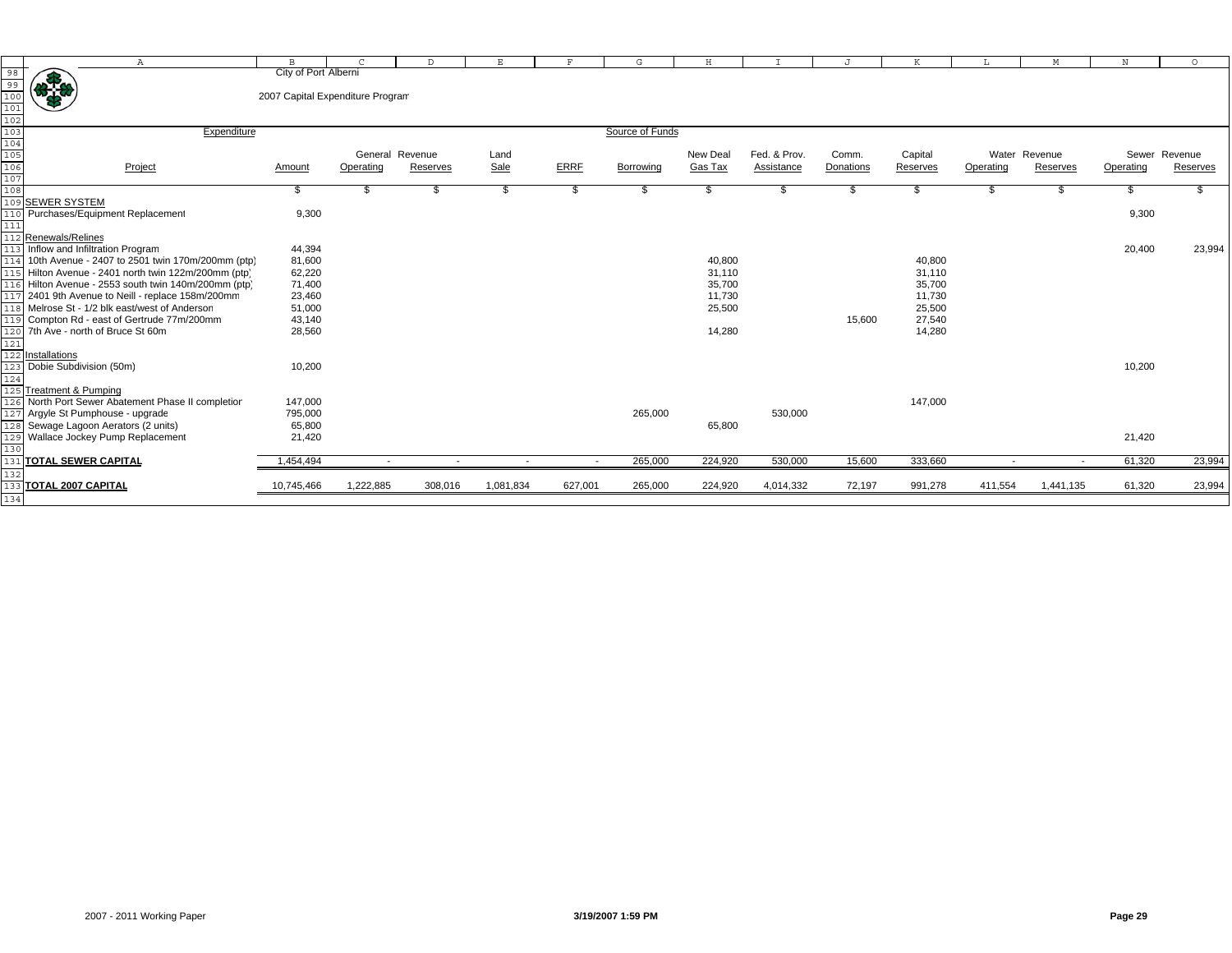City of Port Alberni

2007 Capital Expenditure Program

| Expenditure | | Source of Funds | | | | | | | | | | | | |
|---|---|---|---|---|---|---|---|---|---|---|---|---|---|---|
| | | General Revenue | | Land | | | New Deal | Fed. & Prov. | Comm. | Capital | Water Revenue | | Sewer Revenue | |
| Project | Amount | Operating | Reserves | Sale | ERRF | Borrowing | Gas Tax | Assistance | Donations | Reserves | Operating | Reserves | Operating | Reserves |
| | $ | $ | $ | $ | $ | $ | $ | $ | $ | $ | $ | $ | $ | $ |
| **SEWER SYSTEM** | | | | | | | | | | | | | | |
| Purchases/Equipment Replacement | 9,300 | | | | | | | | | | | | 9,300 | |
| Renewals/Relines | | | | | | | | | | | | | | |
| Inflow and Infiltration Program | 44,394 | | | | | | | | | | | | 20,400 | 23,994 |
| 10th Avenue - 2407 to 2501 twin 170m/200mm (ptp) | 81,600 | | | | | | 40,800 | | | 40,800 | | | | |
| Hilton Avenue - 2401 north twin 122m/200mm (ptp) | 62,220 | | | | | | 31,110 | | | 31,110 | | | | |
| Hilton Avenue - 2553 south twin 140m/200mm (ptp) | 71,400 | | | | | | 35,700 | | | 35,700 | | | | |
| 2401 9th Avenue to Neill - replace 158m/200mm | 23,460 | | | | | | 11,730 | | | 11,730 | | | | |
| Melrose St - 1/2 blk east/west of Anderson | 51,000 | | | | | | 25,500 | | | 25,500 | | | | |
| Compton Rd - east of Gertrude 77m/200mm | 43,140 | | | | | | | | 15,600 | 27,540 | | | | |
| 7th Ave - north of Bruce St 60m | 28,560 | | | | | | 14,280 | | | 14,280 | | | | |
| Installations | | | | | | | | | | | | | | |
| Dobie Subdivision (50m) | 10,200 | | | | | | | | | | | | 10,200 | |
| Treatment & Pumping | | | | | | | | | | | | | | |
| North Port Sewer Abatement Phase II completion | 147,000 | | | | | | | | | 147,000 | | | | |
| Argyle St Pumphouse - upgrade | 795,000 | | | | | 265,000 | | 530,000 | | | | | | |
| Sewage Lagoon Aerators (2 units) | 65,800 | | | | | | 65,800 | | | | | | | |
| Wallace Jockey Pump Replacement | 21,420 | | | | | | | | | | | | 21,420 | |
| **TOTAL SEWER CAPITAL** | 1,454,494 | - | - | - | - | 265,000 | 224,920 | 530,000 | 15,600 | 333,660 | - | - | 61,320 | 23,994 |
| **TOTAL 2007 CAPITAL** | 10,745,466 | 1,222,885 | 308,016 | 1,081,834 | 627,001 | 265,000 | 224,920 | 4,014,332 | 72,197 | 991,278 | 411,554 | 1,441,135 | 61,320 | 23,994 |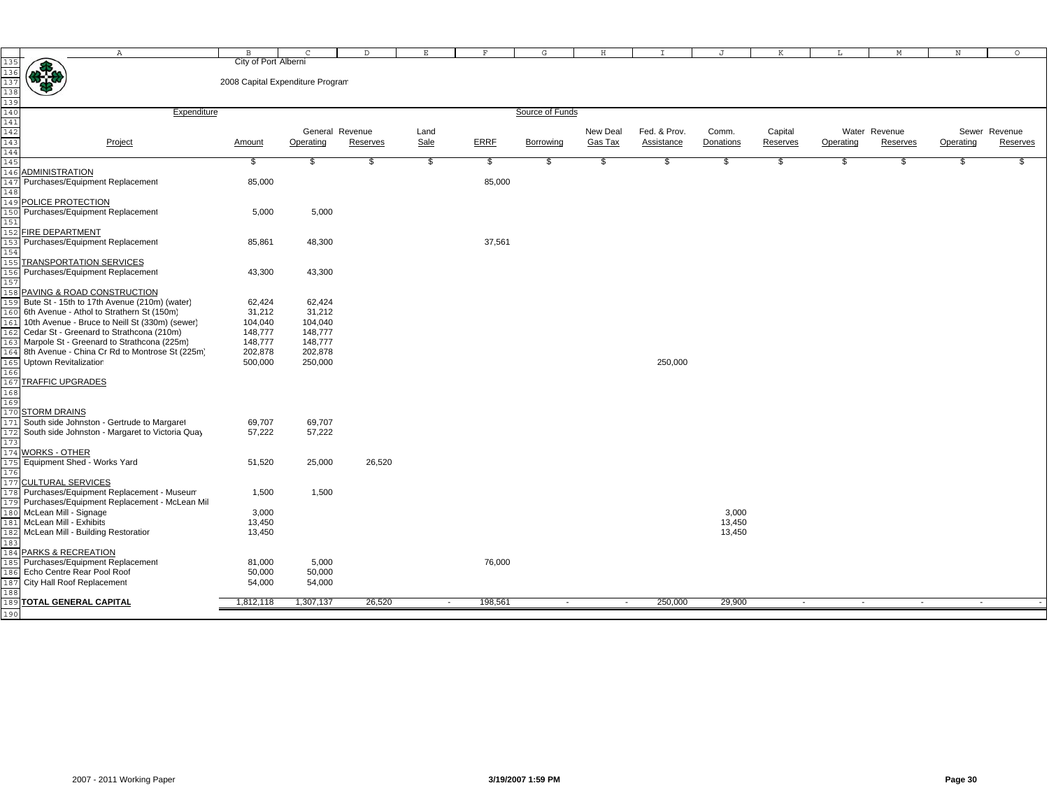City of Port Alberni

2008 Capital Expenditure Program

| Project | Amount | General Revenue Operating | General Revenue Reserves | Land Sale | ERRF | Borrowing | New Deal Gas Tax | Fed. & Prov. Assistance | Comm. Donations | Capital Reserves | Water Revenue Operating | Water Revenue Reserves | Sewer Revenue Operating | Sewer Revenue Reserves |
|---|---|---|---|---|---|---|---|---|---|---|---|---|---|---|
| | $ | $ | $ | $ | $ | $ | $ | $ | $ | $ | $ | $ | $ | $ |
| **ADMINISTRATION** | | | | | | | | | | | | | | |
| Purchases/Equipment Replacement | 85,000 | | | | 85,000 | | | | | | | | | |
| **POLICE PROTECTION** | | | | | | | | | | | | | | |
| Purchases/Equipment Replacement | 5,000 | 5,000 | | | | | | | | | | | | |
| **FIRE DEPARTMENT** | | | | | | | | | | | | | | |
| Purchases/Equipment Replacement | 85,861 | 48,300 | | | 37,561 | | | | | | | | | |
| **TRANSPORTATION SERVICES** | | | | | | | | | | | | | | |
| Purchases/Equipment Replacement | 43,300 | 43,300 | | | | | | | | | | | | |
| **PAVING & ROAD CONSTRUCTION** | | | | | | | | | | | | | | |
| Bute St - 15th to 17th Avenue (210m) (water) | 62,424 | 62,424 | | | | | | | | | | | | |
| 6th Avenue - Athol to Strathern St (150m) | 31,212 | 31,212 | | | | | | | | | | | | |
| 10th Avenue - Bruce to Neill St (330m) (sewer) | 104,040 | 104,040 | | | | | | | | | | | | |
| Cedar St - Greenard to Strathcona (210m) | 148,777 | 148,777 | | | | | | | | | | | | |
| Marpole St - Greenard to Strathcona (225m) | 148,777 | 148,777 | | | | | | | | | | | | |
| 8th Avenue - China Cr Rd to Montrose St (225m) | 202,878 | 202,878 | | | | | | | | | | | | |
| Uptown Revitalization | 500,000 | 250,000 | | | | | | 250,000 | | | | | | |
| **TRAFFIC UPGRADES** | | | | | | | | | | | | | | |
| **STORM DRAINS** | | | | | | | | | | | | | | |
| South side Johnston - Gertrude to Margaret | 69,707 | 69,707 | | | | | | | | | | | | |
| South side Johnston - Margaret to Victoria Quay | 57,222 | 57,222 | | | | | | | | | | | | |
| **WORKS - OTHER** | | | | | | | | | | | | | | |
| Equipment Shed - Works Yard | 51,520 | 25,000 | 26,520 | | | | | | | | | | | |
| **CULTURAL SERVICES** | | | | | | | | | | | | | | |
| Purchases/Equipment Replacement - Museum | 1,500 | 1,500 | | | | | | | | | | | | |
| Purchases/Equipment Replacement - McLean Mill | | | | | | | | | | | | | | |
| McLean Mill - Signage | 3,000 | | | | | | | | 3,000 | | | | | |
| McLean Mill - Exhibits | 13,450 | | | | | | | | 13,450 | | | | | |
| McLean Mill - Building Restoration | 13,450 | | | | | | | | 13,450 | | | | | |
| **PARKS & RECREATION** | | | | | | | | | | | | | | |
| Purchases/Equipment Replacement | 81,000 | 5,000 | | | 76,000 | | | | | | | | | |
| Echo Centre Rear Pool Roof | 50,000 | 50,000 | | | | | | | | | | | | |
| City Hall Roof Replacement | 54,000 | 54,000 | | | | | | | | | | | | |
| **TOTAL GENERAL CAPITAL** | 1,812,118 | 1,307,137 | 26,520 | - | 198,561 | - | - | 250,000 | 29,900 | - | - | - | - | - |

2007 - 2011 Working Paper

3/19/2007 1:59 PM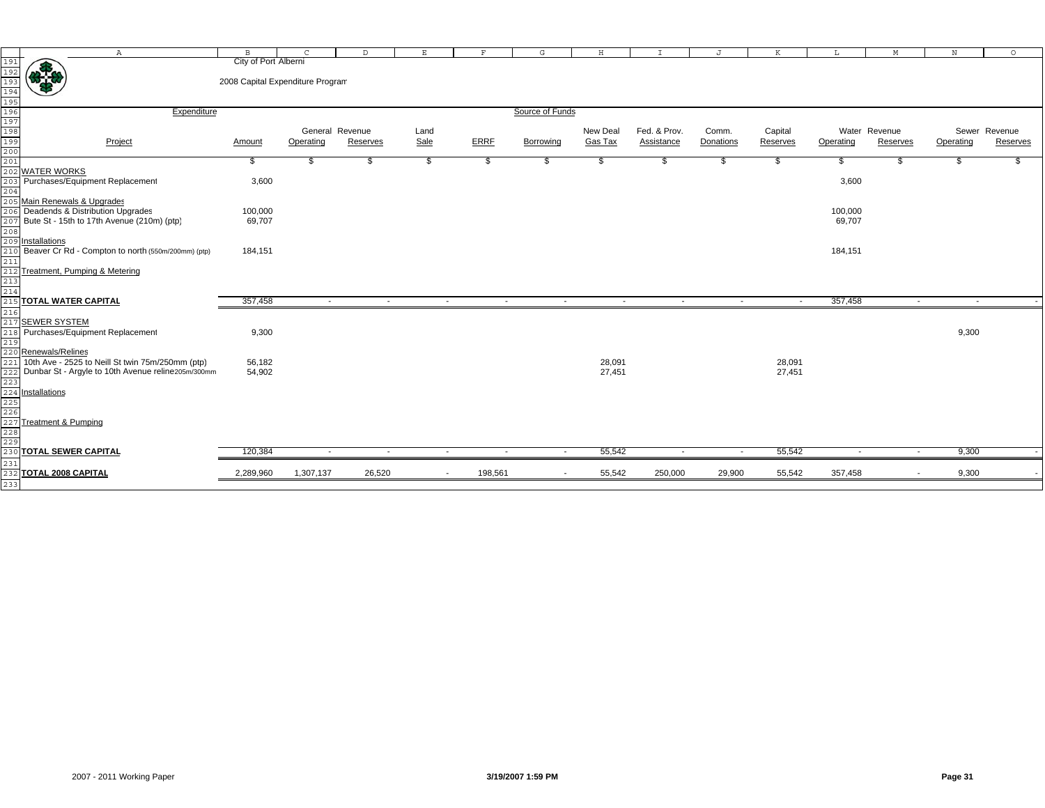City of Port Alberni

2008 Capital Expenditure Program

| Expenditure | | Source of Funds | | | | | | | | | | | | |
|---|---|---|---|---|---|---|---|---|---|---|---|---|---|---|
| Project | Amount | General Revenue Operating | General Revenue Reserves | Land Sale | ERRF | Borrowing | New Deal Gas Tax | Fed. & Prov. Assistance | Comm. Donations | Capital Reserves | Water Revenue Operating | Water Revenue Reserves | Sewer Revenue Operating | Sewer Revenue Reserves |
| | $ | $ | $ | $ | $ | $ | $ | $ | $ | $ | $ | $ | $ | $ |
| **WATER WORKS** | | | | | | | | | | | | | | |
| Purchases/Equipment Replacement | 3,600 | | | | | | | | | | 3,600 | | | |
| Main Renewals & Upgrades | | | | | | | | | | | | | | |
| Deadends & Distribution Upgrades | 100,000 | | | | | | | | | | 100,000 | | | |
| Bute St - 15th to 17th Avenue (210m) (ptp) | 69,707 | | | | | | | | | | 69,707 | | | |
| Installations | | | | | | | | | | | | | | |
| Beaver Cr Rd - Compton to north (550m/200mm) (ptp) | 184,151 | | | | | | | | | | 184,151 | | | |
| Treatment, Pumping & Metering | | | | | | | | | | | | | | |
| **TOTAL WATER CAPITAL** | 357,458 | - | - | - | - | - | - | - | - | - | 357,458 | - | - | - |
| **SEWER SYSTEM** | | | | | | | | | | | | | | |
| Purchases/Equipment Replacement | 9,300 | | | | | | | | | | | | 9,300 | |
| Renewals/Relines | | | | | | | | | | | | | | |
| 10th Ave - 2525 to Neill St twin 75m/250mm (ptp) | 56,182 | | | | | | 28,091 | | | 28,091 | | | | |
| Dunbar St - Argyle to 10th Avenue reline205m/300mm | 54,902 | | | | | | 27,451 | | | 27,451 | | | | |
| Installations | | | | | | | | | | | | | | |
| Treatment & Pumping | | | | | | | | | | | | | | |
| **TOTAL SEWER CAPITAL** | 120,384 | - | - | - | - | - | 55,542 | - | - | 55,542 | - | - | 9,300 | - |
| **TOTAL 2008 CAPITAL** | 2,289,960 | 1,307,137 | 26,520 | - | 198,561 | - | 55,542 | 250,000 | 29,900 | 55,542 | 357,458 | - | 9,300 | - |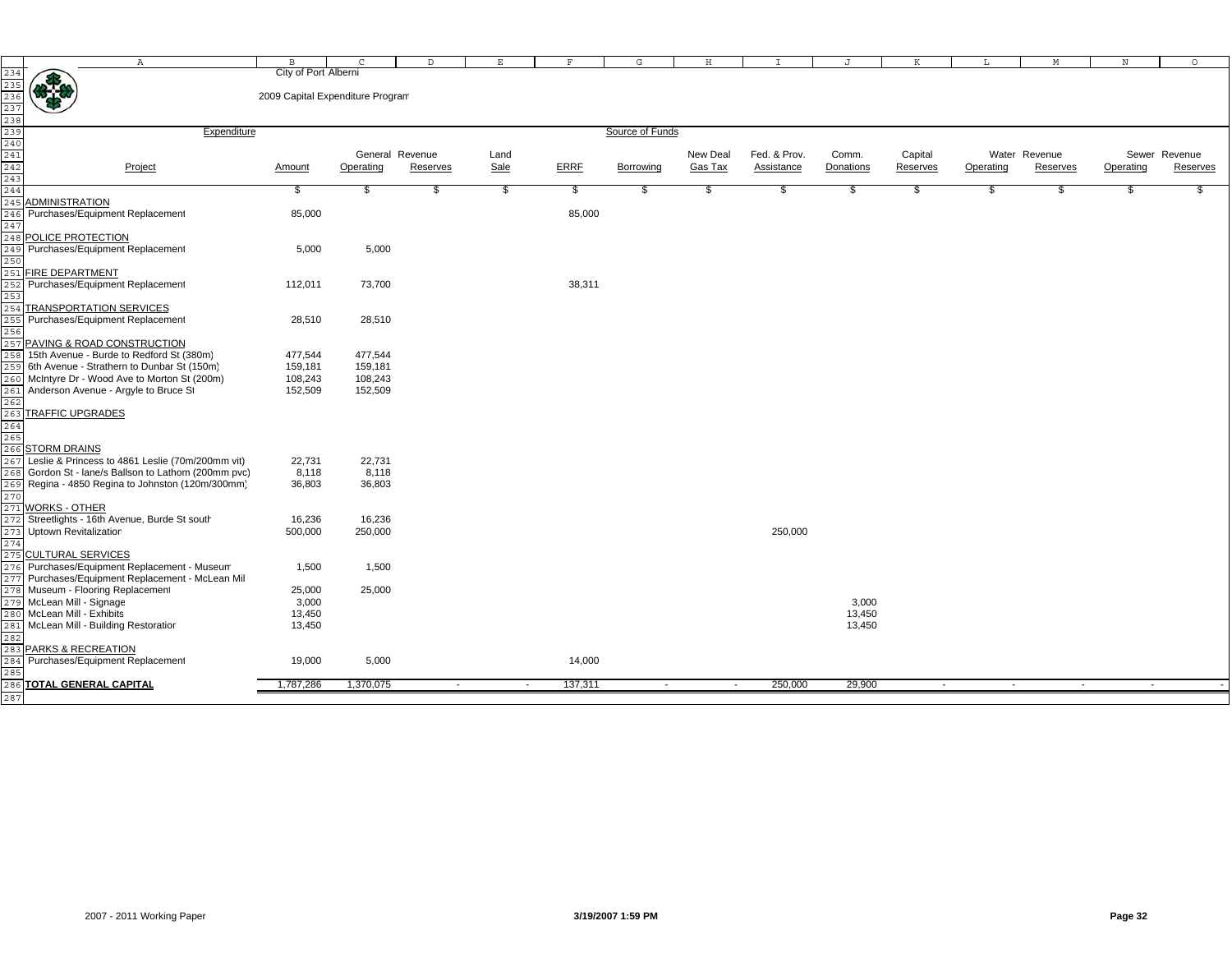City of Port Alberni

2009 Capital Expenditure Program

| Project | Amount | General Revenue Operating | General Revenue Reserves | Land Sale | ERRF | Borrowing | New Deal Gas Tax | Fed. & Prov. Assistance | Comm. Donations | Capital Reserves | Water Revenue Operating | Water Revenue Reserves | Sewer Revenue Operating | Sewer Revenue Reserves |
|---|---|---|---|---|---|---|---|---|---|---|---|---|---|---|
| | $ | $ | $ | $ | $ | $ | $ | $ | $ | $ | $ | $ | $ | $ |
| **ADMINISTRATION** | | | | | | | | | | | | | | |
| Purchases/Equipment Replacement | 85,000 | | | | 85,000 | | | | | | | | | |
| **POLICE PROTECTION** | | | | | | | | | | | | | | |
| Purchases/Equipment Replacement | 5,000 | 5,000 | | | | | | | | | | | | |
| **FIRE DEPARTMENT** | | | | | | | | | | | | | | |
| Purchases/Equipment Replacement | 112,011 | 73,700 | | | 38,311 | | | | | | | | | |
| **TRANSPORTATION SERVICES** | | | | | | | | | | | | | | |
| Purchases/Equipment Replacement | 28,510 | 28,510 | | | | | | | | | | | | |
| **PAVING & ROAD CONSTRUCTION** | | | | | | | | | | | | | | |
| 15th Avenue - Burde to Redford St (380m) | 477,544 | 477,544 | | | | | | | | | | | | |
| 6th Avenue - Strathern to Dunbar St (150m) | 159,181 | 159,181 | | | | | | | | | | | | |
| McIntyre Dr - Wood Ave to Morton St (200m) | 108,243 | 108,243 | | | | | | | | | | | | |
| Anderson Avenue - Argyle to Bruce St | 152,509 | 152,509 | | | | | | | | | | | | |
| **TRAFFIC UPGRADES** | | | | | | | | | | | | | | |
| **STORM DRAINS** | | | | | | | | | | | | | | |
| Leslie & Princess to 4861 Leslie (70m/200mm vit) | 22,731 | 22,731 | | | | | | | | | | | | |
| Gordon St - lane/s Ballson to Lathom (200mm pvc) | 8,118 | 8,118 | | | | | | | | | | | | |
| Regina - 4850 Regina to Johnston (120m/300mm) | 36,803 | 36,803 | | | | | | | | | | | | |
| **WORKS - OTHER** | | | | | | | | | | | | | | |
| Streetlights - 16th Avenue, Burde St south | 16,236 | 16,236 | | | | | | | | | | | | |
| Uptown Revitalization | 500,000 | 250,000 | | | | | | 250,000 | | | | | | |
| **CULTURAL SERVICES** | | | | | | | | | | | | | | |
| Purchases/Equipment Replacement - Museum | 1,500 | 1,500 | | | | | | | | | | | | |
| Purchases/Equipment Replacement - McLean Mill | | | | | | | | | | | | | | |
| Museum - Flooring Replacement | 25,000 | 25,000 | | | | | | | | | | | | |
| McLean Mill - Signage | 3,000 | | | | | | | | 3,000 | | | | | |
| McLean Mill - Exhibits | 13,450 | | | | | | | | 13,450 | | | | | |
| McLean Mill - Building Restoration | 13,450 | | | | | | | | 13,450 | | | | | |
| **PARKS & RECREATION** | | | | | | | | | | | | | | |
| Purchases/Equipment Replacement | 19,000 | 5,000 | | | 14,000 | | | | | | | | | |
| **TOTAL GENERAL CAPITAL** | 1,787,286 | 1,370,075 | - | - | 137,311 | - | - | 250,000 | 29,900 | - | - | - | - | - |

2007 - 2011 Working Paper

3/19/2007 1:59 PM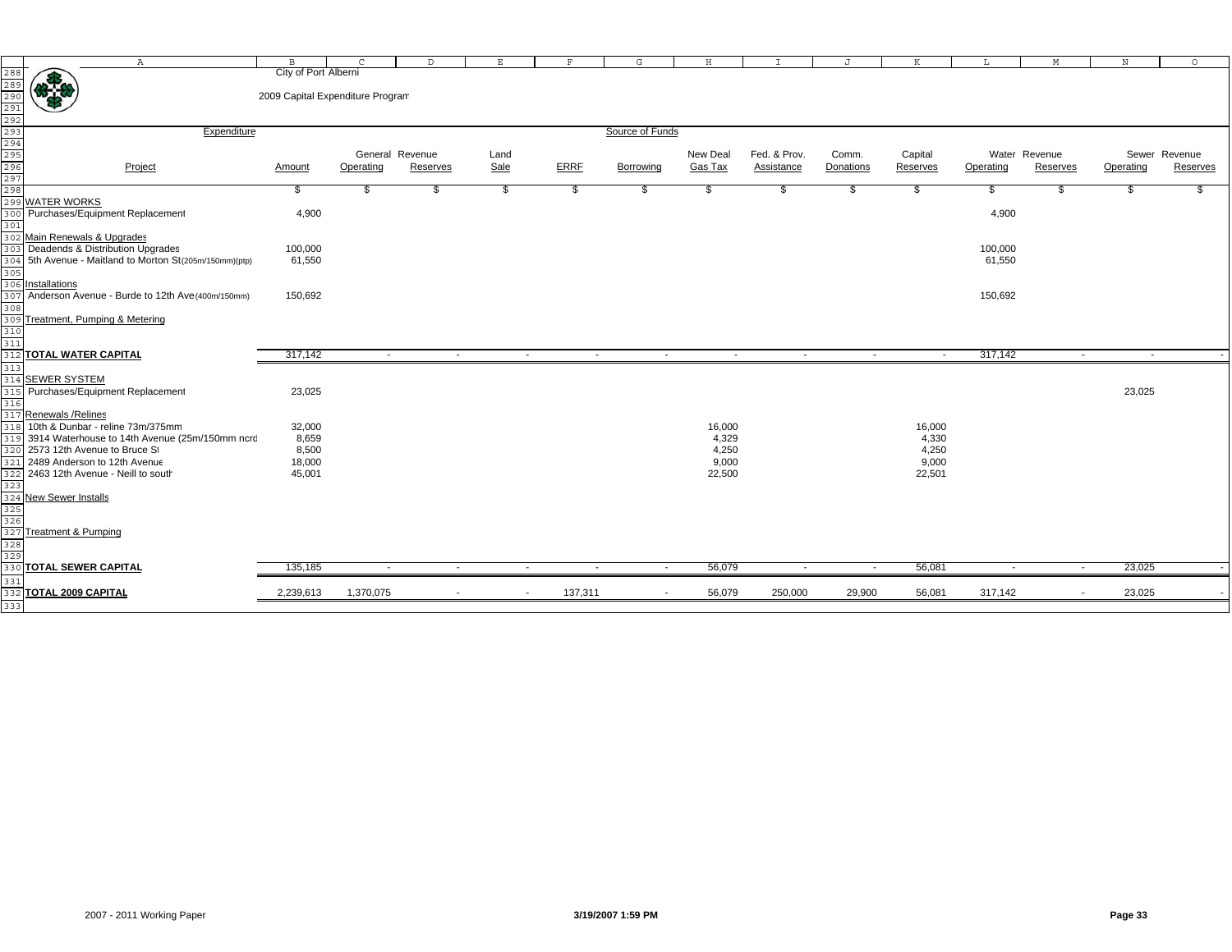City of Port Alberni

2009 Capital Expenditure Program

| Project | Amount | General Revenue Operating | General Revenue Reserves | Land Sale | ERRF | Borrowing | New Deal Gas Tax | Fed. & Prov. Assistance | Comm. Donations | Capital Reserves | Water Revenue Operating | Water Revenue Reserves | Sewer Revenue Operating | Sewer Revenue Reserves |
|---|---|---|---|---|---|---|---|---|---|---|---|---|---|---|
| | $ | $ | $ | $ | $ | $ | $ | $ | $ | $ | $ | $ | $ | $ |
| **WATER WORKS** | | | | | | | | | | | | | | |
| Purchases/Equipment Replacement | 4,900 | | | | | | | | | | 4,900 | | | |
| Main Renewals & Upgrades | | | | | | | | | | | | | | |
| Deadends & Distribution Upgrades | 100,000 | | | | | | | | | | 100,000 | | | |
| 5th Avenue - Maitland to Morton St(205m/150mm)(ptp) | 61,550 | | | | | | | | | | 61,550 | | | |
| Installations | | | | | | | | | | | | | | |
| Anderson Avenue - Burde to 12th Ave(400m/150mm) | 150,692 | | | | | | | | | | 150,692 | | | |
| Treatment, Pumping & Metering | | | | | | | | | | | | | | |
| **TOTAL WATER CAPITAL** | 317,142 | - | - | - | - | - | - | - | - | - | 317,142 | - | - | - |
| **SEWER SYSTEM** | | | | | | | | | | | | | | |
| Purchases/Equipment Replacement | 23,025 | | | | | | | | | | | | 23,025 | |
| Renewals /Relines | | | | | | | | | | | | | | |
| 10th & Dunbar - reline 73m/375mm | 32,000 | | | | | | 16,000 | | | 16,000 | | | | |
| 3914 Waterhouse to 14th Avenue (25m/150mm ncrd | 8,659 | | | | | | 4,329 | | | 4,330 | | | | |
| 2573 12th Avenue to Bruce St | 8,500 | | | | | | 4,250 | | | 4,250 | | | | |
| 2489 Anderson to 12th Avenue | 18,000 | | | | | | 9,000 | | | 9,000 | | | | |
| 2463 12th Avenue - Neill to south | 45,001 | | | | | | 22,500 | | | 22,501 | | | | |
| New Sewer Installs | | | | | | | | | | | | | | |
| Treatment & Pumping | | | | | | | | | | | | | | |
| **TOTAL SEWER CAPITAL** | 135,185 | - | - | - | - | - | 56,079 | - | - | 56,081 | - | - | 23,025 | - |
| **TOTAL 2009 CAPITAL** | 2,239,613 | 1,370,075 | - | - | 137,311 | - | 56,079 | 250,000 | 29,900 | 56,081 | 317,142 | - | 23,025 | - |

2007 - 2011 Working Paper 3/19/2007 1:59 PM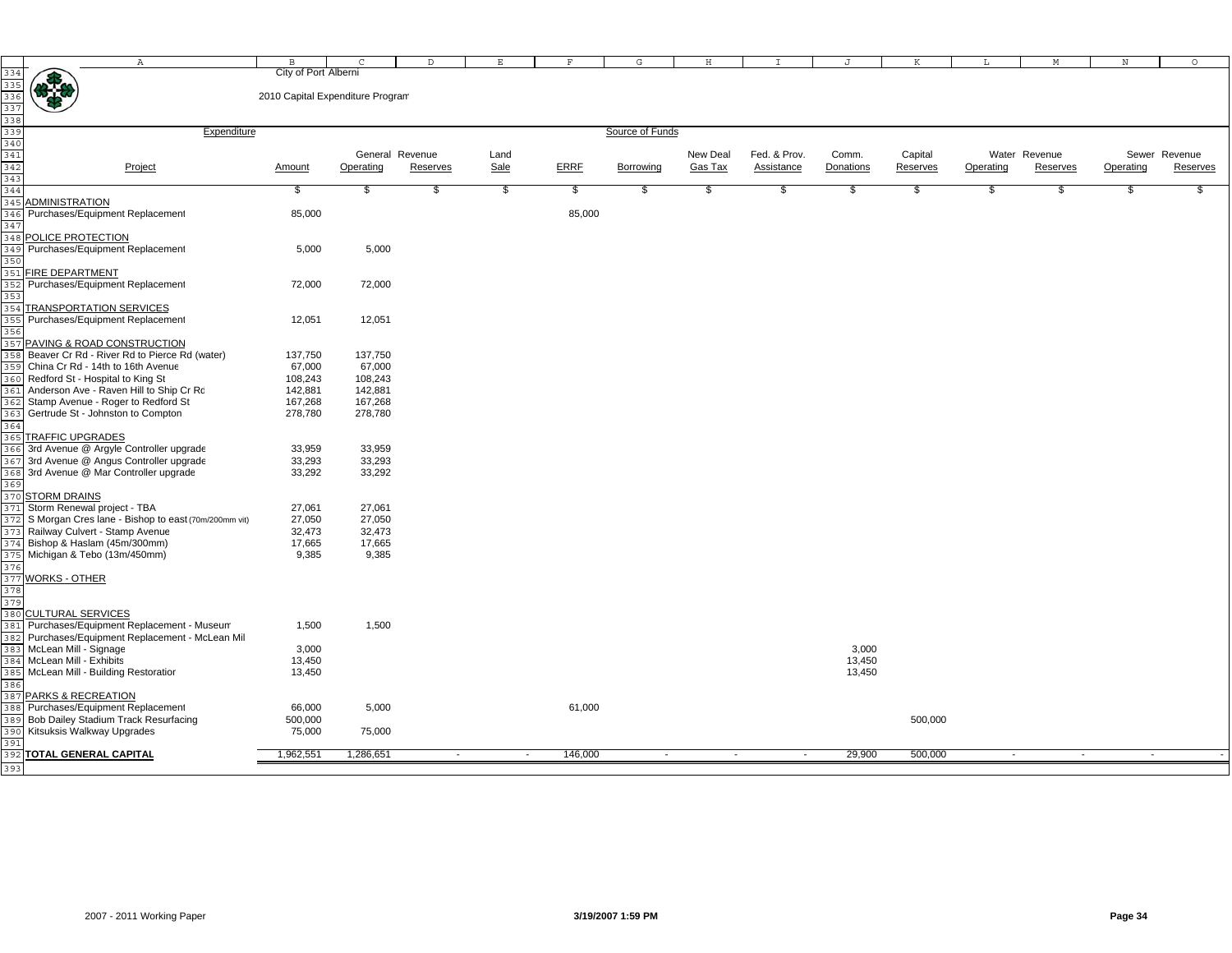City of Port Alberni

2010 Capital Expenditure Program

| Expenditure | | | | | | Source of Funds | | | | | | | | |
|---|---|---|---|---|---|---|---|---|---|---|---|---|---|---|
| | | General Revenue | | | | | | | | | | Water Revenue | | Sewer Revenue | |
| Project | Amount | Operating | Reserves | Land Sale | ERRF | Borrowing | New Deal Gas Tax | Fed. & Prov. Assistance | Comm. Donations | Capital Reserves | Operating | Reserves | Operating | Reserves |
| | $ | $ | $ | $ | $ | $ | $ | $ | $ | $ | $ | $ | $ | $ |
| ADMINISTRATION | | | | | | | | | | | | | | |
| Purchases/Equipment Replacement | 85,000 | | | | 85,000 | | | | | | | | | |
| POLICE PROTECTION | | | | | | | | | | | | | | |
| Purchases/Equipment Replacement | 5,000 | 5,000 | | | | | | | | | | | | |
| FIRE DEPARTMENT | | | | | | | | | | | | | | |
| Purchases/Equipment Replacement | 72,000 | 72,000 | | | | | | | | | | | | |
| TRANSPORTATION SERVICES | | | | | | | | | | | | | | |
| Purchases/Equipment Replacement | 12,051 | 12,051 | | | | | | | | | | | | |
| PAVING & ROAD CONSTRUCTION | | | | | | | | | | | | | | |
| Beaver Cr Rd - River Rd to Pierce Rd (water) | 137,750 | 137,750 | | | | | | | | | | | | |
| China Cr Rd - 14th to 16th Avenue | 67,000 | 67,000 | | | | | | | | | | | | |
| Redford St - Hospital to King St | 108,243 | 108,243 | | | | | | | | | | | | |
| Anderson Ave - Raven Hill to Ship Cr Rd | 142,881 | 142,881 | | | | | | | | | | | | |
| Stamp Avenue - Roger to Redford St | 167,268 | 167,268 | | | | | | | | | | | | |
| Gertrude St - Johnston to Compton | 278,780 | 278,780 | | | | | | | | | | | | |
| TRAFFIC UPGRADES | | | | | | | | | | | | | | |
| 3rd Avenue @ Argyle Controller upgrade | 33,959 | 33,959 | | | | | | | | | | | | |
| 3rd Avenue @ Angus Controller upgrade | 33,293 | 33,293 | | | | | | | | | | | | |
| 3rd Avenue @ Mar Controller upgrade | 33,292 | 33,292 | | | | | | | | | | | | |
| STORM DRAINS | | | | | | | | | | | | | | |
| Storm Renewal project - TBA | 27,061 | 27,061 | | | | | | | | | | | | |
| S Morgan Cres lane - Bishop to east (70m/200mm vit) | 27,050 | 27,050 | | | | | | | | | | | | |
| Railway Culvert - Stamp Avenue | 32,473 | 32,473 | | | | | | | | | | | | |
| Bishop & Haslam (45m/300mm) | 17,665 | 17,665 | | | | | | | | | | | | |
| Michigan & Tebo (13m/450mm) | 9,385 | 9,385 | | | | | | | | | | | | |
| WORKS - OTHER | | | | | | | | | | | | | | |
| CULTURAL SERVICES | | | | | | | | | | | | | | |
| Purchases/Equipment Replacement - Museum | 1,500 | 1,500 | | | | | | | | | | | | |
| Purchases/Equipment Replacement - McLean Mill | | | | | | | | | | | | | | |
| McLean Mill - Signage | 3,000 | | | | | | | | 3,000 | | | | | |
| McLean Mill - Exhibits | 13,450 | | | | | | | | 13,450 | | | | | |
| McLean Mill - Building Restoration | 13,450 | | | | | | | | 13,450 | | | | | |
| PARKS & RECREATION | | | | | | | | | | | | | | |
| Purchases/Equipment Replacement | 66,000 | 5,000 | | | 61,000 | | | | | | | | | |
| Bob Dailey Stadium Track Resurfacing | 500,000 | | | | | | | | | 500,000 | | | | |
| Kitsuksis Walkway Upgrades | 75,000 | 75,000 | | | | | | | | | | | | |
| **TOTAL GENERAL CAPITAL** | 1,962,551 | 1,286,651 | - | - | 146,000 | - | - | - | 29,900 | 500,000 | - | - | - | - |

2007 - 2011 Working Paper

3/19/2007 1:59 PM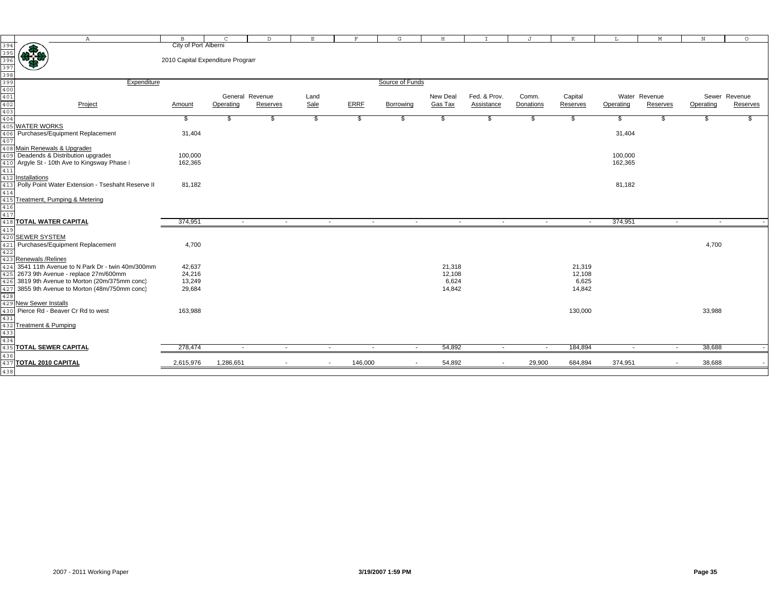City of Port Alberni

2010 Capital Expenditure Program

| Project | Expenditure Amount | General Revenue Operating | General Revenue Reserves | Land Sale | ERRF | Borrowing | New Deal Gas Tax | Fed. & Prov. Assistance | Comm. Donations | Capital Reserves | Water Revenue Operating | Water Revenue Reserves | Sewer Revenue Operating | Sewer Revenue Reserves |
|---|---|---|---|---|---|---|---|---|---|---|---|---|---|---|
| | $ | $ | $ | $ | $ | $ | $ | $ | $ | $ | $ | $ | $ | $ |
| **WATER WORKS** | | | | | | | | | | | | | | |
| Purchases/Equipment Replacement | 31,404 | | | | | | | | | | 31,404 | | | |
| Main Renewals & Upgrades | | | | | | | | | | | | | | |
| Deadends & Distribution upgrades | 100,000 | | | | | | | | | | 100,000 | | | |
| Argyle St - 10th Ave to Kingsway Phase I | 162,365 | | | | | | | | | | 162,365 | | | |
| Installations | | | | | | | | | | | | | | |
| Polly Point Water Extension - Tseshaht Reserve II | 81,182 | | | | | | | | | | 81,182 | | | |
| Treatment, Pumping & Metering | | | | | | | | | | | | | | |
| **TOTAL WATER CAPITAL** | 374,951 | - | - | - | - | - | - | - | - | - | 374,951 | - | - | - |
| **SEWER SYSTEM** | | | | | | | | | | | | | | |
| Purchases/Equipment Replacement | 4,700 | | | | | | | | | | | | 4,700 | |
| Renewals /Relines | | | | | | | | | | | | | | |
| 3541 11th Avenue to N Park Dr - twin 40m/300mm | 42,637 | | | | | | 21,318 | | | 21,319 | | | | |
| 2673 9th Avenue - replace 27m/600mm | 24,216 | | | | | | 12,108 | | | 12,108 | | | | |
| 3819 9th Avenue to Morton (20m/375mm conc) | 13,249 | | | | | | 6,624 | | | 6,625 | | | | |
| 3855 9th Avenue to Morton (48m/750mm conc) | 29,684 | | | | | | 14,842 | | | 14,842 | | | | |
| New Sewer Installs | | | | | | | | | | | | | | |
| Pierce Rd - Beaver Cr Rd to west | 163,988 | | | | | | | | | 130,000 | | | 33,988 | |
| Treatment & Pumping | | | | | | | | | | | | | | |
| **TOTAL SEWER CAPITAL** | 278,474 | - | - | - | - | - | 54,892 | - | - | 184,894 | - | - | 38,688 | - |
| **TOTAL 2010 CAPITAL** | 2,615,976 | 1,286,651 | - | - | 146,000 | - | 54,892 | - | 29,900 | 684,894 | 374,951 | - | 38,688 | - |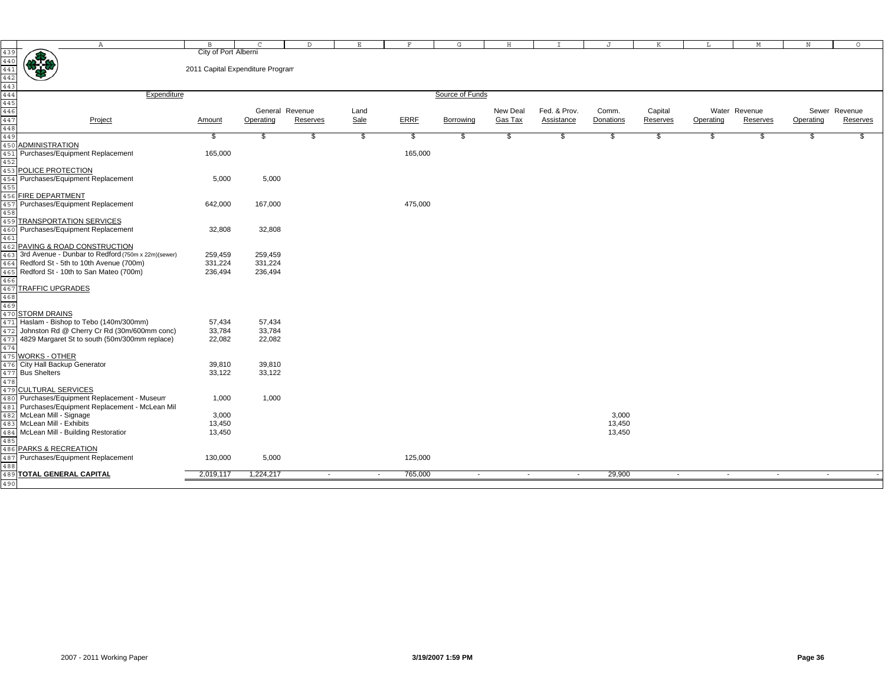City of Port Alberni

2011 Capital Expenditure Program

| Project | Amount | General Revenue Operating | General Revenue Reserves | Land Sale | ERRF | Borrowing | New Deal Gas Tax | Fed. & Prov. Assistance | Comm. Donations | Capital Reserves | Water Revenue Operating | Water Revenue Reserves | Sewer Revenue Operating | Sewer Revenue Reserves |
|---|---|---|---|---|---|---|---|---|---|---|---|---|---|---|
| | $ | $ | $ | $ | $ | $ | $ | $ | $ | $ | $ | $ | $ | $ |
| ADMINISTRATION | | | | | | | | | | | | | | |
| Purchases/Equipment Replacement | 165,000 | | | | 165,000 | | | | | | | | | |
| POLICE PROTECTION | | | | | | | | | | | | | | |
| Purchases/Equipment Replacement | 5,000 | 5,000 | | | | | | | | | | | | |
| FIRE DEPARTMENT | | | | | | | | | | | | | | |
| Purchases/Equipment Replacement | 642,000 | 167,000 | | | 475,000 | | | | | | | | | |
| TRANSPORTATION SERVICES | | | | | | | | | | | | | | |
| Purchases/Equipment Replacement | 32,808 | 32,808 | | | | | | | | | | | | |
| PAVING & ROAD CONSTRUCTION | | | | | | | | | | | | | | |
| 3rd Avenue - Dunbar to Redford (750m x 22m)(sewer) | 259,459 | 259,459 | | | | | | | | | | | | |
| Redford St - 5th to 10th Avenue (700m) | 331,224 | 331,224 | | | | | | | | | | | | |
| Redford St - 10th to San Mateo (700m) | 236,494 | 236,494 | | | | | | | | | | | | |
| TRAFFIC UPGRADES | | | | | | | | | | | | | | |
| STORM DRAINS | | | | | | | | | | | | | | |
| Haslam - Bishop to Tebo (140m/300mm) | 57,434 | 57,434 | | | | | | | | | | | | |
| Johnston Rd @ Cherry Cr Rd (30m/600mm conc) | 33,784 | 33,784 | | | | | | | | | | | | |
| 4829 Margaret St to south (50m/300mm replace) | 22,082 | 22,082 | | | | | | | | | | | | |
| WORKS - OTHER | | | | | | | | | | | | | | |
| City Hall Backup Generator | 39,810 | 39,810 | | | | | | | | | | | | |
| Bus Shelters | 33,122 | 33,122 | | | | | | | | | | | | |
| CULTURAL SERVICES | | | | | | | | | | | | | | |
| Purchases/Equipment Replacement - Museum | 1,000 | 1,000 | | | | | | | | | | | | |
| Purchases/Equipment Replacement - McLean Mill | | | | | | | | | | | | | | |
| McLean Mill - Signage | 3,000 | | | | | | | | 3,000 | | | | | |
| McLean Mill - Exhibits | 13,450 | | | | | | | | 13,450 | | | | | |
| McLean Mill - Building Restoration | 13,450 | | | | | | | | 13,450 | | | | | |
| PARKS & RECREATION | | | | | | | | | | | | | | |
| Purchases/Equipment Replacement | 130,000 | 5,000 | | | 125,000 | | | | | | | | | |
| **TOTAL GENERAL CAPITAL** | 2,019,117 | 1,224,217 | - | - | 765,000 | - | - | - | 29,900 | - | - | - | - | - |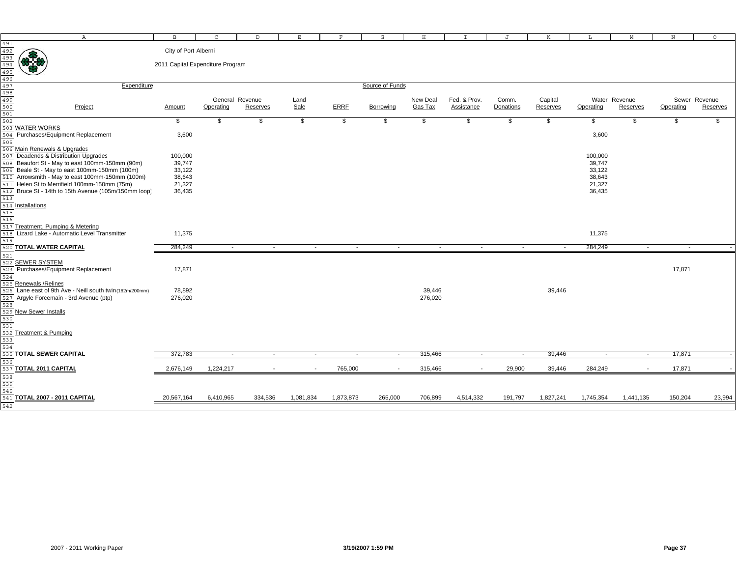City of Port Alberni

2011 Capital Expenditure Program

| Expenditure | | | | | | Source of Funds | | | | | | | | |
|---|---|---|---|---|---|---|---|---|---|---|---|---|---|---|
| Project | Amount | General Operating | Revenue Reserves | Land Sale | ERRF | Borrowing | New Deal Gas Tax | Fed. & Prov. Assistance | Comm. Donations | Capital Reserves | Water Operating | Revenue Reserves | Sewer Operating | Revenue Reserves |
| | $ | $ | $ | $ | $ | $ | $ | $ | $ | $ | $ | $ | $ | $ |
| **WATER WORKS** | | | | | | | | | | | | | | |
| Purchases/Equipment Replacement | 3,600 | | | | | | | | | | 3,600 | | | |
| Main Renewals & Upgrades | | | | | | | | | | | | | | |
| Deadends & Distribution Upgrades | 100,000 | | | | | | | | | | 100,000 | | | |
| Beaufort St - May to east 100mm-150mm (90m) | 39,747 | | | | | | | | | | 39,747 | | | |
| Beale St - May to east 100mm-150mm (100m) | 33,122 | | | | | | | | | | 33,122 | | | |
| Arrowsmith - May to east 100mm-150mm (100m) | 38,643 | | | | | | | | | | 38,643 | | | |
| Helen St to Merrifield 100mm-150mm (75m) | 21,327 | | | | | | | | | | 21,327 | | | |
| Bruce St - 14th to 15th Avenue (105m/150mm loop) | 36,435 | | | | | | | | | | 36,435 | | | |
| Installations | | | | | | | | | | | | | | |
| Treatment, Pumping & Metering | | | | | | | | | | | | | | |
| Lizard Lake - Automatic Level Transmitter | 11,375 | | | | | | | | | | 11,375 | | | |
| **TOTAL WATER CAPITAL** | 284,249 | - | - | - | - | - | - | - | - | - | 284,249 | - | - | - |
| **SEWER SYSTEM** | | | | | | | | | | | | | | |
| Purchases/Equipment Replacement | 17,871 | | | | | | | | | | | | 17,871 | |
| Renewals /Relines | | | | | | | | | | | | | | |
| Lane east of 9th Ave - Neill south twin (162m/200mm) | 78,892 | | | | | | 39,446 | | | 39,446 | | | | |
| Argyle Forcemain - 3rd Avenue (ptp) | 276,020 | | | | | | 276,020 | | | | | | | |
| New Sewer Installs | | | | | | | | | | | | | | |
| Treatment & Pumping | | | | | | | | | | | | | | |
| **TOTAL SEWER CAPITAL** | 372,783 | - | - | - | - | - | 315,466 | - | - | 39,446 | - | - | 17,871 | - |
| **TOTAL 2011 CAPITAL** | 2,676,149 | 1,224,217 | - | - | 765,000 | - | 315,466 | - | 29,900 | 39,446 | 284,249 | - | 17,871 | - |
| **TOTAL 2007 - 2011 CAPITAL** | 20,567,164 | 6,410,965 | 334,536 | 1,081,834 | 1,873,873 | 265,000 | 706,899 | 4,514,332 | 191,797 | 1,827,241 | 1,745,354 | 1,441,135 | 150,204 | 23,994 |

2007 - 2011 Working Paper

3/19/2007 1:59 PM